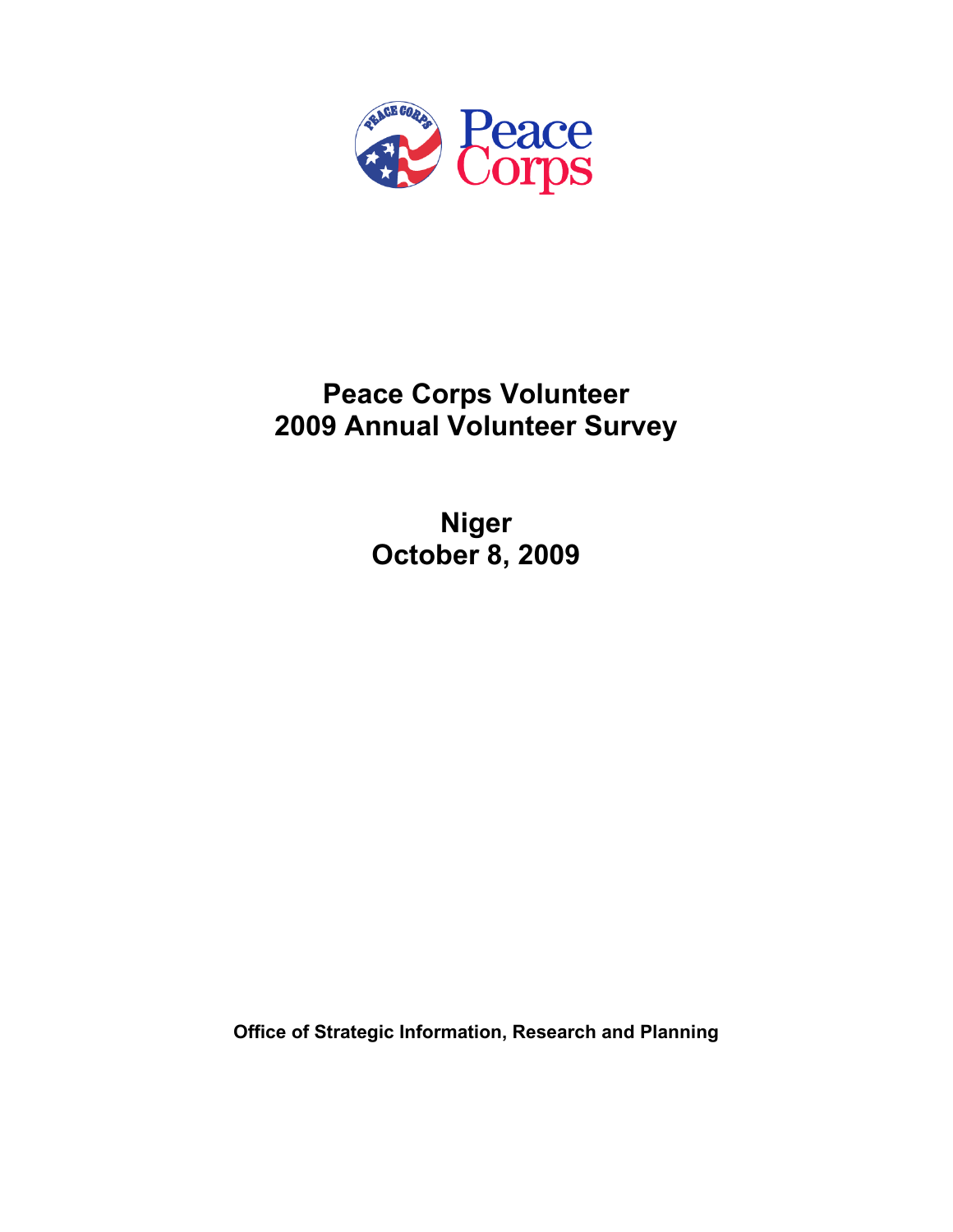Peace Corps

# Peace Corps Volunteer
# 2009 Annual Volunteer Survey

## Niger
## October 8, 2009

**Office of Strategic Information, Research and Planning**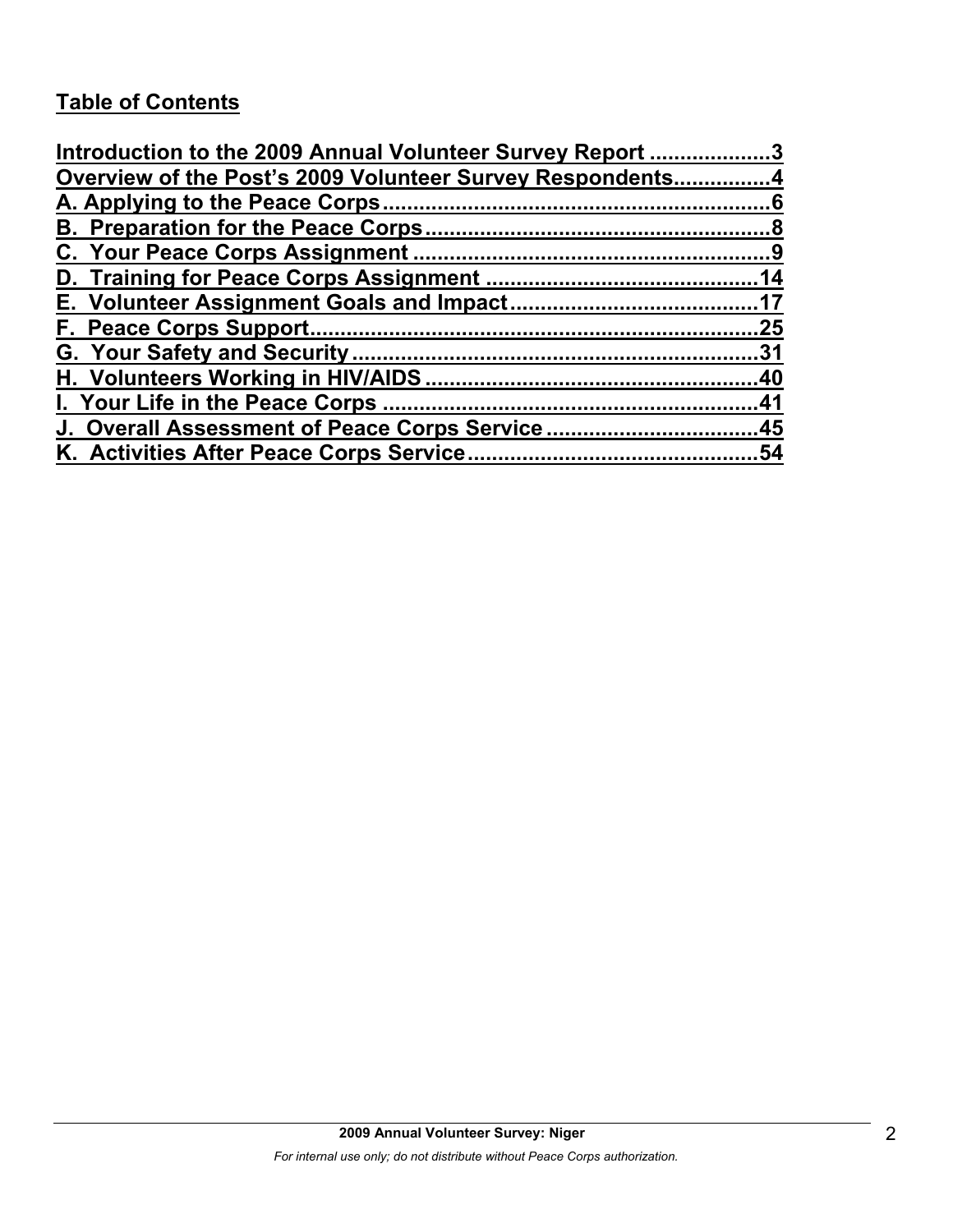## Table of Contents

Introduction to the 2009 Annual Volunteer Survey Report ....................3
Overview of the Post's 2009 Volunteer Survey Respondents................4
A. Applying to the Peace Corps................................................................6
B. Preparation for the Peace Corps.........................................................8
C. Your Peace Corps Assignment ............................................................9
D. Training for Peace Corps Assignment ..............................................14
E. Volunteer Assignment Goals and Impact.........................................17
F. Peace Corps Support...........................................................................25
G. Your Safety and Security...................................................................31
H. Volunteers Working in HIV/AIDS ......................................................40
I. Your Life in the Peace Corps ..............................................................41
J. Overall Assessment of Peace Corps Service ...................................45
K. Activities After Peace Corps Service................................................54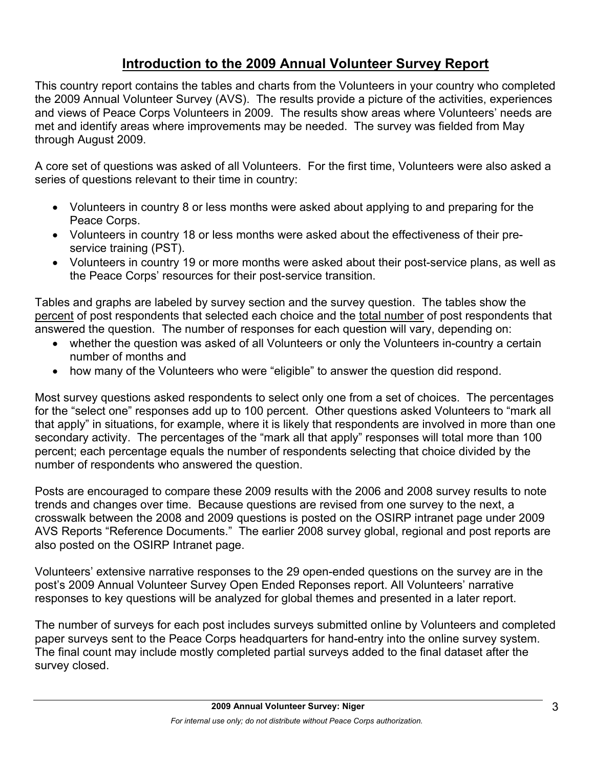## Introduction to the 2009 Annual Volunteer Survey Report

This country report contains the tables and charts from the Volunteers in your country who completed the 2009 Annual Volunteer Survey (AVS). The results provide a picture of the activities, experiences and views of Peace Corps Volunteers in 2009. The results show areas where Volunteers' needs are met and identify areas where improvements may be needed. The survey was fielded from May through August 2009.

A core set of questions was asked of all Volunteers. For the first time, Volunteers were also asked a series of questions relevant to their time in country:

- Volunteers in country 8 or less months were asked about applying to and preparing for the Peace Corps.
- Volunteers in country 18 or less months were asked about the effectiveness of their pre-service training (PST).
- Volunteers in country 19 or more months were asked about their post-service plans, as well as the Peace Corps' resources for their post-service transition.

Tables and graphs are labeled by survey section and the survey question. The tables show the percent of post respondents that selected each choice and the total number of post respondents that answered the question. The number of responses for each question will vary, depending on:

- whether the question was asked of all Volunteers or only the Volunteers in-country a certain number of months and
- how many of the Volunteers who were "eligible" to answer the question did respond.

Most survey questions asked respondents to select only one from a set of choices. The percentages for the "select one" responses add up to 100 percent. Other questions asked Volunteers to "mark all that apply" in situations, for example, where it is likely that respondents are involved in more than one secondary activity. The percentages of the "mark all that apply" responses will total more than 100 percent; each percentage equals the number of respondents selecting that choice divided by the number of respondents who answered the question.

Posts are encouraged to compare these 2009 results with the 2006 and 2008 survey results to note trends and changes over time. Because questions are revised from one survey to the next, a crosswalk between the 2008 and 2009 questions is posted on the OSIRP intranet page under 2009 AVS Reports "Reference Documents." The earlier 2008 survey global, regional and post reports are also posted on the OSIRP Intranet page.

Volunteers' extensive narrative responses to the 29 open-ended questions on the survey are in the post's 2009 Annual Volunteer Survey Open Ended Reponses report. All Volunteers' narrative responses to key questions will be analyzed for global themes and presented in a later report.

The number of surveys for each post includes surveys submitted online by Volunteers and completed paper surveys sent to the Peace Corps headquarters for hand-entry into the online survey system. The final count may include mostly completed partial surveys added to the final dataset after the survey closed.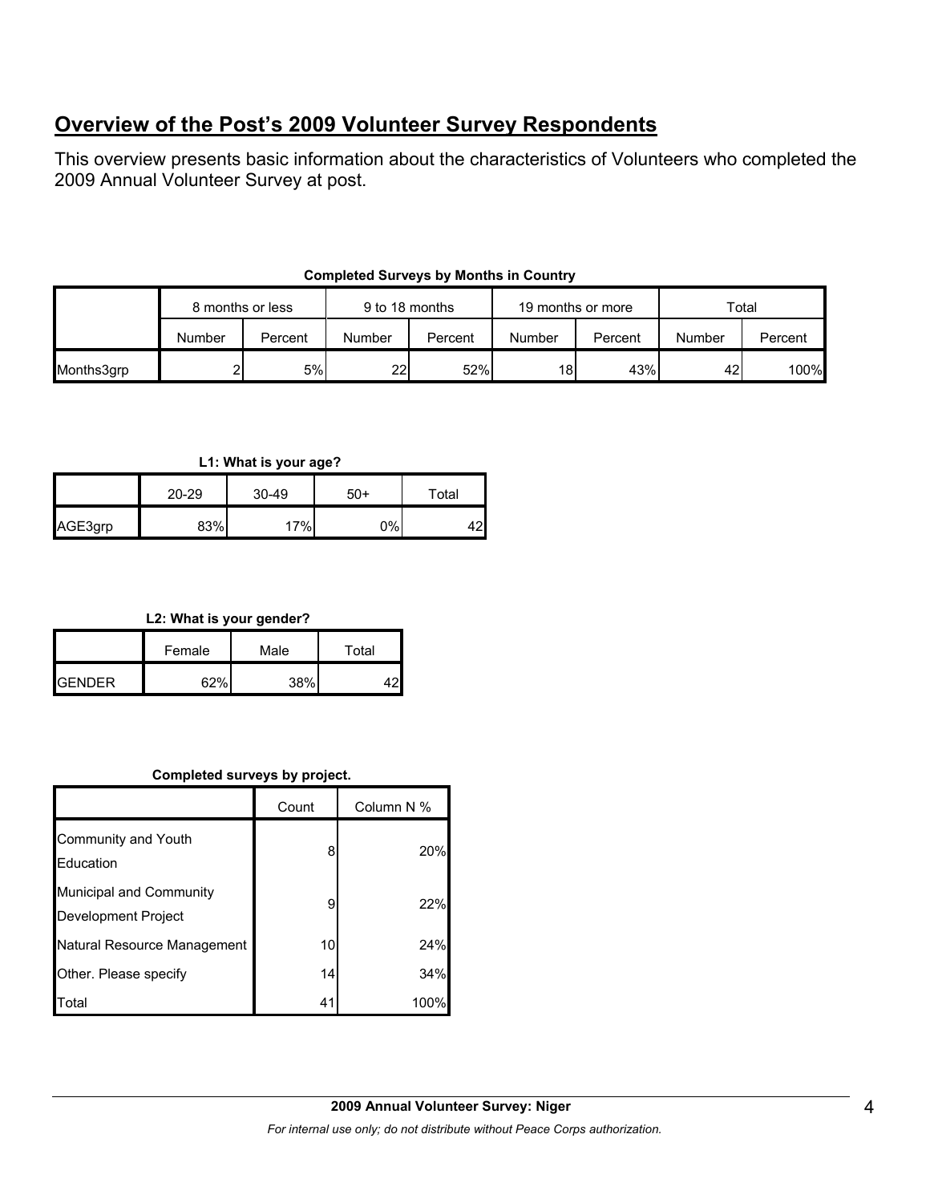## Overview of the Post's 2009 Volunteer Survey Respondents

This overview presents basic information about the characteristics of Volunteers who completed the 2009 Annual Volunteer Survey at post.

**Completed Surveys by Months in Country**

| | 8 months or less | | 9 to 18 months | | 19 months or more | | Total | |
|---|---|---|---|---|---|---|---|---|
| | Number | Percent | Number | Percent | Number | Percent | Number | Percent |
| Months3grp | 2 | 5% | 22 | 52% | 18 | 43% | 42 | 100% |

**L1: What is your age?**

| | 20-29 | 30-49 | 50+ | Total |
|---|---|---|---|---|
| AGE3grp | 83% | 17% | 0% | 42 |

**L2: What is your gender?**

| | Female | Male | Total |
|---|---|---|---|
| GENDER | 62% | 38% | 42 |

**Completed surveys by project.**

| | Count | Column N % |
|---|---|---|
| Community and Youth Education | 8 | 20% |
| Municipal and Community Development Project | 9 | 22% |
| Natural Resource Management | 10 | 24% |
| Other. Please specify | 14 | 34% |
| Total | 41 | 100% |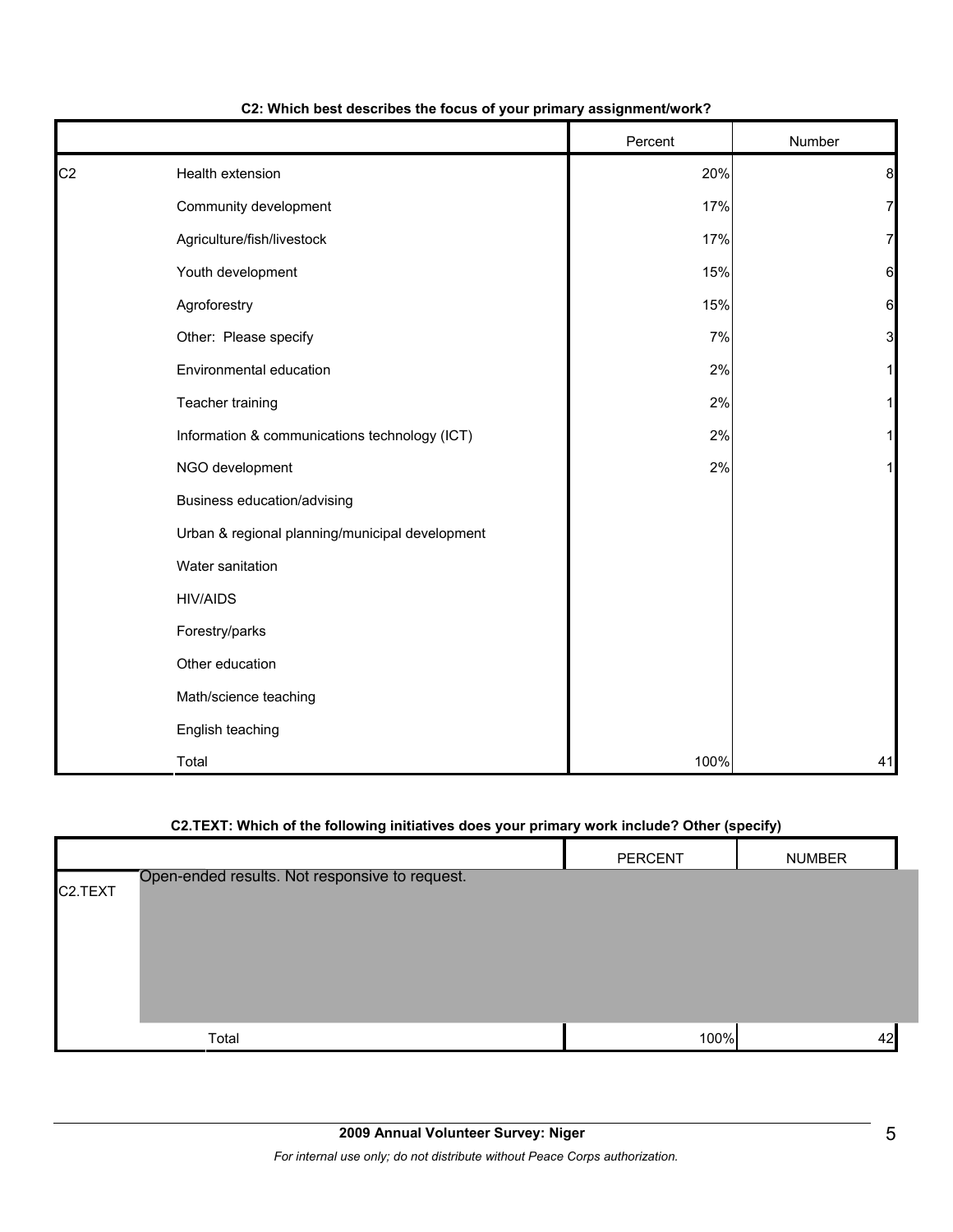### C2: Which best describes the focus of your primary assignment/work?

| | | Percent | Number |
|---|---|---|---|
| C2 | Health extension | 20% | 8 |
| | Community development | 17% | 7 |
| | Agriculture/fish/livestock | 17% | 7 |
| | Youth development | 15% | 6 |
| | Agroforestry | 15% | 6 |
| | Other: Please specify | 7% | 3 |
| | Environmental education | 2% | 1 |
| | Teacher training | 2% | 1 |
| | Information & communications technology (ICT) | 2% | 1 |
| | NGO development | 2% | 1 |
| | Business education/advising | | |
| | Urban & regional planning/municipal development | | |
| | Water sanitation | | |
| | HIV/AIDS | | |
| | Forestry/parks | | |
| | Other education | | |
| | Math/science teaching | | |
| | English teaching | | |
| | Total | 100% | 41 |

### C2.TEXT: Which of the following initiatives does your primary work include? Other (specify)

| | | PERCENT | NUMBER |
|---|---|---|---|
| C2.TEXT | Open-ended results. Not responsive to request. | | |
| | Total | 100% | 42 |

**2009 Annual Volunteer Survey: Niger**

*For internal use only; do not distribute without Peace Corps authorization.*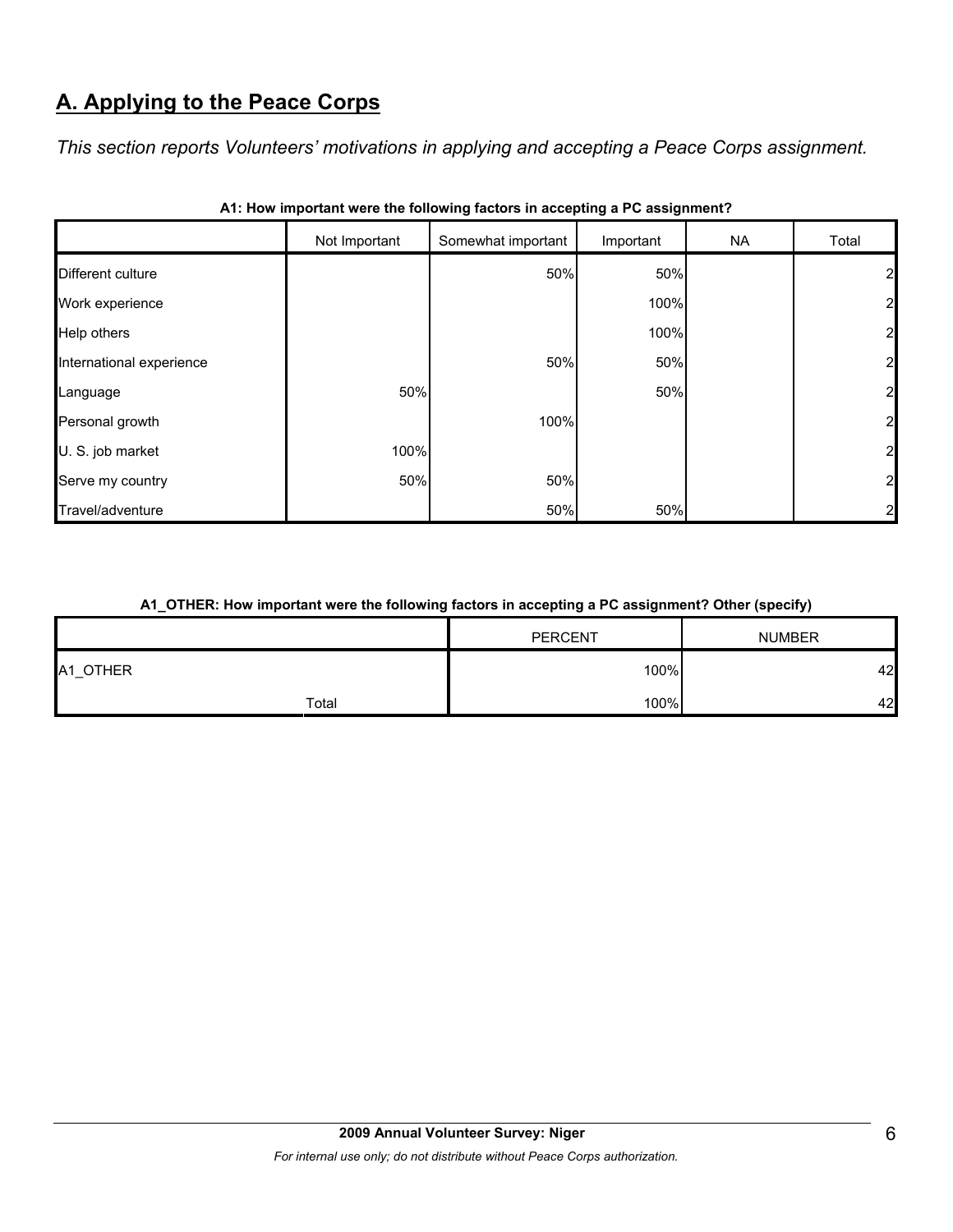## A. Applying to the Peace Corps

*This section reports Volunteers' motivations in applying and accepting a Peace Corps assignment.*

**A1: How important were the following factors in accepting a PC assignment?**

| | Not Important | Somewhat important | Important | NA | Total |
|---|---|---|---|---|---|
| Different culture | | 50% | 50% | | 2 |
| Work experience | | | 100% | | 2 |
| Help others | | | 100% | | 2 |
| International experience | | 50% | 50% | | 2 |
| Language | 50% | | 50% | | 2 |
| Personal growth | | 100% | | | 2 |
| U. S. job market | 100% | | | | 2 |
| Serve my country | 50% | 50% | | | 2 |
| Travel/adventure | | 50% | 50% | | 2 |

**A1_OTHER: How important were the following factors in accepting a PC assignment? Other (specify)**

| | PERCENT | NUMBER |
|---|---|---|
| A1_OTHER | 100% | 42 |
| Total | 100% | 42 |

**2009 Annual Volunteer Survey: Niger**

*For internal use only; do not distribute without Peace Corps authorization.*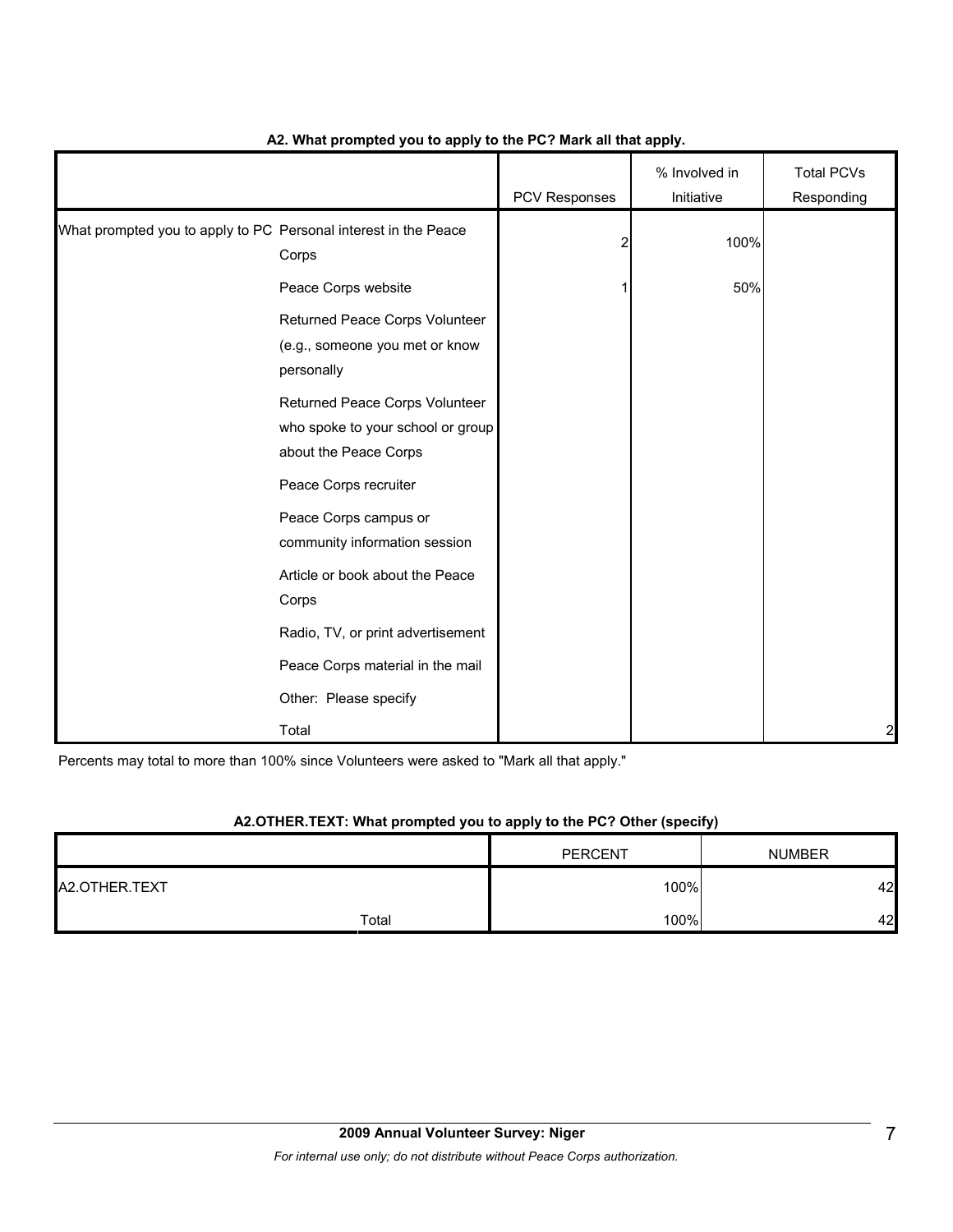**A2. What prompted you to apply to the PC? Mark all that apply.**

| | | PCV Responses | % Involved in Initiative | Total PCVs Responding |
|---|---|---|---|---|
| What prompted you to apply to PC | Personal interest in the Peace Corps | 2 | 100% | |
| | Peace Corps website | 1 | 50% | |
| | Returned Peace Corps Volunteer (e.g., someone you met or know personally | | | |
| | Returned Peace Corps Volunteer who spoke to your school or group about the Peace Corps | | | |
| | Peace Corps recruiter | | | |
| | Peace Corps campus or community information session | | | |
| | Article or book about the Peace Corps | | | |
| | Radio, TV, or print advertisement | | | |
| | Peace Corps material in the mail | | | |
| | Other: Please specify | | | |
| | Total | | | 2 |

Percents may total to more than 100% since Volunteers were asked to "Mark all that apply."

**A2.OTHER.TEXT: What prompted you to apply to the PC? Other (specify)**

| | | PERCENT | NUMBER |
|---|---|---|---|
| A2.OTHER.TEXT | | 100% | 42 |
| | Total | 100% | 42 |

**2009 Annual Volunteer Survey: Niger**

*For internal use only; do not distribute without Peace Corps authorization.*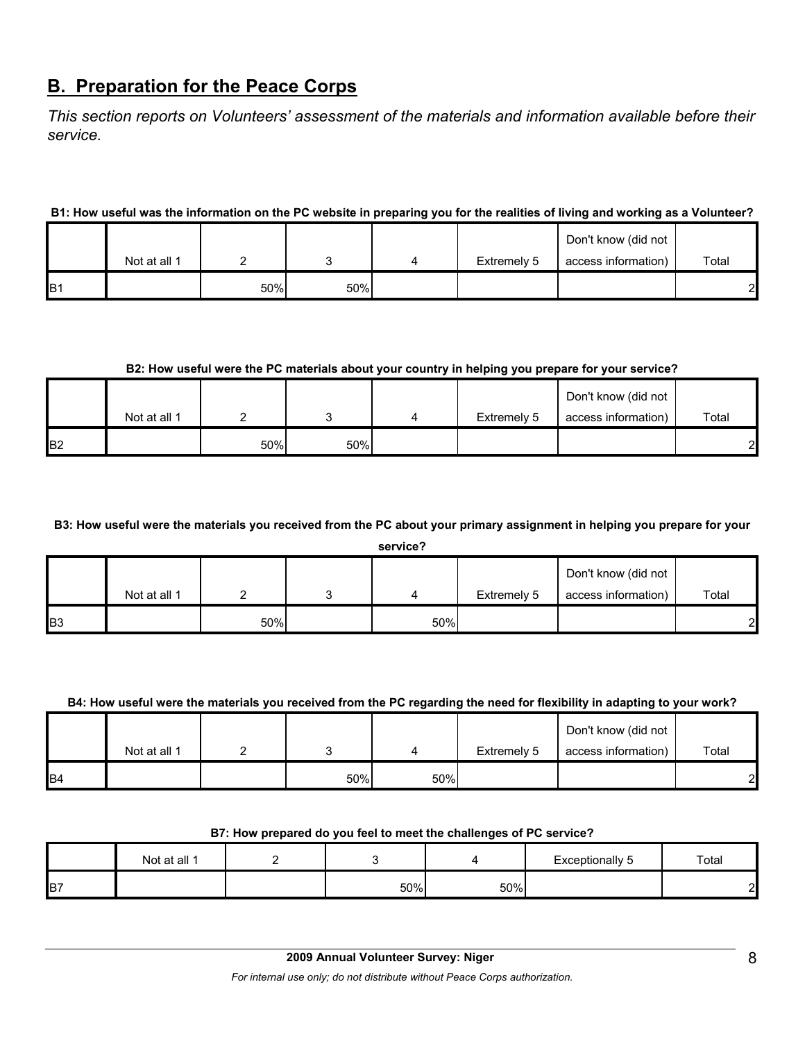## B. Preparation for the Peace Corps

*This section reports on Volunteers' assessment of the materials and information available before their service.*

**B1: How useful was the information on the PC website in preparing you for the realities of living and working as a Volunteer?**

| | Not at all 1 | 2 | 3 | 4 | Extremely 5 | Don't know (did not access information) | Total |
|---|---|---|---|---|---|---|---|
| B1 | | 50% | 50% | | | | 2 |

**B2: How useful were the PC materials about your country in helping you prepare for your service?**

| | Not at all 1 | 2 | 3 | 4 | Extremely 5 | Don't know (did not access information) | Total |
|---|---|---|---|---|---|---|---|
| B2 | | 50% | 50% | | | | 2 |

**B3: How useful were the materials you received from the PC about your primary assignment in helping you prepare for your service?**

| | Not at all 1 | 2 | 3 | 4 | Extremely 5 | Don't know (did not access information) | Total |
|---|---|---|---|---|---|---|---|
| B3 | | 50% | | 50% | | | 2 |

**B4: How useful were the materials you received from the PC regarding the need for flexibility in adapting to your work?**

| | Not at all 1 | 2 | 3 | 4 | Extremely 5 | Don't know (did not access information) | Total |
|---|---|---|---|---|---|---|---|
| B4 | | | 50% | 50% | | | 2 |

**B7: How prepared do you feel to meet the challenges of PC service?**

| | Not at all 1 | 2 | 3 | 4 | Exceptionally 5 | Total |
|---|---|---|---|---|---|---|
| B7 | | | 50% | 50% | | 2 |

**2009 Annual Volunteer Survey: Niger**

*For internal use only; do not distribute without Peace Corps authorization.*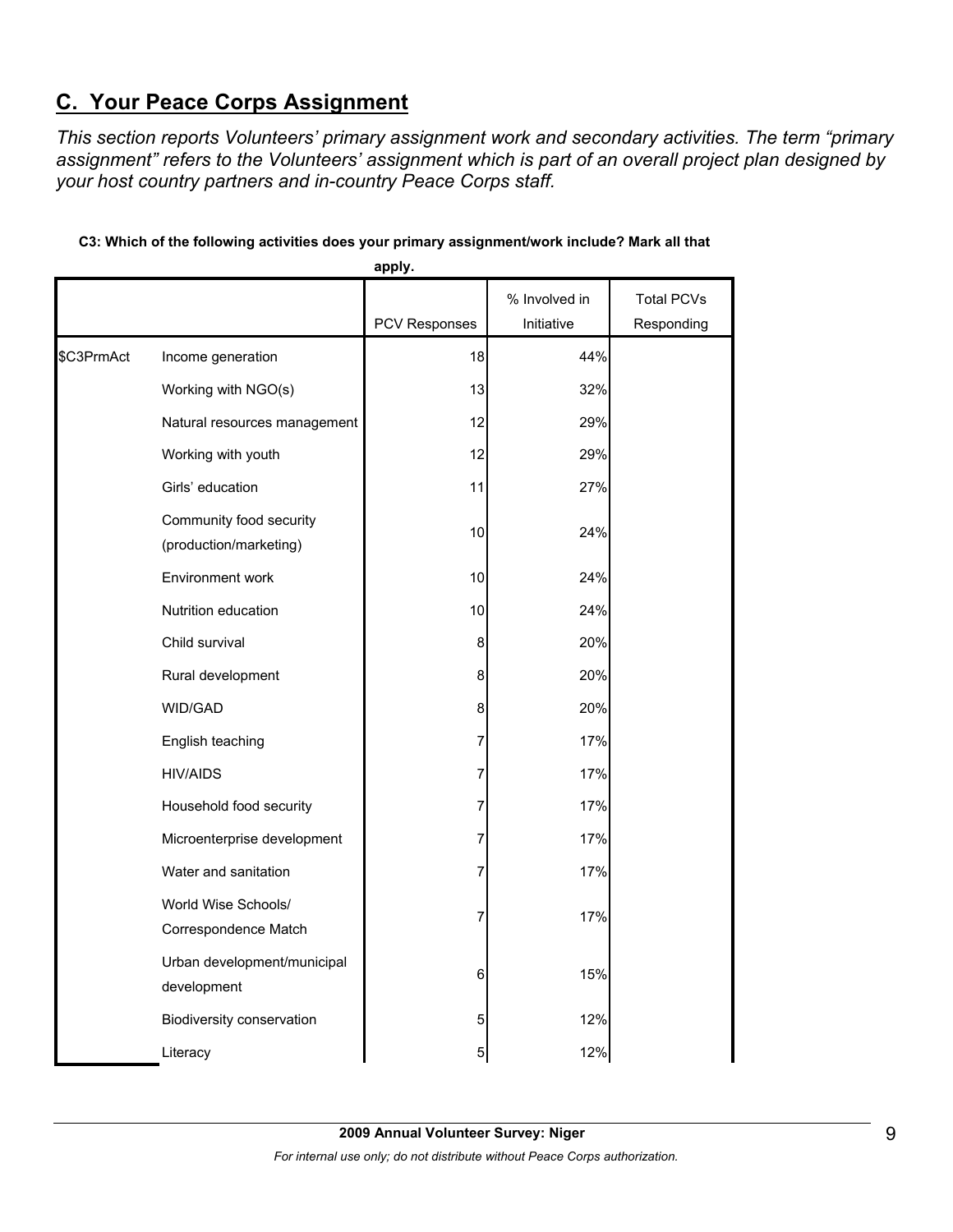## C. Your Peace Corps Assignment

*This section reports Volunteers' primary assignment work and secondary activities. The term "primary assignment" refers to the Volunteers' assignment which is part of an overall project plan designed by your host country partners and in-country Peace Corps staff.*

**C3: Which of the following activities does your primary assignment/work include? Mark all that apply.**

| | | PCV Responses | % Involved in Initiative | Total PCVs Responding |
|---|---|---|---|---|
| $C3PrmAct | Income generation | 18 | 44% | |
| | Working with NGO(s) | 13 | 32% | |
| | Natural resources management | 12 | 29% | |
| | Working with youth | 12 | 29% | |
| | Girls' education | 11 | 27% | |
| | Community food security (production/marketing) | 10 | 24% | |
| | Environment work | 10 | 24% | |
| | Nutrition education | 10 | 24% | |
| | Child survival | 8 | 20% | |
| | Rural development | 8 | 20% | |
| | WID/GAD | 8 | 20% | |
| | English teaching | 7 | 17% | |
| | HIV/AIDS | 7 | 17% | |
| | Household food security | 7 | 17% | |
| | Microenterprise development | 7 | 17% | |
| | Water and sanitation | 7 | 17% | |
| | World Wise Schools/ Correspondence Match | 7 | 17% | |
| | Urban development/municipal development | 6 | 15% | |
| | Biodiversity conservation | 5 | 12% | |
| | Literacy | 5 | 12% | |

**2009 Annual Volunteer Survey: Niger**

*For internal use only; do not distribute without Peace Corps authorization.*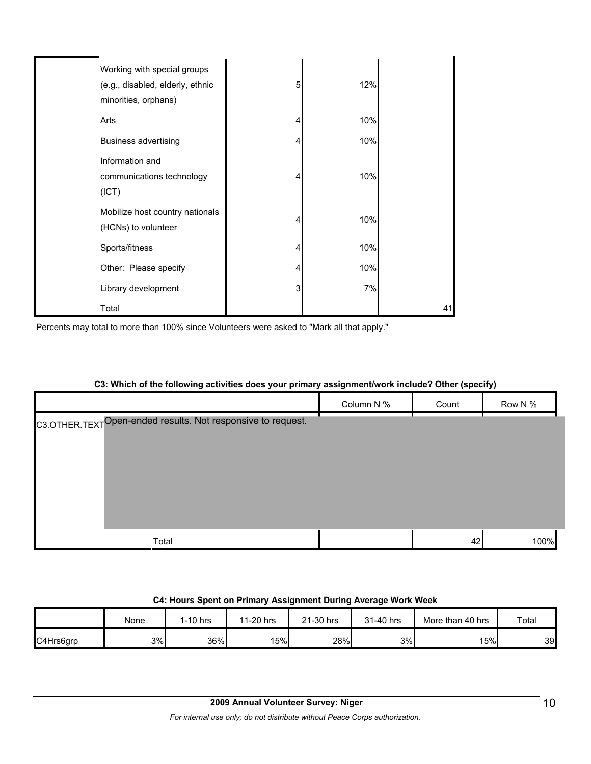| | | | |
|---|---|---|---|
| Working with special groups (e.g., disabled, elderly, ethnic minorities, orphans) | 5 | 12% | |
| Arts | 4 | 10% | |
| Business advertising | 4 | 10% | |
| Information and communications technology (ICT) | 4 | 10% | |
| Mobilize host country nationals (HCNs) to volunteer | 4 | 10% | |
| Sports/fitness | 4 | 10% | |
| Other: Please specify | 4 | 10% | |
| Library development | 3 | 7% | |
| Total | | | 41 |

Percents may total to more than 100% since Volunteers were asked to "Mark all that apply."

**C3: Which of the following activities does your primary assignment/work include? Other (specify)**

| | | Column N % | Count | Row N % |
|---|---|---|---|---|
| C3.OTHER.TEXT | Open-ended results. Not responsive to request. | | | |
| | Total | | 42 | 100% |

**C4: Hours Spent on Primary Assignment During Average Work Week**

| | None | 1-10 hrs | 11-20 hrs | 21-30 hrs | 31-40 hrs | More than 40 hrs | Total |
|---|---|---|---|---|---|---|---|
| C4Hrs6grp | 3% | 36% | 15% | 28% | 3% | 15% | 39 |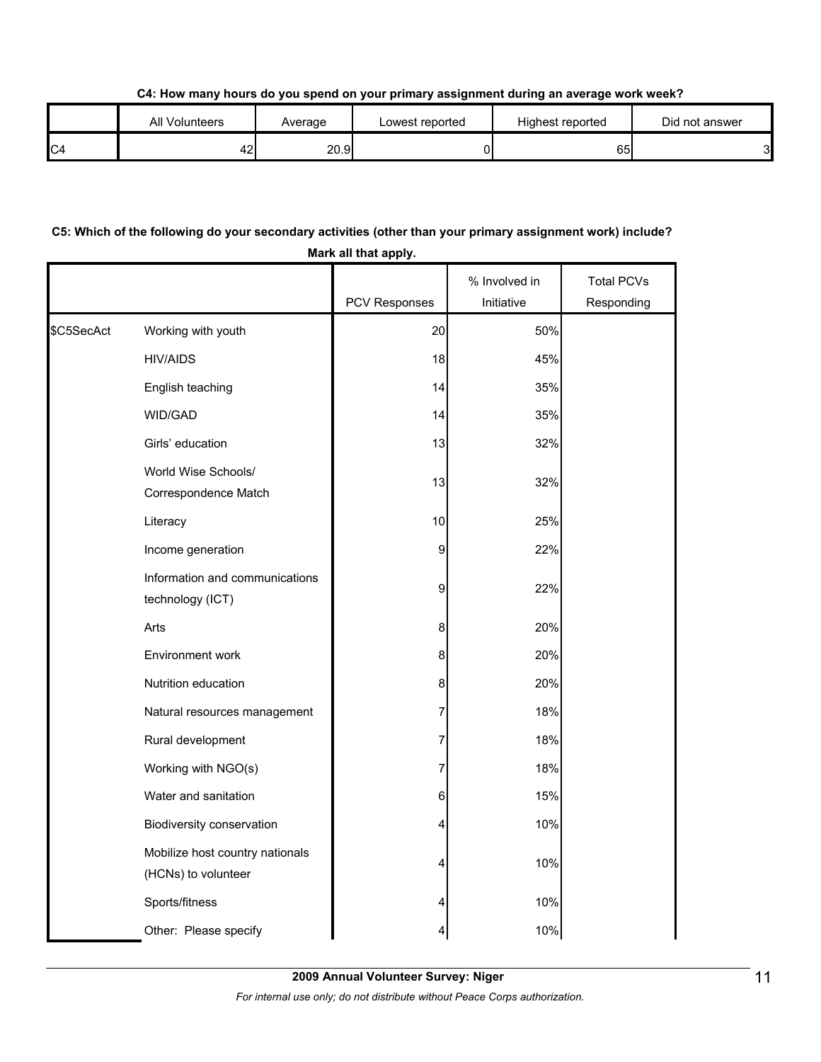**C4: How many hours do you spend on your primary assignment during an average work week?**

| | All Volunteers | Average | Lowest reported | Highest reported | Did not answer |
|---|---|---|---|---|---|
| C4 | 42 | 20.9 | 0 | 65 | 3 |

**C5: Which of the following do your secondary activities (other than your primary assignment work) include? Mark all that apply.**

| | | PCV Responses | % Involved in Initiative | Total PCVs Responding |
|---|---|---|---|---|
| $C5SecAct | Working with youth | 20 | 50% | |
| | HIV/AIDS | 18 | 45% | |
| | English teaching | 14 | 35% | |
| | WID/GAD | 14 | 35% | |
| | Girls' education | 13 | 32% | |
| | World Wise Schools/ Correspondence Match | 13 | 32% | |
| | Literacy | 10 | 25% | |
| | Income generation | 9 | 22% | |
| | Information and communications technology (ICT) | 9 | 22% | |
| | Arts | 8 | 20% | |
| | Environment work | 8 | 20% | |
| | Nutrition education | 8 | 20% | |
| | Natural resources management | 7 | 18% | |
| | Rural development | 7 | 18% | |
| | Working with NGO(s) | 7 | 18% | |
| | Water and sanitation | 6 | 15% | |
| | Biodiversity conservation | 4 | 10% | |
| | Mobilize host country nationals (HCNs) to volunteer | 4 | 10% | |
| | Sports/fitness | 4 | 10% | |
| | Other: Please specify | 4 | 10% | |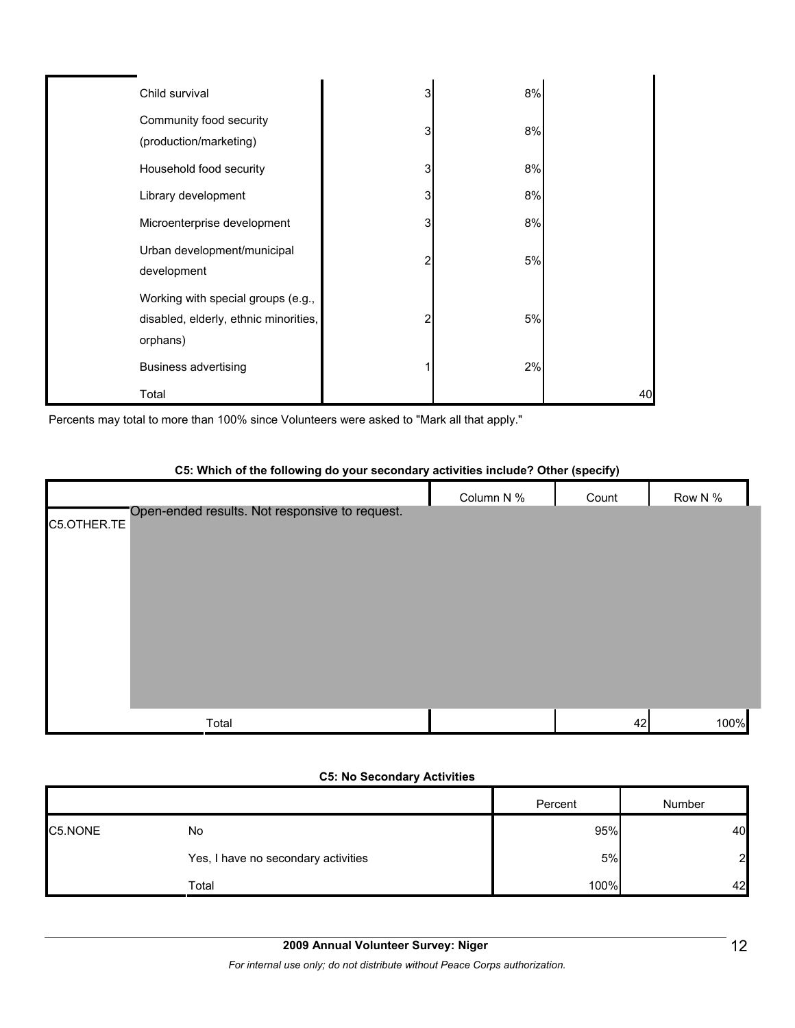| | | | | |
|---|---|---|---|---|
| | Child survival | 3 | 8% | |
| | Community food security (production/marketing) | 3 | 8% | |
| | Household food security | 3 | 8% | |
| | Library development | 3 | 8% | |
| | Microenterprise development | 3 | 8% | |
| | Urban development/municipal development | 2 | 5% | |
| | Working with special groups (e.g., disabled, elderly, ethnic minorities, orphans) | 2 | 5% | |
| | Business advertising | 1 | 2% | |
| | Total | | | 40 |

Percents may total to more than 100% since Volunteers were asked to "Mark all that apply."

**C5: Which of the following do your secondary activities include? Other (specify)**

| | | Column N % | Count | Row N % |
|---|---|---|---|---|
| C5.OTHER.TE | Open-ended results. Not responsive to request. | | | |
| | Total | | 42 | 100% |

**C5: No Secondary Activities**

| | | Percent | Number |
|---|---|---|---|
| C5.NONE | No | 95% | 40 |
| | Yes, I have no secondary activities | 5% | 2 |
| | Total | 100% | 42 |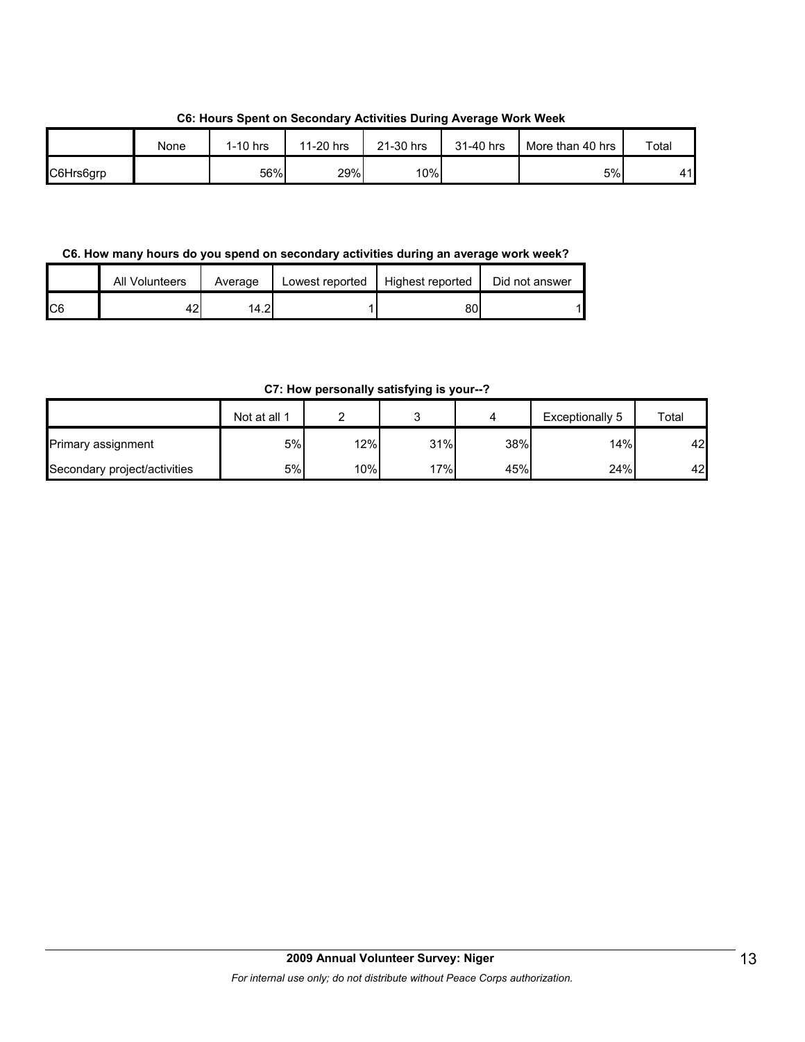**C6: Hours Spent on Secondary Activities During Average Work Week**

| | None | 1-10 hrs | 11-20 hrs | 21-30 hrs | 31-40 hrs | More than 40 hrs | Total |
|---|---|---|---|---|---|---|---|
| C6Hrs6grp | | 56% | 29% | 10% | | 5% | 41 |

**C6. How many hours do you spend on secondary activities during an average work week?**

| | All Volunteers | Average | Lowest reported | Highest reported | Did not answer |
|---|---|---|---|---|---|
| C6 | 42 | 14.2 | 1 | 80 | 1 |

**C7: How personally satisfying is your--?**

| | Not at all 1 | 2 | 3 | 4 | Exceptionally 5 | Total |
|---|---|---|---|---|---|---|
| Primary assignment | 5% | 12% | 31% | 38% | 14% | 42 |
| Secondary project/activities | 5% | 10% | 17% | 45% | 24% | 42 |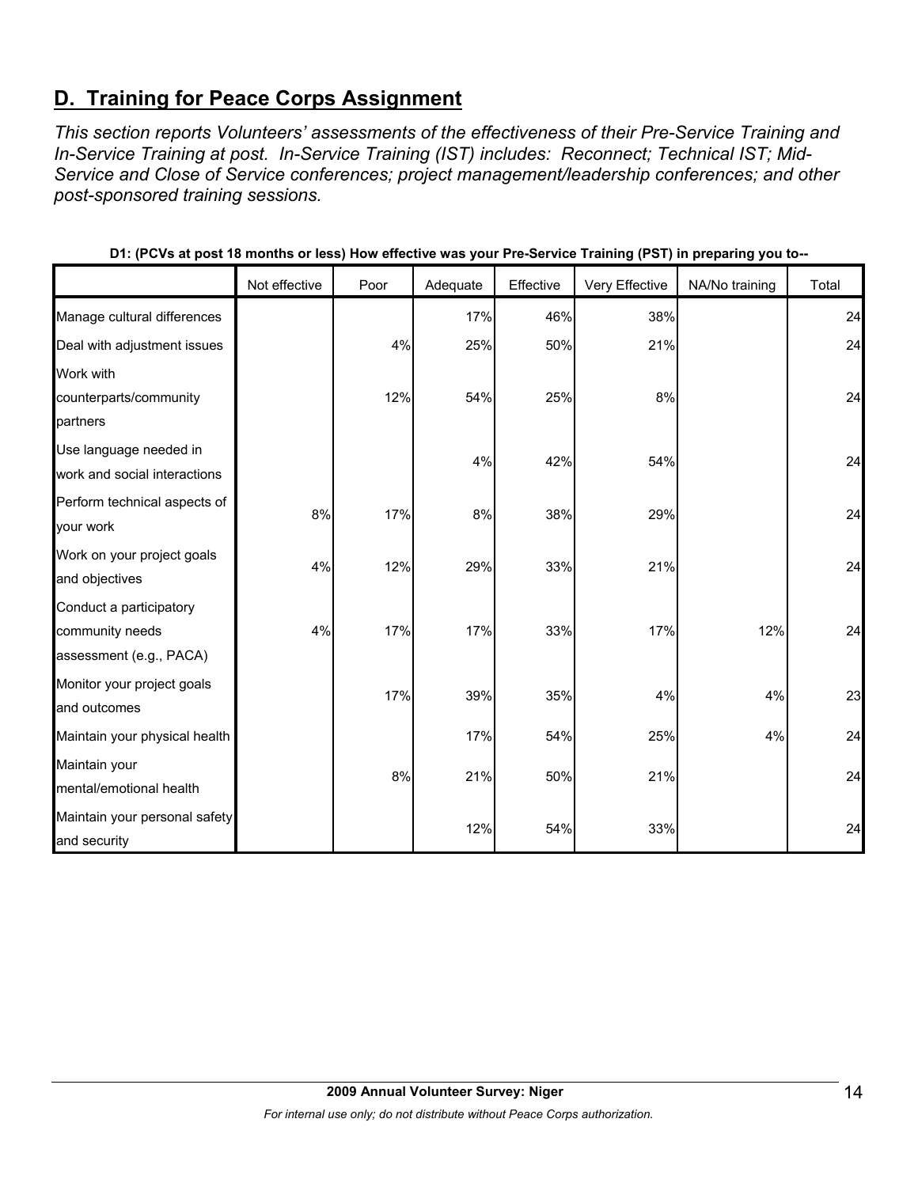## D. Training for Peace Corps Assignment

*This section reports Volunteers' assessments of the effectiveness of their Pre-Service Training and In-Service Training at post. In-Service Training (IST) includes: Reconnect; Technical IST; Mid-Service and Close of Service conferences; project management/leadership conferences; and other post-sponsored training sessions.*

**D1: (PCVs at post 18 months or less) How effective was your Pre-Service Training (PST) in preparing you to--**

| | Not effective | Poor | Adequate | Effective | Very Effective | NA/No training | Total |
|---|---|---|---|---|---|---|---|
| Manage cultural differences | | | 17% | 46% | 38% | | 24 |
| Deal with adjustment issues | | 4% | 25% | 50% | 21% | | 24 |
| Work with counterparts/community partners | | 12% | 54% | 25% | 8% | | 24 |
| Use language needed in work and social interactions | | | 4% | 42% | 54% | | 24 |
| Perform technical aspects of your work | 8% | 17% | 8% | 38% | 29% | | 24 |
| Work on your project goals and objectives | 4% | 12% | 29% | 33% | 21% | | 24 |
| Conduct a participatory community needs assessment (e.g., PACA) | 4% | 17% | 17% | 33% | 17% | 12% | 24 |
| Monitor your project goals and outcomes | | 17% | 39% | 35% | 4% | 4% | 23 |
| Maintain your physical health | | | 17% | 54% | 25% | 4% | 24 |
| Maintain your mental/emotional health | | 8% | 21% | 50% | 21% | | 24 |
| Maintain your personal safety and security | | | 12% | 54% | 33% | | 24 |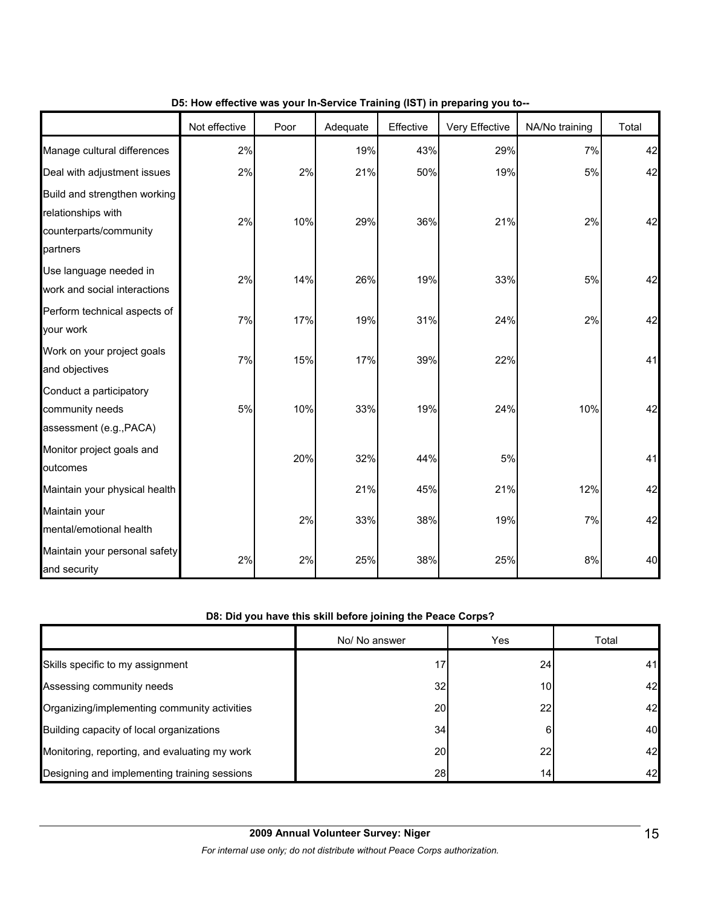**D5: How effective was your In-Service Training (IST) in preparing you to--**

| | Not effective | Poor | Adequate | Effective | Very Effective | NA/No training | Total |
|---|---|---|---|---|---|---|---|
| Manage cultural differences | 2% | | 19% | 43% | 29% | 7% | 42 |
| Deal with adjustment issues | 2% | 2% | 21% | 50% | 19% | 5% | 42 |
| Build and strengthen working relationships with counterparts/community partners | 2% | 10% | 29% | 36% | 21% | 2% | 42 |
| Use language needed in work and social interactions | 2% | 14% | 26% | 19% | 33% | 5% | 42 |
| Perform technical aspects of your work | 7% | 17% | 19% | 31% | 24% | 2% | 42 |
| Work on your project goals and objectives | 7% | 15% | 17% | 39% | 22% | | 41 |
| Conduct a participatory community needs assessment (e.g.,PACA) | 5% | 10% | 33% | 19% | 24% | 10% | 42 |
| Monitor project goals and outcomes | | 20% | 32% | 44% | 5% | | 41 |
| Maintain your physical health | | | 21% | 45% | 21% | 12% | 42 |
| Maintain your mental/emotional health | | 2% | 33% | 38% | 19% | 7% | 42 |
| Maintain your personal safety and security | 2% | 2% | 25% | 38% | 25% | 8% | 40 |

**D8: Did you have this skill before joining the Peace Corps?**

| | No/ No answer | Yes | Total |
|---|---|---|---|
| Skills specific to my assignment | 17 | 24 | 41 |
| Assessing community needs | 32 | 10 | 42 |
| Organizing/implementing community activities | 20 | 22 | 42 |
| Building capacity of local organizations | 34 | 6 | 40 |
| Monitoring, reporting, and evaluating my work | 20 | 22 | 42 |
| Designing and implementing training sessions | 28 | 14 | 42 |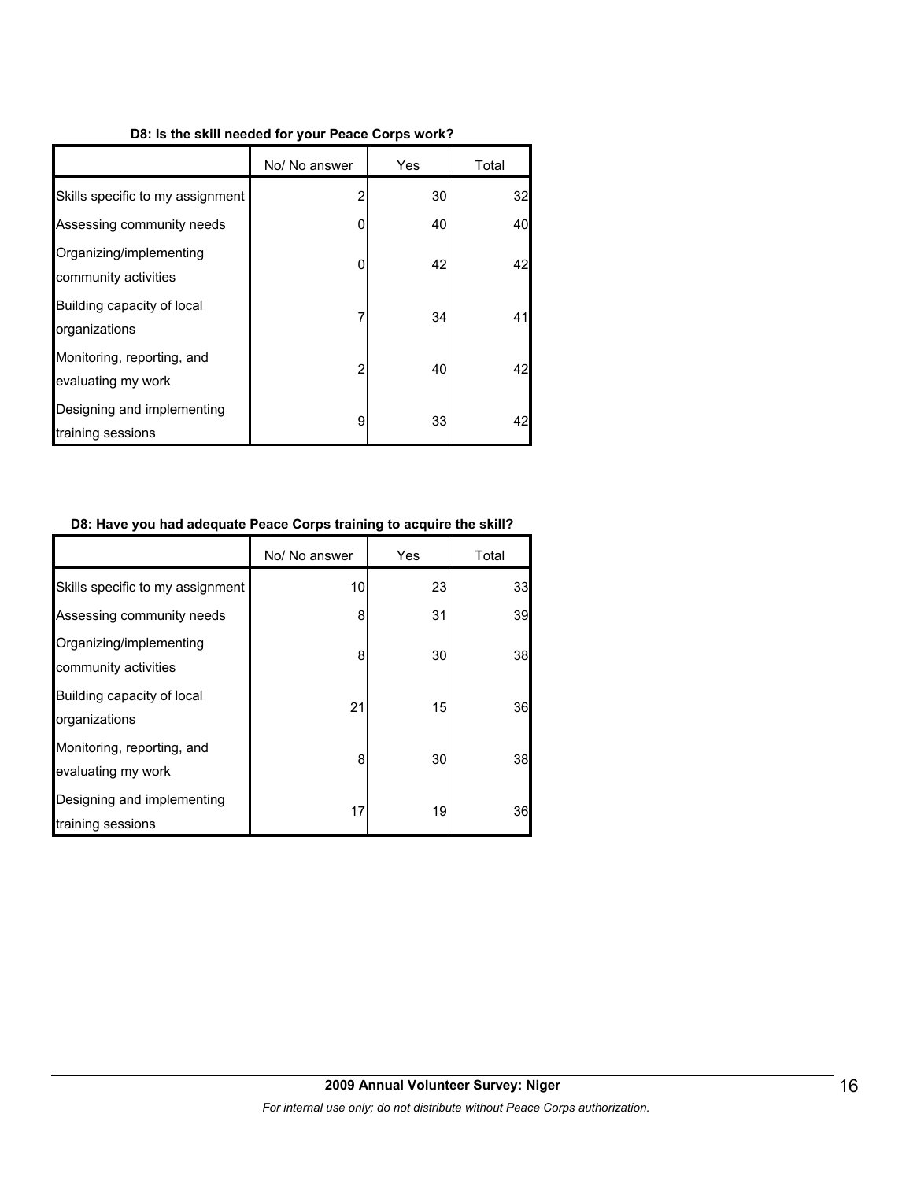**D8: Is the skill needed for your Peace Corps work?**

| | No/ No answer | Yes | Total |
|---|---|---|---|
| Skills specific to my assignment | 2 | 30 | 32 |
| Assessing community needs | 0 | 40 | 40 |
| Organizing/implementing community activities | 0 | 42 | 42 |
| Building capacity of local organizations | 7 | 34 | 41 |
| Monitoring, reporting, and evaluating my work | 2 | 40 | 42 |
| Designing and implementing training sessions | 9 | 33 | 42 |

**D8: Have you had adequate Peace Corps training to acquire the skill?**

| | No/ No answer | Yes | Total |
|---|---|---|---|
| Skills specific to my assignment | 10 | 23 | 33 |
| Assessing community needs | 8 | 31 | 39 |
| Organizing/implementing community activities | 8 | 30 | 38 |
| Building capacity of local organizations | 21 | 15 | 36 |
| Monitoring, reporting, and evaluating my work | 8 | 30 | 38 |
| Designing and implementing training sessions | 17 | 19 | 36 |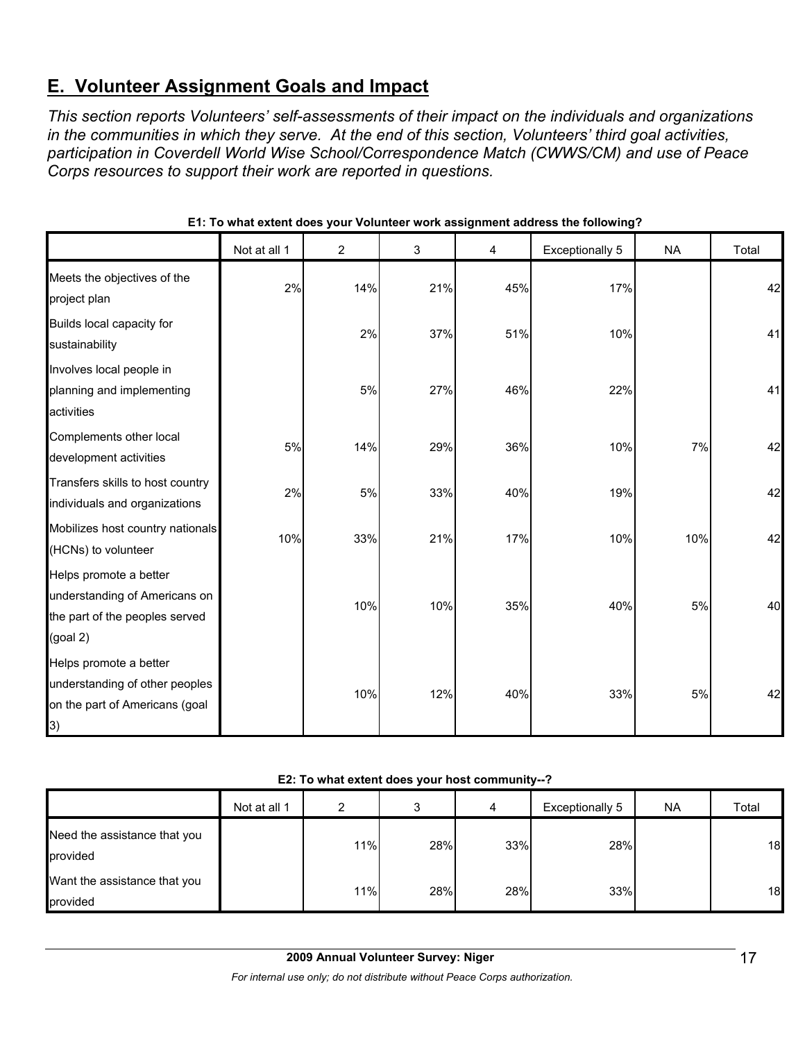## E. Volunteer Assignment Goals and Impact

*This section reports Volunteers' self-assessments of their impact on the individuals and organizations in the communities in which they serve. At the end of this section, Volunteers' third goal activities, participation in Coverdell World Wise School/Correspondence Match (CWWS/CM) and use of Peace Corps resources to support their work are reported in questions.*

**E1: To what extent does your Volunteer work assignment address the following?**

| | Not at all 1 | 2 | 3 | 4 | Exceptionally 5 | NA | Total |
|---|---|---|---|---|---|---|---|
| Meets the objectives of the project plan | 2% | 14% | 21% | 45% | 17% | | 42 |
| Builds local capacity for sustainability | | 2% | 37% | 51% | 10% | | 41 |
| Involves local people in planning and implementing activities | | 5% | 27% | 46% | 22% | | 41 |
| Complements other local development activities | 5% | 14% | 29% | 36% | 10% | 7% | 42 |
| Transfers skills to host country individuals and organizations | 2% | 5% | 33% | 40% | 19% | | 42 |
| Mobilizes host country nationals (HCNs) to volunteer | 10% | 33% | 21% | 17% | 10% | 10% | 42 |
| Helps promote a better understanding of Americans on the part of the peoples served (goal 2) | | 10% | 10% | 35% | 40% | 5% | 40 |
| Helps promote a better understanding of other peoples on the part of Americans (goal 3) | | 10% | 12% | 40% | 33% | 5% | 42 |

**E2: To what extent does your host community--?**

| | Not at all 1 | 2 | 3 | 4 | Exceptionally 5 | NA | Total |
|---|---|---|---|---|---|---|---|
| Need the assistance that you provided | | 11% | 28% | 33% | 28% | | 18 |
| Want the assistance that you provided | | 11% | 28% | 28% | 33% | | 18 |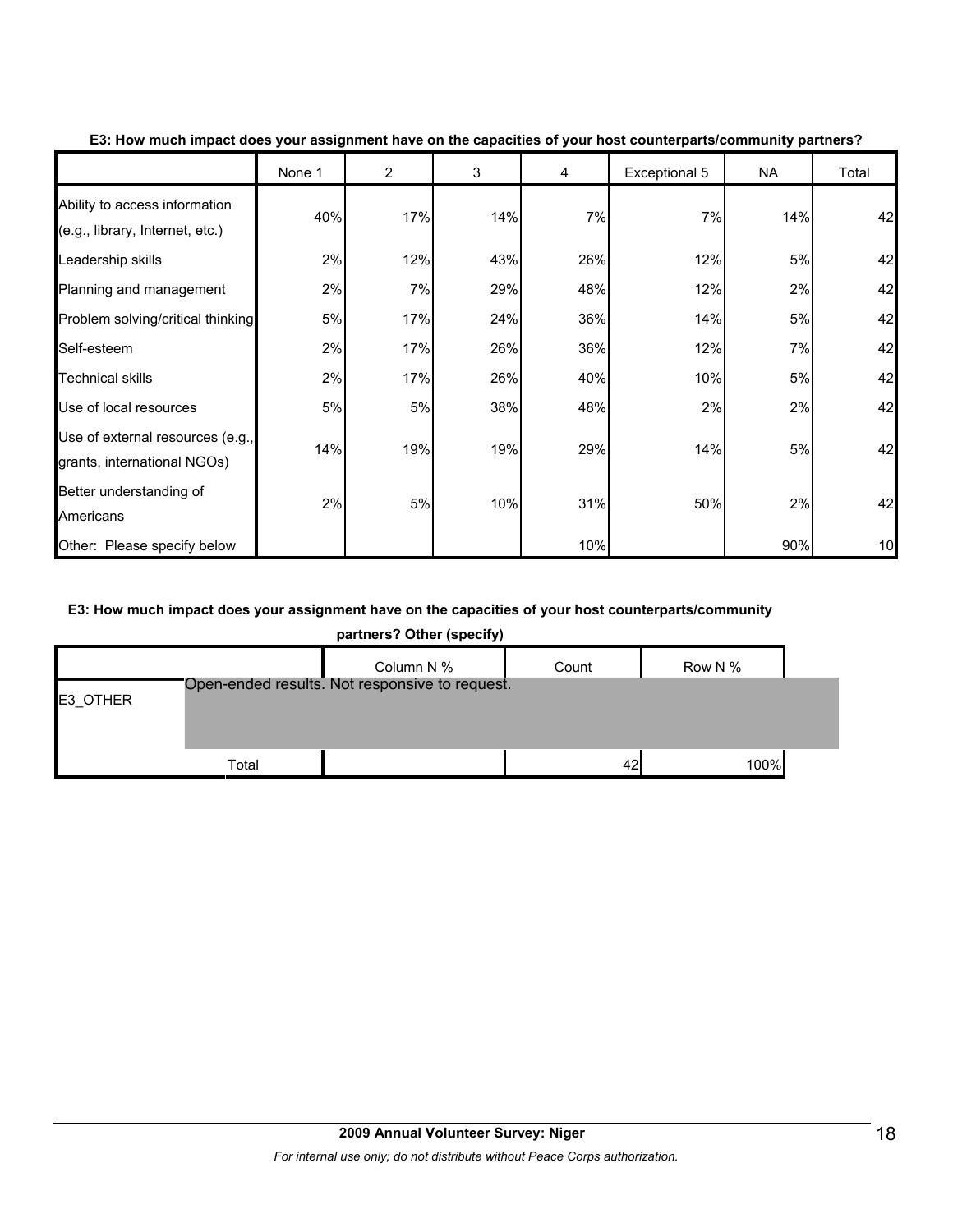**E3: How much impact does your assignment have on the capacities of your host counterparts/community partners?**

| | None 1 | 2 | 3 | 4 | Exceptional 5 | NA | Total |
|---|---|---|---|---|---|---|---|
| Ability to access information (e.g., library, Internet, etc.) | 40% | 17% | 14% | 7% | 7% | 14% | 42 |
| Leadership skills | 2% | 12% | 43% | 26% | 12% | 5% | 42 |
| Planning and management | 2% | 7% | 29% | 48% | 12% | 2% | 42 |
| Problem solving/critical thinking | 5% | 17% | 24% | 36% | 14% | 5% | 42 |
| Self-esteem | 2% | 17% | 26% | 36% | 12% | 7% | 42 |
| Technical skills | 2% | 17% | 26% | 40% | 10% | 5% | 42 |
| Use of local resources | 5% | 5% | 38% | 48% | 2% | 2% | 42 |
| Use of external resources (e.g., grants, international NGOs) | 14% | 19% | 19% | 29% | 14% | 5% | 42 |
| Better understanding of Americans | 2% | 5% | 10% | 31% | 50% | 2% | 42 |
| Other: Please specify below | | | | 10% | | 90% | 10 |

**E3: How much impact does your assignment have on the capacities of your host counterparts/community partners? Other (specify)**

| | | Column N % | Count | Row N % |
|---|---|---|---|---|
| E3_OTHER | Open-ended results. Not responsive to request. | | | |
| | Total | | 42 | 100% |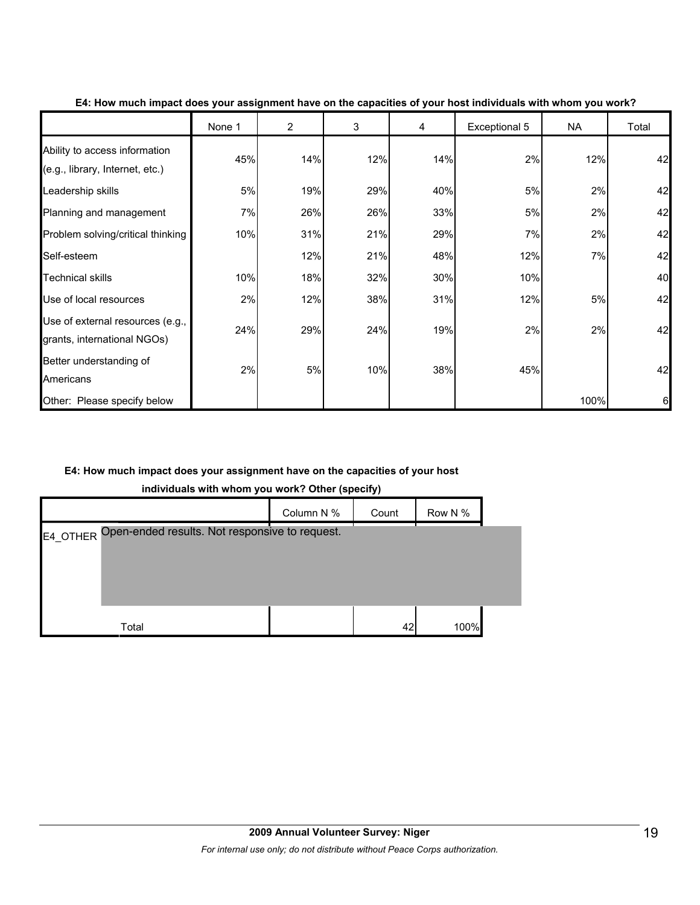**E4: How much impact does your assignment have on the capacities of your host individuals with whom you work?**

| | None 1 | 2 | 3 | 4 | Exceptional 5 | NA | Total |
|---|---|---|---|---|---|---|---|
| Ability to access information (e.g., library, Internet, etc.) | 45% | 14% | 12% | 14% | 2% | 12% | 42 |
| Leadership skills | 5% | 19% | 29% | 40% | 5% | 2% | 42 |
| Planning and management | 7% | 26% | 26% | 33% | 5% | 2% | 42 |
| Problem solving/critical thinking | 10% | 31% | 21% | 29% | 7% | 2% | 42 |
| Self-esteem | | 12% | 21% | 48% | 12% | 7% | 42 |
| Technical skills | 10% | 18% | 32% | 30% | 10% | | 40 |
| Use of local resources | 2% | 12% | 38% | 31% | 12% | 5% | 42 |
| Use of external resources (e.g., grants, international NGOs) | 24% | 29% | 24% | 19% | 2% | 2% | 42 |
| Better understanding of Americans | 2% | 5% | 10% | 38% | 45% | | 42 |
| Other: Please specify below | | | | | | 100% | 6 |

**E4: How much impact does your assignment have on the capacities of your host individuals with whom you work? Other (specify)**

| | | Column N % | Count | Row N % |
|---|---|---|---|---|
| E4_OTHER | Open-ended results. Not responsive to request. | | | |
| | Total | | 42 | 100% |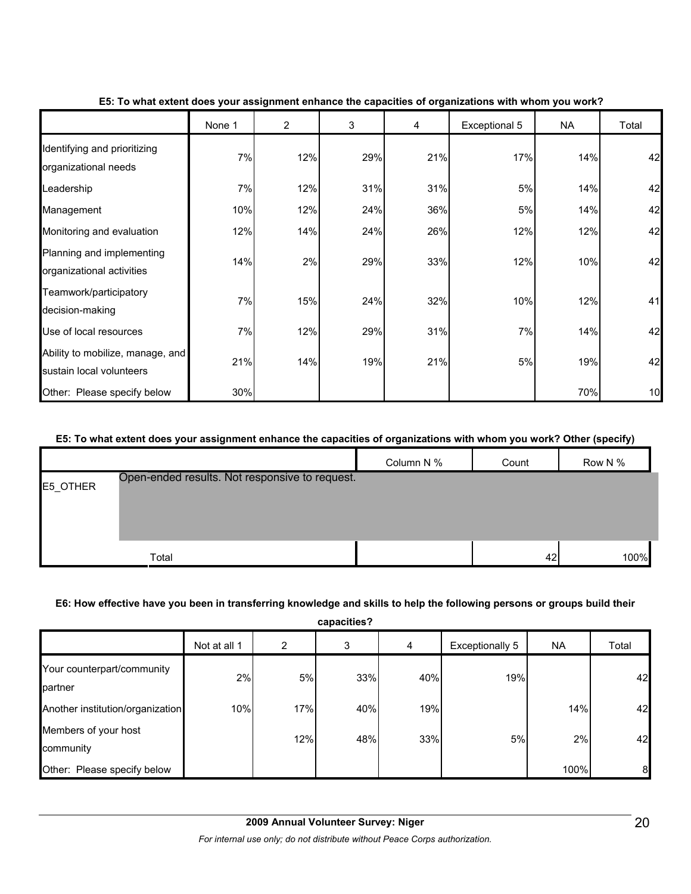**E5: To what extent does your assignment enhance the capacities of organizations with whom you work?**

| | None 1 | 2 | 3 | 4 | Exceptional 5 | NA | Total |
|---|---|---|---|---|---|---|---|
| Identifying and prioritizing organizational needs | 7% | 12% | 29% | 21% | 17% | 14% | 42 |
| Leadership | 7% | 12% | 31% | 31% | 5% | 14% | 42 |
| Management | 10% | 12% | 24% | 36% | 5% | 14% | 42 |
| Monitoring and evaluation | 12% | 14% | 24% | 26% | 12% | 12% | 42 |
| Planning and implementing organizational activities | 14% | 2% | 29% | 33% | 12% | 10% | 42 |
| Teamwork/participatory decision-making | 7% | 15% | 24% | 32% | 10% | 12% | 41 |
| Use of local resources | 7% | 12% | 29% | 31% | 7% | 14% | 42 |
| Ability to mobilize, manage, and sustain local volunteers | 21% | 14% | 19% | 21% | 5% | 19% | 42 |
| Other: Please specify below | 30% | | | | | 70% | 10 |

**E5: To what extent does your assignment enhance the capacities of organizations with whom you work? Other (specify)**

| | | Column N % | Count | Row N % |
|---|---|---|---|---|
| E5_OTHER | Open-ended results. Not responsive to request. | | | |
| | Total | | 42 | 100% |

**E6: How effective have you been in transferring knowledge and skills to help the following persons or groups build their capacities?**

| | Not at all 1 | 2 | 3 | 4 | Exceptionally 5 | NA | Total |
|---|---|---|---|---|---|---|---|
| Your counterpart/community partner | 2% | 5% | 33% | 40% | 19% | | 42 |
| Another institution/organization | 10% | 17% | 40% | 19% | | 14% | 42 |
| Members of your host community | | 12% | 48% | 33% | 5% | 2% | 42 |
| Other: Please specify below | | | | | | 100% | 8 |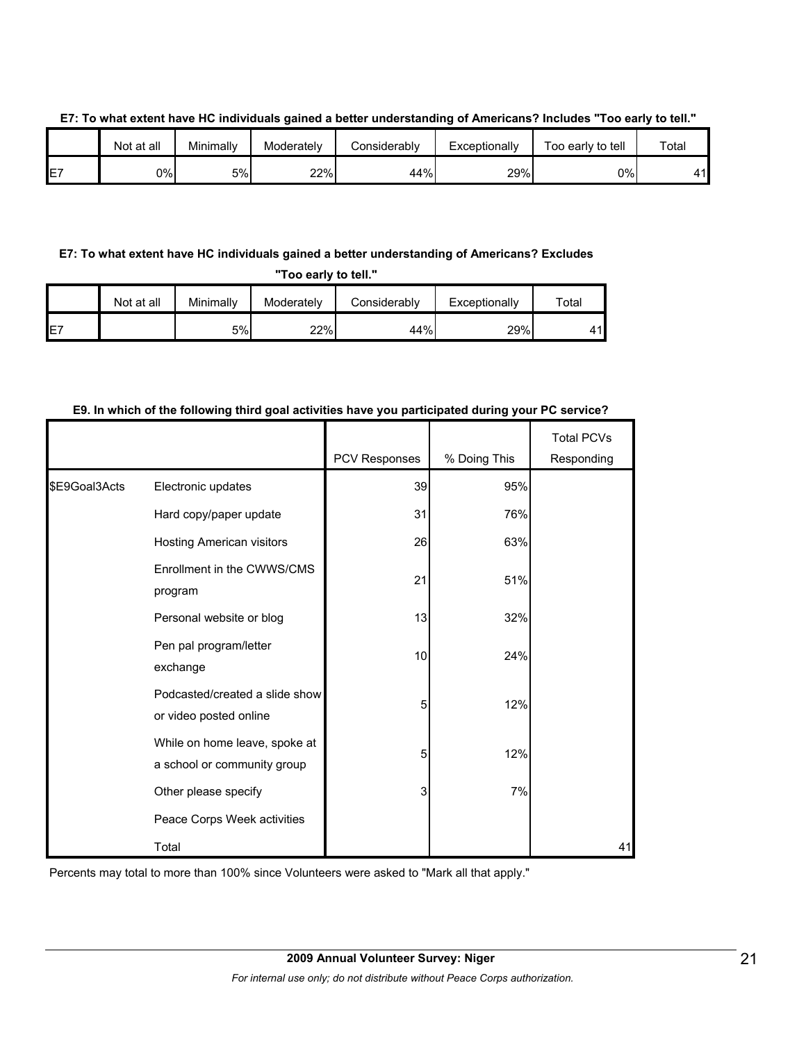**E7: To what extent have HC individuals gained a better understanding of Americans? Includes "Too early to tell."**

| | Not at all | Minimally | Moderately | Considerably | Exceptionally | Too early to tell | Total |
|---|---|---|---|---|---|---|---|
| E7 | 0% | 5% | 22% | 44% | 29% | 0% | 41 |

**E7: To what extent have HC individuals gained a better understanding of Americans? Excludes "Too early to tell."**

| | Not at all | Minimally | Moderately | Considerably | Exceptionally | Total |
|---|---|---|---|---|---|---|
| E7 | | 5% | 22% | 44% | 29% | 41 |

**E9. In which of the following third goal activities have you participated during your PC service?**

| | | PCV Responses | % Doing This | Total PCVs Responding |
|---|---|---|---|---|
| $E9Goal3Acts | Electronic updates | 39 | 95% | |
| | Hard copy/paper update | 31 | 76% | |
| | Hosting American visitors | 26 | 63% | |
| | Enrollment in the CWWS/CMS program | 21 | 51% | |
| | Personal website or blog | 13 | 32% | |
| | Pen pal program/letter exchange | 10 | 24% | |
| | Podcasted/created a slide show or video posted online | 5 | 12% | |
| | While on home leave, spoke at a school or community group | 5 | 12% | |
| | Other please specify | 3 | 7% | |
| | Peace Corps Week activities | | | |
| | Total | | | 41 |

Percents may total to more than 100% since Volunteers were asked to "Mark all that apply."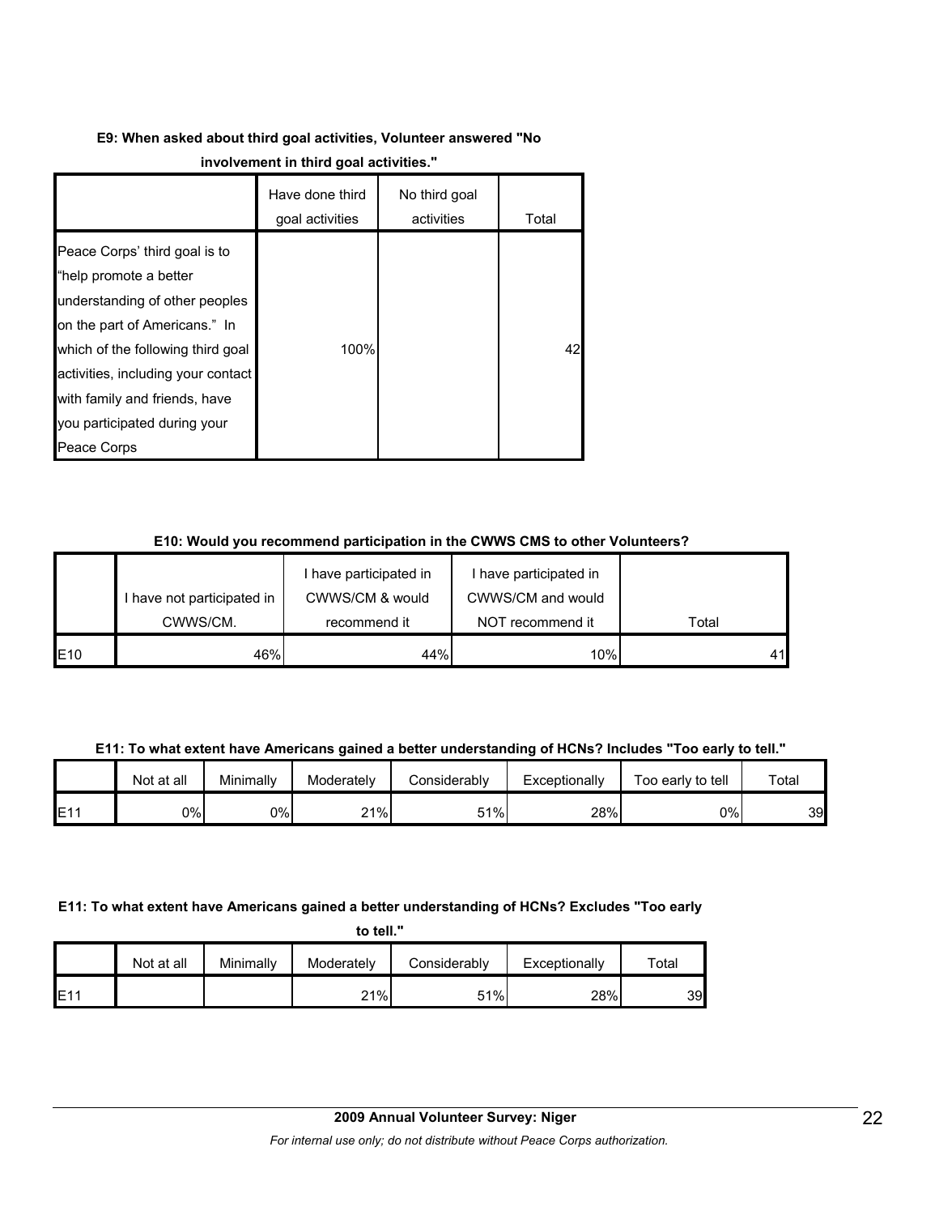**E9: When asked about third goal activities, Volunteer answered "No involvement in third goal activities."**

| | Have done third goal activities | No third goal activities | Total |
|---|---|---|---|
| Peace Corps' third goal is to "help promote a better understanding of other peoples on the part of Americans." In which of the following third goal activities, including your contact with family and friends, have you participated during your Peace Corps | 100% | | 42 |

**E10: Would you recommend participation in the CWWS CMS to other Volunteers?**

| | I have not participated in CWWS/CM. | I have participated in CWWS/CM & would recommend it | I have participated in CWWS/CM and would NOT recommend it | Total |
|---|---|---|---|---|
| E10 | 46% | 44% | 10% | 41 |

**E11: To what extent have Americans gained a better understanding of HCNs? Includes "Too early to tell."**

| | Not at all | Minimally | Moderately | Considerably | Exceptionally | Too early to tell | Total |
|---|---|---|---|---|---|---|---|
| E11 | 0% | 0% | 21% | 51% | 28% | 0% | 39 |

**E11: To what extent have Americans gained a better understanding of HCNs? Excludes "Too early to tell."**

| | Not at all | Minimally | Moderately | Considerably | Exceptionally | Total |
|---|---|---|---|---|---|---|
| E11 | | | 21% | 51% | 28% | 39 |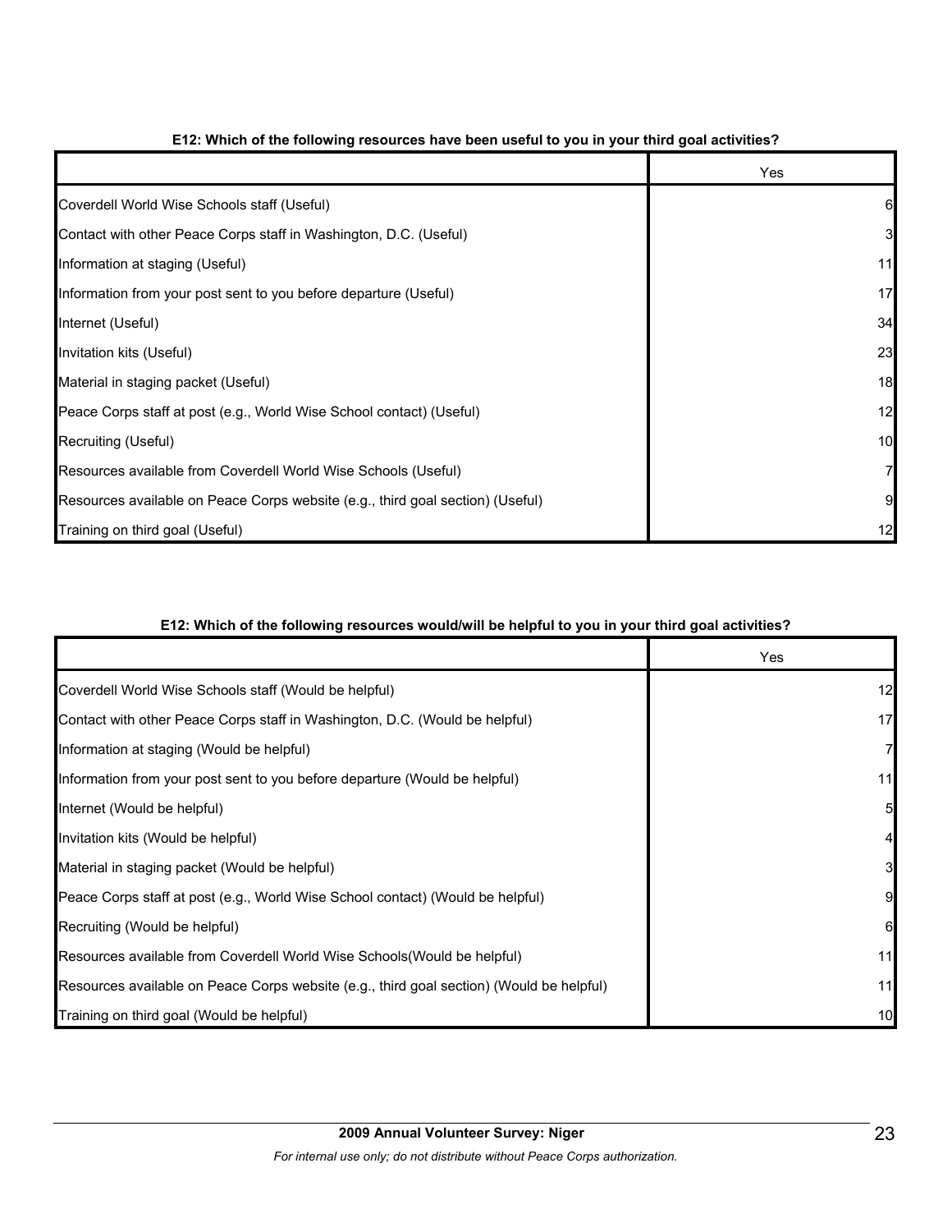**E12: Which of the following resources have been useful to you in your third goal activities?**

| | Yes |
|---|---|
| Coverdell World Wise Schools staff (Useful) | 6 |
| Contact with other Peace Corps staff in Washington, D.C. (Useful) | 3 |
| Information at staging (Useful) | 11 |
| Information from your post sent to you before departure (Useful) | 17 |
| Internet (Useful) | 34 |
| Invitation kits (Useful) | 23 |
| Material in staging packet (Useful) | 18 |
| Peace Corps staff at post (e.g., World Wise School contact) (Useful) | 12 |
| Recruiting (Useful) | 10 |
| Resources available from Coverdell World Wise Schools (Useful) | 7 |
| Resources available on Peace Corps website (e.g., third goal section) (Useful) | 9 |
| Training on third goal (Useful) | 12 |

**E12: Which of the following resources would/will be helpful to you in your third goal activities?**

| | Yes |
|---|---|
| Coverdell World Wise Schools staff (Would be helpful) | 12 |
| Contact with other Peace Corps staff in Washington, D.C. (Would be helpful) | 17 |
| Information at staging (Would be helpful) | 7 |
| Information from your post sent to you before departure (Would be helpful) | 11 |
| Internet (Would be helpful) | 5 |
| Invitation kits (Would be helpful) | 4 |
| Material in staging packet (Would be helpful) | 3 |
| Peace Corps staff at post (e.g., World Wise School contact) (Would be helpful) | 9 |
| Recruiting (Would be helpful) | 6 |
| Resources available from Coverdell World Wise Schools(Would be helpful) | 11 |
| Resources available on Peace Corps website (e.g., third goal section) (Would be helpful) | 11 |
| Training on third goal (Would be helpful) | 10 |

**2009 Annual Volunteer Survey: Niger**

*For internal use only; do not distribute without Peace Corps authorization.*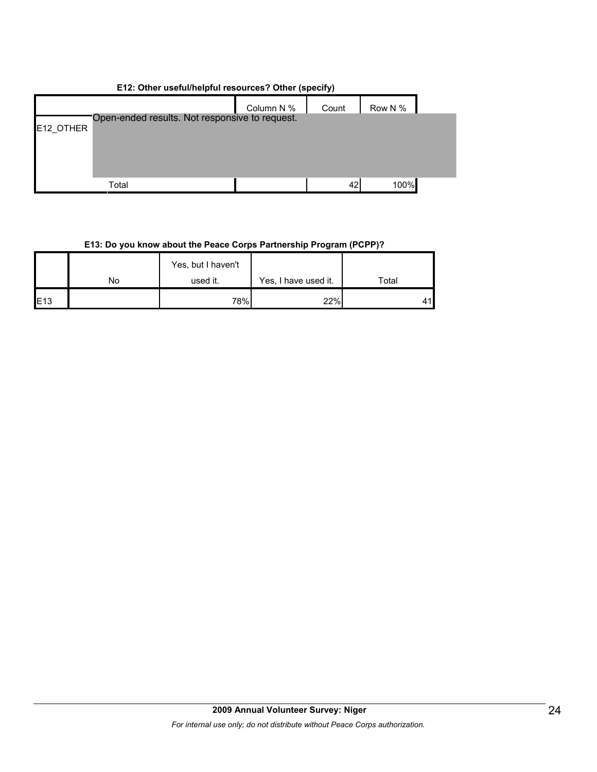**E12: Other useful/helpful resources? Other (specify)**

| | | Column N % | Count | Row N % |
|---|---|---|---|---|
| E12_OTHER | Open-ended results. Not responsive to request. | | | |
| | Total | | 42 | 100% |

**E13: Do you know about the Peace Corps Partnership Program (PCPP)?**

| | No | Yes, but I haven't used it. | Yes, I have used it. | Total |
|---|---|---|---|---|
| E13 | | 78% | 22% | 41 |

**2009 Annual Volunteer Survey: Niger**

*For internal use only; do not distribute without Peace Corps authorization.*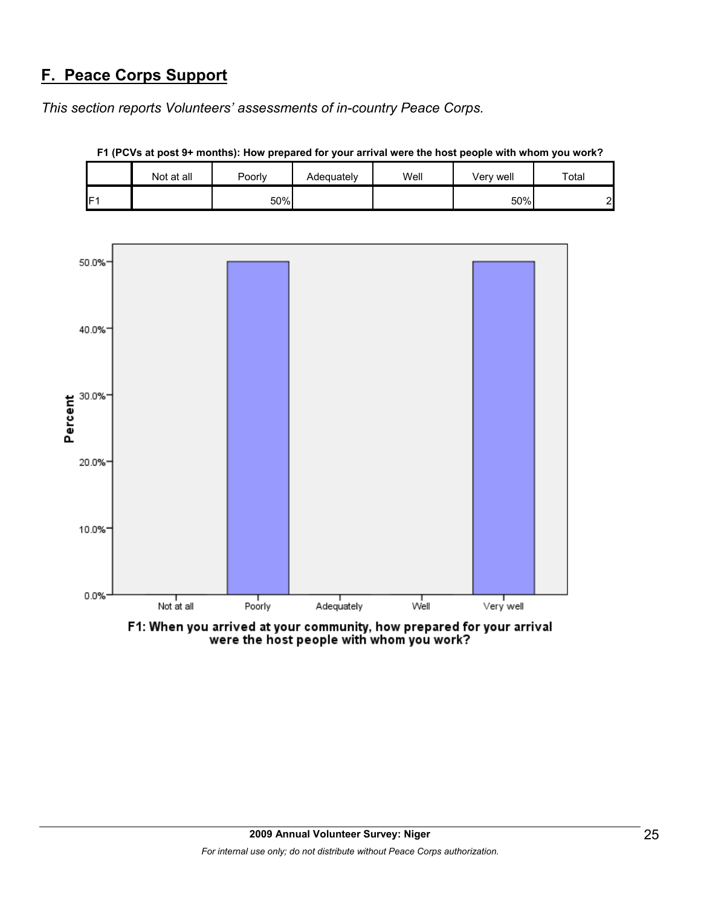## F. Peace Corps Support

*This section reports Volunteers' assessments of in-country Peace Corps.*

**F1 (PCVs at post 9+ months): How prepared for your arrival were the host people with whom you work?**

| | Not at all | Poorly | Adequately | Well | Very well | Total |
|---|---|---|---|---|---|---|
| F1 | | 50% | | | 50% | 2 |

F1: When you arrived at your community, how prepared for your arrival were the host people with whom you work?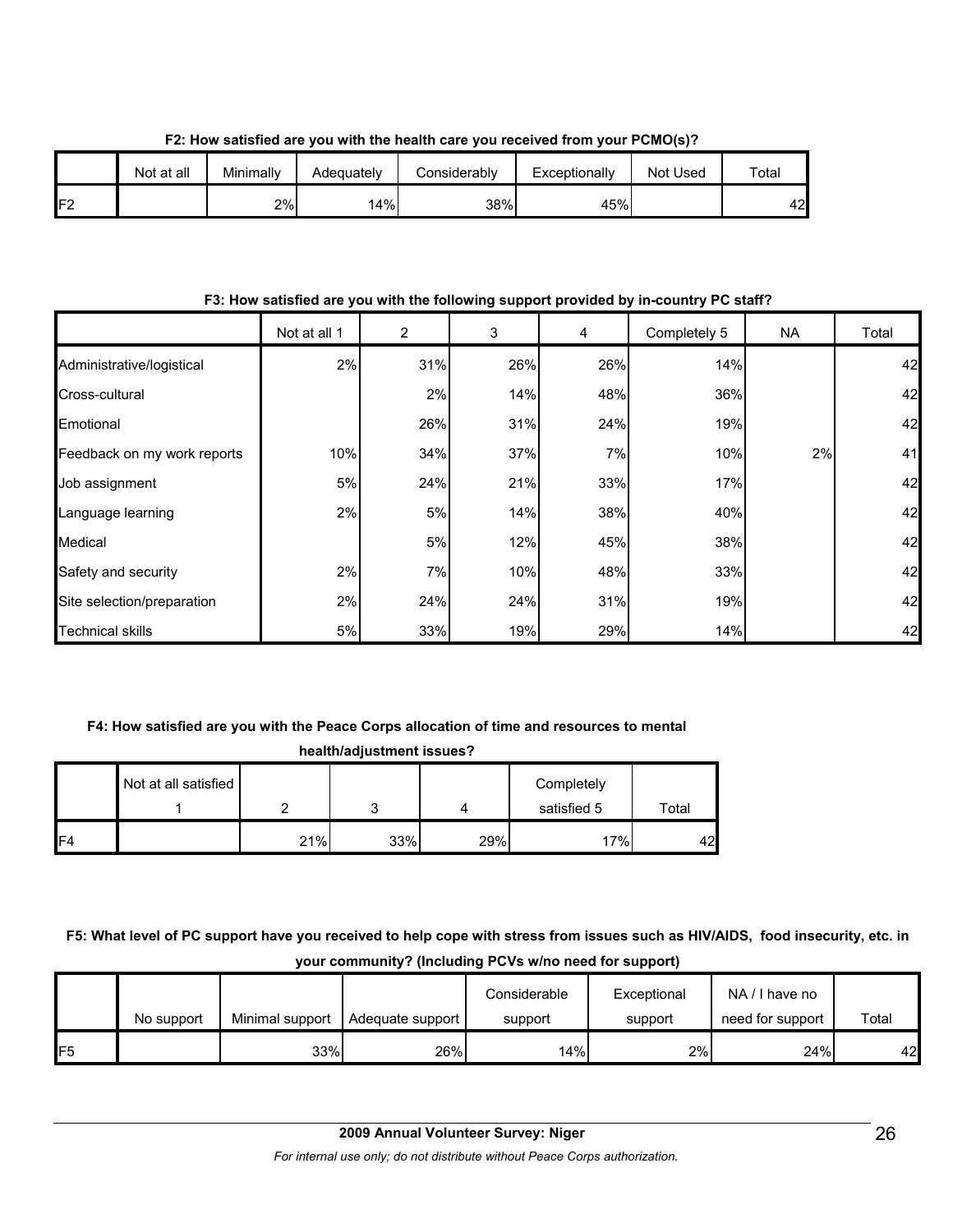**F2: How satisfied are you with the health care you received from your PCMO(s)?**

| | Not at all | Minimally | Adequately | Considerably | Exceptionally | Not Used | Total |
|---|---|---|---|---|---|---|---|
| F2 | | 2% | 14% | 38% | 45% | | 42 |

**F3: How satisfied are you with the following support provided by in-country PC staff?**

| | Not at all 1 | 2 | 3 | 4 | Completely 5 | NA | Total |
|---|---|---|---|---|---|---|---|
| Administrative/logistical | 2% | 31% | 26% | 26% | 14% | | 42 |
| Cross-cultural | | 2% | 14% | 48% | 36% | | 42 |
| Emotional | | 26% | 31% | 24% | 19% | | 42 |
| Feedback on my work reports | 10% | 34% | 37% | 7% | 10% | 2% | 41 |
| Job assignment | 5% | 24% | 21% | 33% | 17% | | 42 |
| Language learning | 2% | 5% | 14% | 38% | 40% | | 42 |
| Medical | | 5% | 12% | 45% | 38% | | 42 |
| Safety and security | 2% | 7% | 10% | 48% | 33% | | 42 |
| Site selection/preparation | 2% | 24% | 24% | 31% | 19% | | 42 |
| Technical skills | 5% | 33% | 19% | 29% | 14% | | 42 |

**F4: How satisfied are you with the Peace Corps allocation of time and resources to mental health/adjustment issues?**

| | Not at all satisfied 1 | 2 | 3 | 4 | Completely satisfied 5 | Total |
|---|---|---|---|---|---|---|
| F4 | | 21% | 33% | 29% | 17% | 42 |

**F5: What level of PC support have you received to help cope with stress from issues such as HIV/AIDS, food insecurity, etc. in your community? (Including PCVs w/no need for support)**

| | No support | Minimal support | Adequate support | Considerable support | Exceptional support | NA / I have no need for support | Total |
|---|---|---|---|---|---|---|---|
| F5 | | 33% | 26% | 14% | 2% | 24% | 42 |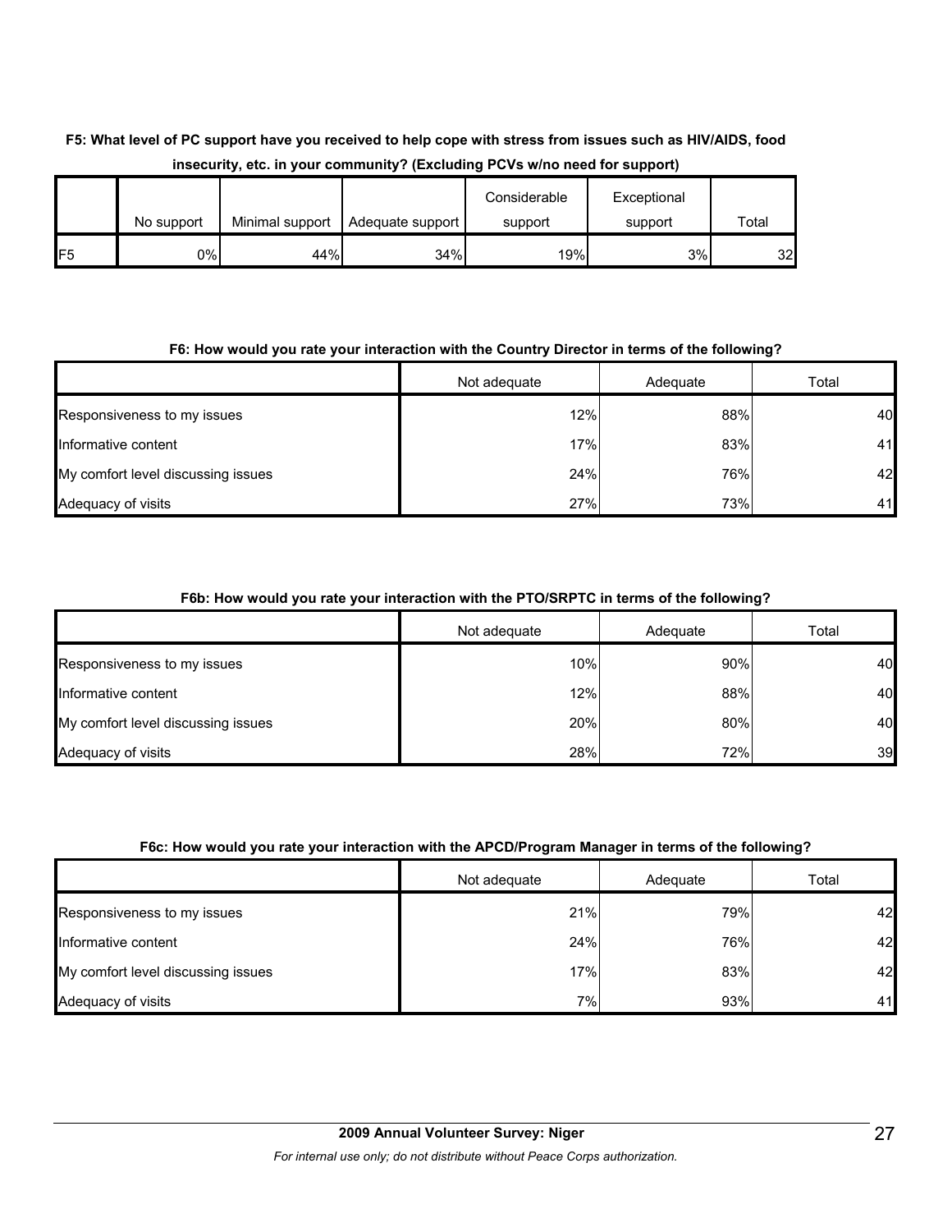**F5: What level of PC support have you received to help cope with stress from issues such as HIV/AIDS, food insecurity, etc. in your community? (Excluding PCVs w/no need for support)**

| | No support | Minimal support | Adequate support | Considerable support | Exceptional support | Total |
|---|---|---|---|---|---|---|
| F5 | 0% | 44% | 34% | 19% | 3% | 32 |

**F6: How would you rate your interaction with the Country Director in terms of the following?**

| | Not adequate | Adequate | Total |
|---|---|---|---|
| Responsiveness to my issues | 12% | 88% | 40 |
| Informative content | 17% | 83% | 41 |
| My comfort level discussing issues | 24% | 76% | 42 |
| Adequacy of visits | 27% | 73% | 41 |

**F6b: How would you rate your interaction with the PTO/SRPTC in terms of the following?**

| | Not adequate | Adequate | Total |
|---|---|---|---|
| Responsiveness to my issues | 10% | 90% | 40 |
| Informative content | 12% | 88% | 40 |
| My comfort level discussing issues | 20% | 80% | 40 |
| Adequacy of visits | 28% | 72% | 39 |

**F6c: How would you rate your interaction with the APCD/Program Manager in terms of the following?**

| | Not adequate | Adequate | Total |
|---|---|---|---|
| Responsiveness to my issues | 21% | 79% | 42 |
| Informative content | 24% | 76% | 42 |
| My comfort level discussing issues | 17% | 83% | 42 |
| Adequacy of visits | 7% | 93% | 41 |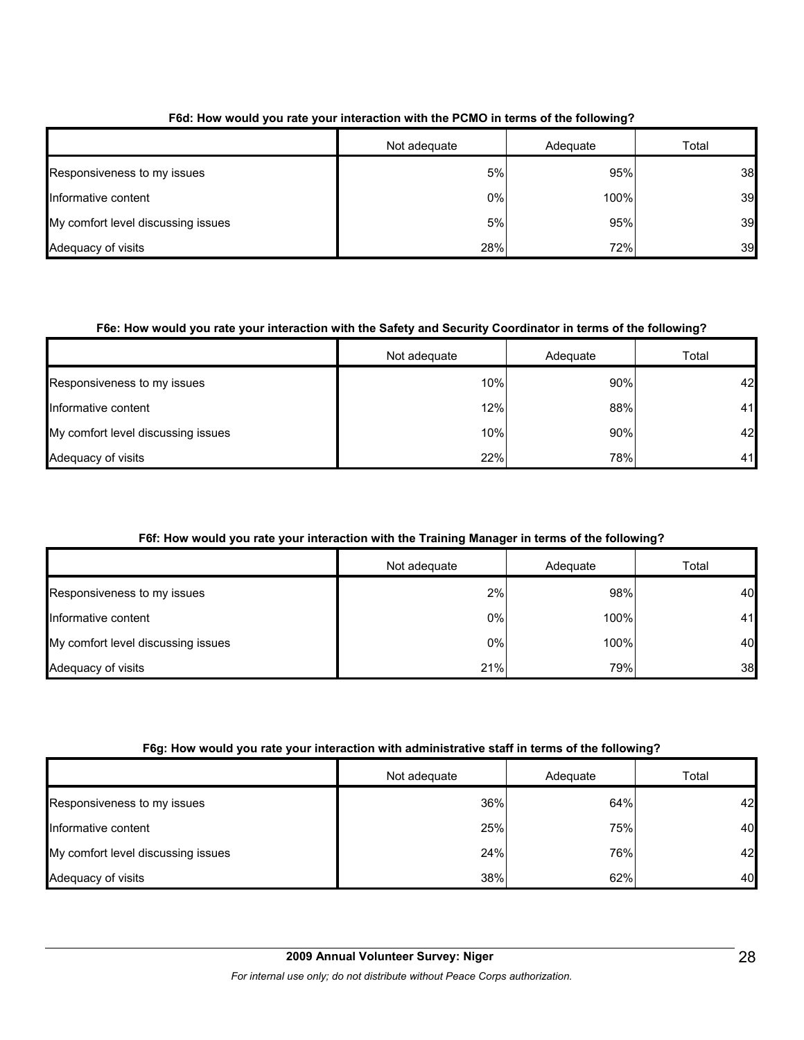**F6d: How would you rate your interaction with the PCMO in terms of the following?**

| | Not adequate | Adequate | Total |
|---|---|---|---|
| Responsiveness to my issues | 5% | 95% | 38 |
| Informative content | 0% | 100% | 39 |
| My comfort level discussing issues | 5% | 95% | 39 |
| Adequacy of visits | 28% | 72% | 39 |

**F6e: How would you rate your interaction with the Safety and Security Coordinator in terms of the following?**

| | Not adequate | Adequate | Total |
|---|---|---|---|
| Responsiveness to my issues | 10% | 90% | 42 |
| Informative content | 12% | 88% | 41 |
| My comfort level discussing issues | 10% | 90% | 42 |
| Adequacy of visits | 22% | 78% | 41 |

**F6f: How would you rate your interaction with the Training Manager in terms of the following?**

| | Not adequate | Adequate | Total |
|---|---|---|---|
| Responsiveness to my issues | 2% | 98% | 40 |
| Informative content | 0% | 100% | 41 |
| My comfort level discussing issues | 0% | 100% | 40 |
| Adequacy of visits | 21% | 79% | 38 |

**F6g: How would you rate your interaction with administrative staff in terms of the following?**

| | Not adequate | Adequate | Total |
|---|---|---|---|
| Responsiveness to my issues | 36% | 64% | 42 |
| Informative content | 25% | 75% | 40 |
| My comfort level discussing issues | 24% | 76% | 42 |
| Adequacy of visits | 38% | 62% | 40 |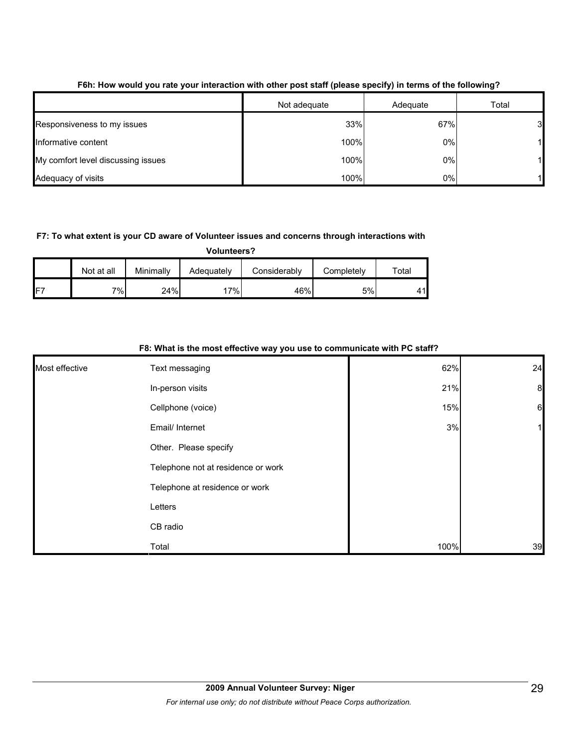**F6h: How would you rate your interaction with other post staff (please specify) in terms of the following?**

| | Not adequate | Adequate | Total |
|---|---|---|---|
| Responsiveness to my issues | 33% | 67% | 3 |
| Informative content | 100% | 0% | 1 |
| My comfort level discussing issues | 100% | 0% | 1 |
| Adequacy of visits | 100% | 0% | 1 |

**F7: To what extent is your CD aware of Volunteer issues and concerns through interactions with Volunteers?**

| | Not at all | Minimally | Adequately | Considerably | Completely | Total |
|---|---|---|---|---|---|---|
| F7 | 7% | 24% | 17% | 46% | 5% | 41 |

**F8: What is the most effective way you use to communicate with PC staff?**

| | | | |
|---|---|---|---|
| Most effective | Text messaging | 62% | 24 |
| | In-person visits | 21% | 8 |
| | Cellphone (voice) | 15% | 6 |
| | Email/ Internet | 3% | 1 |
| | Other. Please specify | | |
| | Telephone not at residence or work | | |
| | Telephone at residence or work | | |
| | Letters | | |
| | CB radio | | |
| | Total | 100% | 39 |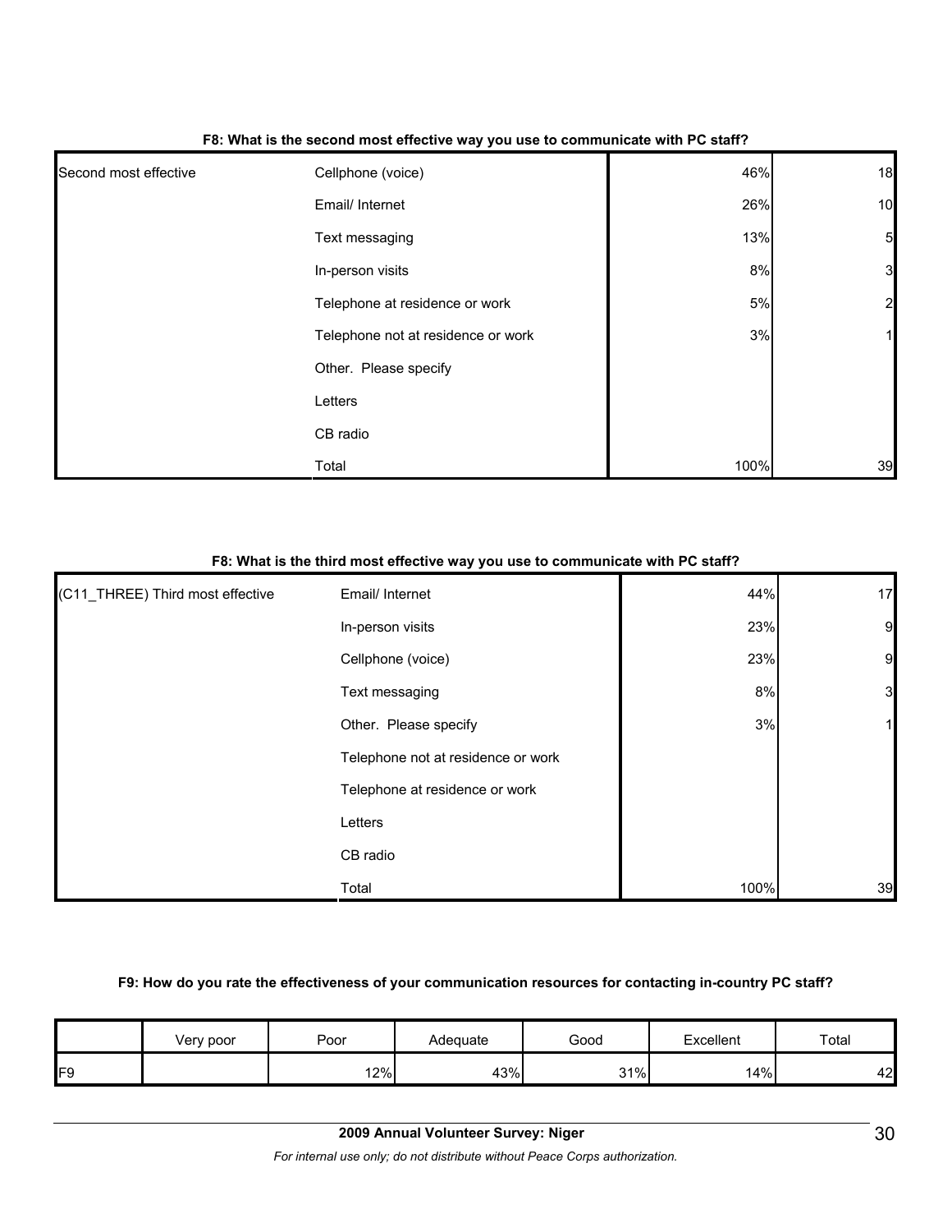#### F8: What is the second most effective way you use to communicate with PC staff?

| | | | |
|---|---|---|---|
| Second most effective | Cellphone (voice) | 46% | 18 |
| | Email/ Internet | 26% | 10 |
| | Text messaging | 13% | 5 |
| | In-person visits | 8% | 3 |
| | Telephone at residence or work | 5% | 2 |
| | Telephone not at residence or work | 3% | 1 |
| | Other. Please specify | | |
| | Letters | | |
| | CB radio | | |
| | Total | 100% | 39 |

#### F8: What is the third most effective way you use to communicate with PC staff?

| | | | |
|---|---|---|---|
| (C11_THREE) Third most effective | Email/ Internet | 44% | 17 |
| | In-person visits | 23% | 9 |
| | Cellphone (voice) | 23% | 9 |
| | Text messaging | 8% | 3 |
| | Other. Please specify | 3% | 1 |
| | Telephone not at residence or work | | |
| | Telephone at residence or work | | |
| | Letters | | |
| | CB radio | | |
| | Total | 100% | 39 |

#### F9: How do you rate the effectiveness of your communication resources for contacting in-country PC staff?

| | Very poor | Poor | Adequate | Good | Excellent | Total |
|---|---|---|---|---|---|---|
| F9 | | 12% | 43% | 31% | 14% | 42 |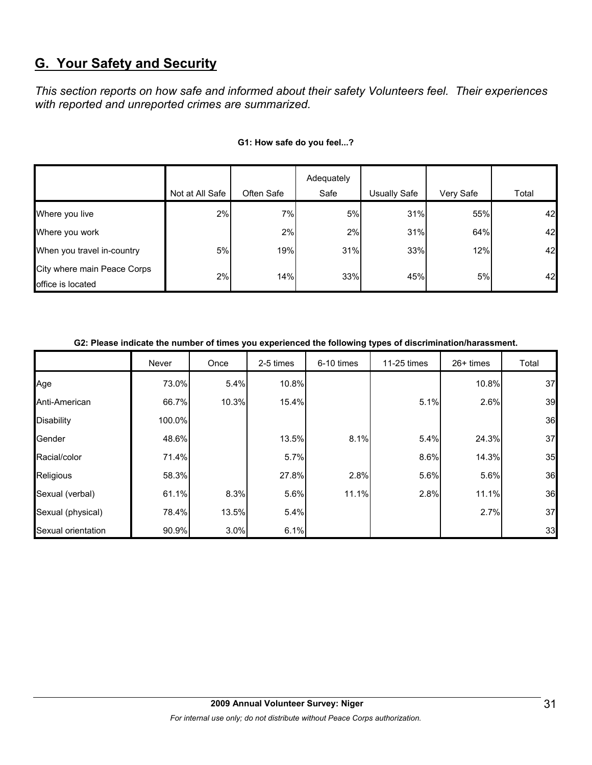## G. Your Safety and Security

*This section reports on how safe and informed about their safety Volunteers feel. Their experiences with reported and unreported crimes are summarized.*

**G1: How safe do you feel...?**

| | Not at All Safe | Often Safe | Adequately Safe | Usually Safe | Very Safe | Total |
|---|---|---|---|---|---|---|
| Where you live | 2% | 7% | 5% | 31% | 55% | 42 |
| Where you work | | 2% | 2% | 31% | 64% | 42 |
| When you travel in-country | 5% | 19% | 31% | 33% | 12% | 42 |
| City where main Peace Corps office is located | 2% | 14% | 33% | 45% | 5% | 42 |

**G2: Please indicate the number of times you experienced the following types of discrimination/harassment.**

| | Never | Once | 2-5 times | 6-10 times | 11-25 times | 26+ times | Total |
|---|---|---|---|---|---|---|---|
| Age | 73.0% | 5.4% | 10.8% | | | 10.8% | 37 |
| Anti-American | 66.7% | 10.3% | 15.4% | | 5.1% | 2.6% | 39 |
| Disability | 100.0% | | | | | | 36 |
| Gender | 48.6% | | 13.5% | 8.1% | 5.4% | 24.3% | 37 |
| Racial/color | 71.4% | | 5.7% | | 8.6% | 14.3% | 35 |
| Religious | 58.3% | | 27.8% | 2.8% | 5.6% | 5.6% | 36 |
| Sexual (verbal) | 61.1% | 8.3% | 5.6% | 11.1% | 2.8% | 11.1% | 36 |
| Sexual (physical) | 78.4% | 13.5% | 5.4% | | | 2.7% | 37 |
| Sexual orientation | 90.9% | 3.0% | 6.1% | | | | 33 |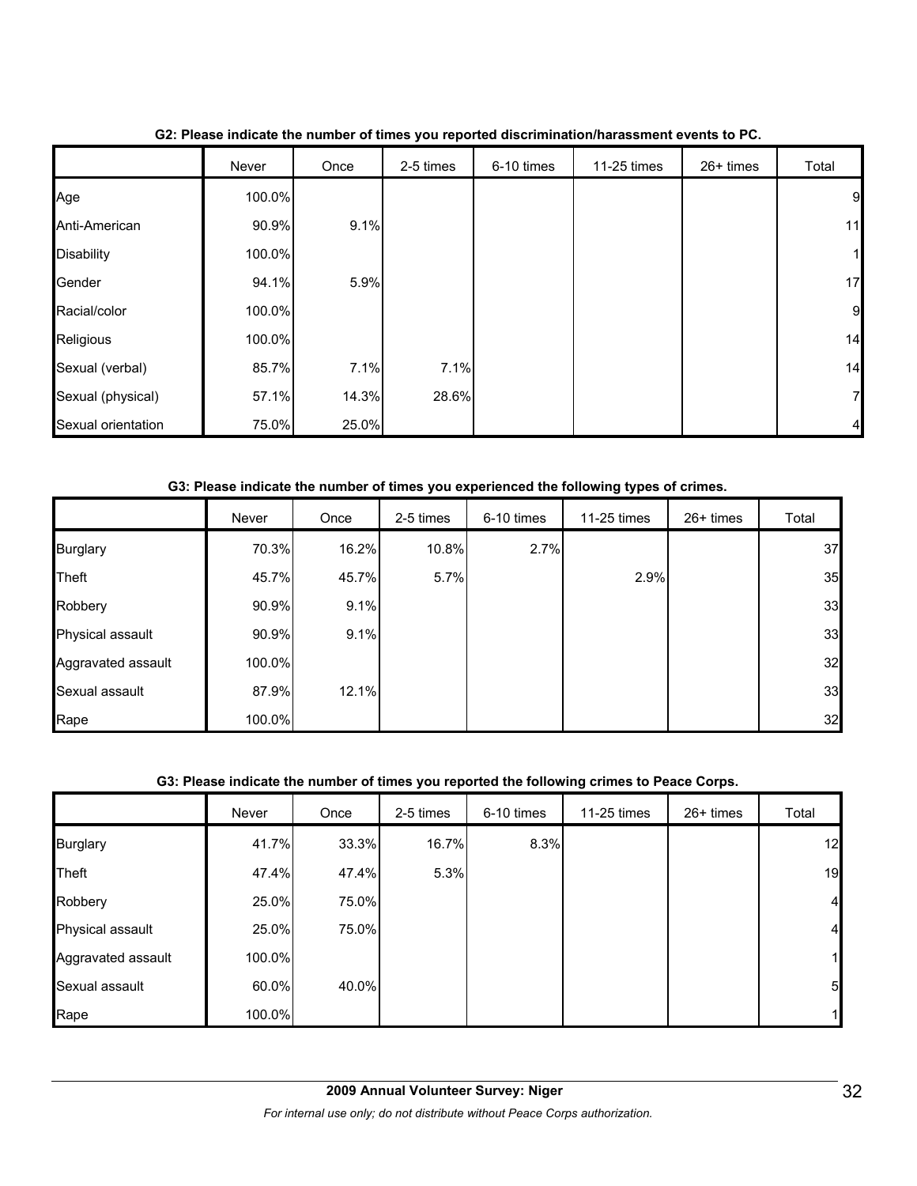**G2: Please indicate the number of times you reported discrimination/harassment events to PC.**

| | Never | Once | 2-5 times | 6-10 times | 11-25 times | 26+ times | Total |
|---|---|---|---|---|---|---|---|
| Age | 100.0% | | | | | | 9 |
| Anti-American | 90.9% | 9.1% | | | | | 11 |
| Disability | 100.0% | | | | | | 1 |
| Gender | 94.1% | 5.9% | | | | | 17 |
| Racial/color | 100.0% | | | | | | 9 |
| Religious | 100.0% | | | | | | 14 |
| Sexual (verbal) | 85.7% | 7.1% | 7.1% | | | | 14 |
| Sexual (physical) | 57.1% | 14.3% | 28.6% | | | | 7 |
| Sexual orientation | 75.0% | 25.0% | | | | | 4 |

**G3: Please indicate the number of times you experienced the following types of crimes.**

| | Never | Once | 2-5 times | 6-10 times | 11-25 times | 26+ times | Total |
|---|---|---|---|---|---|---|---|
| Burglary | 70.3% | 16.2% | 10.8% | 2.7% | | | 37 |
| Theft | 45.7% | 45.7% | 5.7% | | 2.9% | | 35 |
| Robbery | 90.9% | 9.1% | | | | | 33 |
| Physical assault | 90.9% | 9.1% | | | | | 33 |
| Aggravated assault | 100.0% | | | | | | 32 |
| Sexual assault | 87.9% | 12.1% | | | | | 33 |
| Rape | 100.0% | | | | | | 32 |

**G3: Please indicate the number of times you reported the following crimes to Peace Corps.**

| | Never | Once | 2-5 times | 6-10 times | 11-25 times | 26+ times | Total |
|---|---|---|---|---|---|---|---|
| Burglary | 41.7% | 33.3% | 16.7% | 8.3% | | | 12 |
| Theft | 47.4% | 47.4% | 5.3% | | | | 19 |
| Robbery | 25.0% | 75.0% | | | | | 4 |
| Physical assault | 25.0% | 75.0% | | | | | 4 |
| Aggravated assault | 100.0% | | | | | | 1 |
| Sexual assault | 60.0% | 40.0% | | | | | 5 |
| Rape | 100.0% | | | | | | 1 |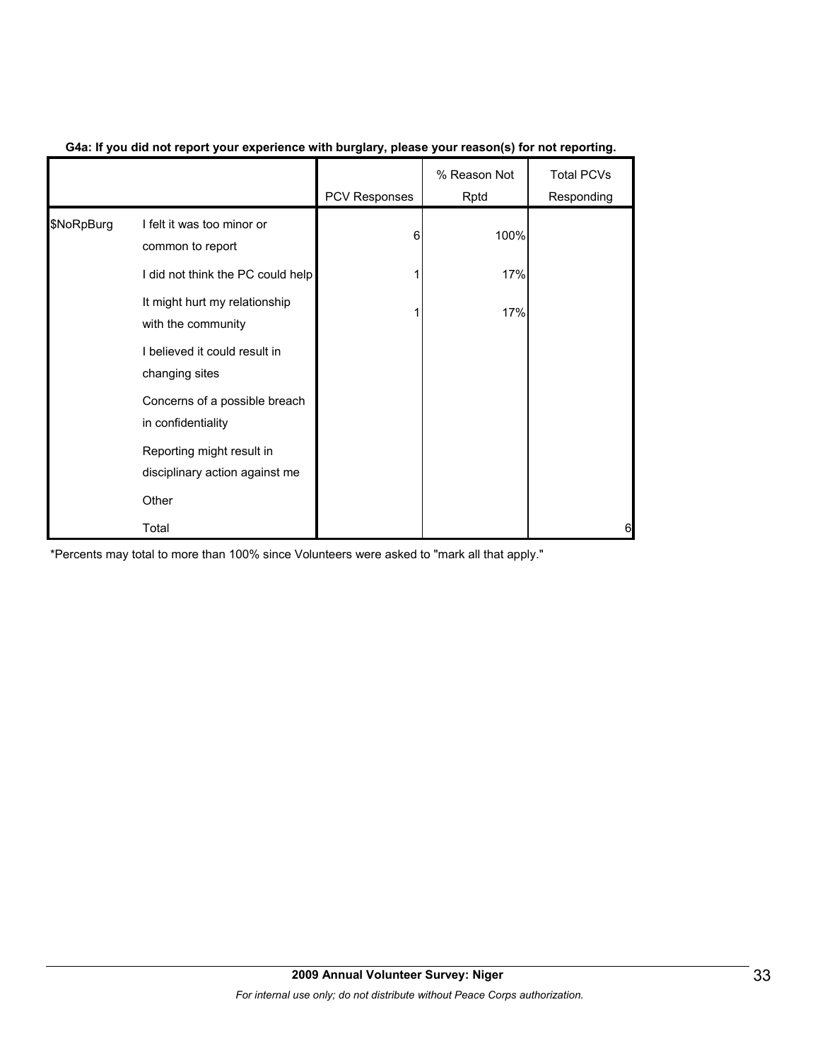**G4a: If you did not report your experience with burglary, please your reason(s) for not reporting.**

| | | PCV Responses | % Reason Not Rptd | Total PCVs Responding |
|---|---|---|---|---|
| $NoRpBurg | I felt it was too minor or common to report | 6 | 100% | |
| | I did not think the PC could help | 1 | 17% | |
| | It might hurt my relationship with the community | 1 | 17% | |
| | I believed it could result in changing sites | | | |
| | Concerns of a possible breach in confidentiality | | | |
| | Reporting might result in disciplinary action against me | | | |
| | Other | | | |
| | Total | | | 6 |

*Percents may total to more than 100% since Volunteers were asked to "mark all that apply."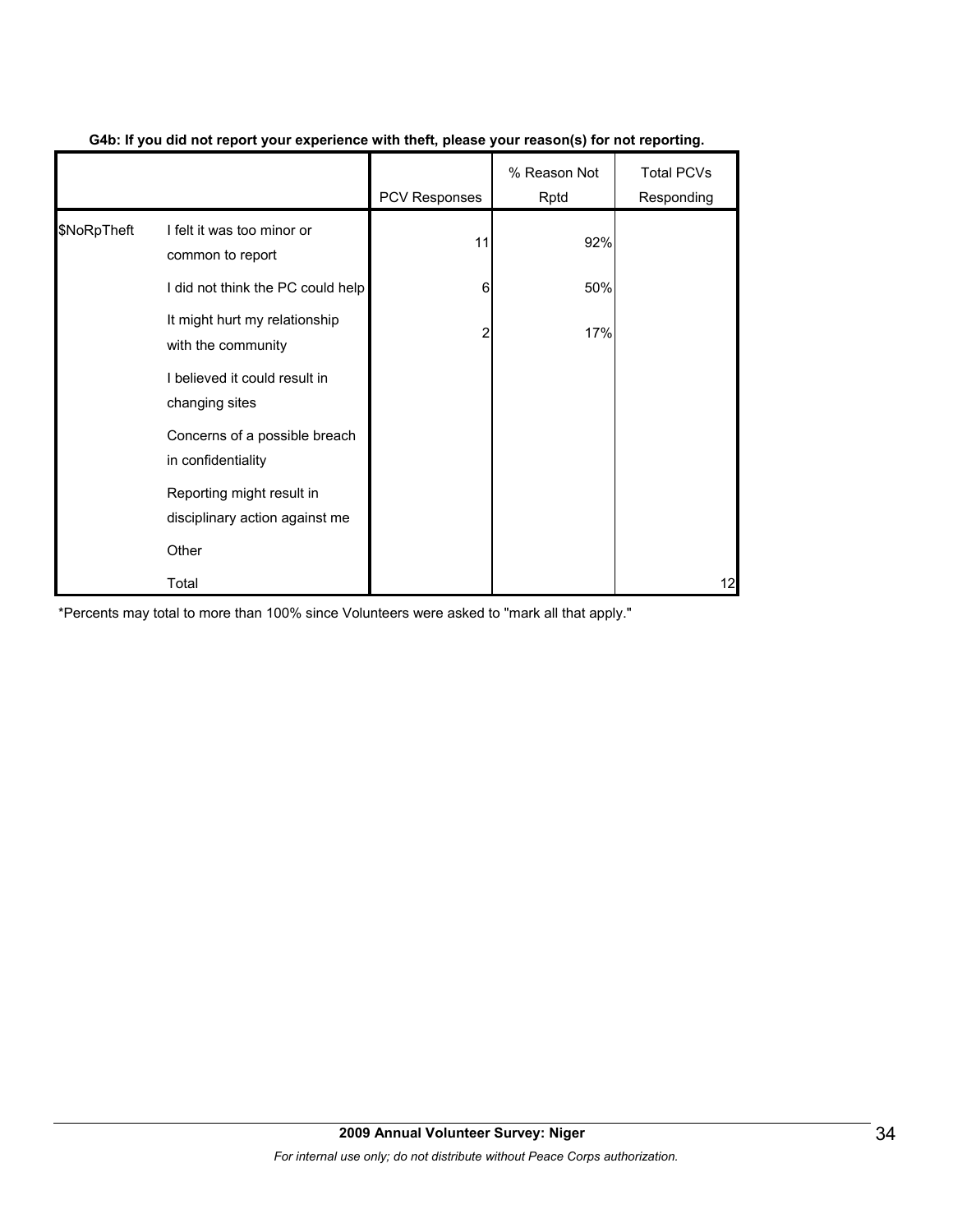**G4b: If you did not report your experience with theft, please your reason(s) for not reporting.**

| | | PCV Responses | % Reason Not Rptd | Total PCVs Responding |
|---|---|---|---|---|
| $NoRpTheft | I felt it was too minor or common to report | 11 | 92% | |
| | I did not think the PC could help | 6 | 50% | |
| | It might hurt my relationship with the community | 2 | 17% | |
| | I believed it could result in changing sites | | | |
| | Concerns of a possible breach in confidentiality | | | |
| | Reporting might result in disciplinary action against me | | | |
| | Other | | | |
| | Total | | | 12 |

*Percents may total to more than 100% since Volunteers were asked to "mark all that apply."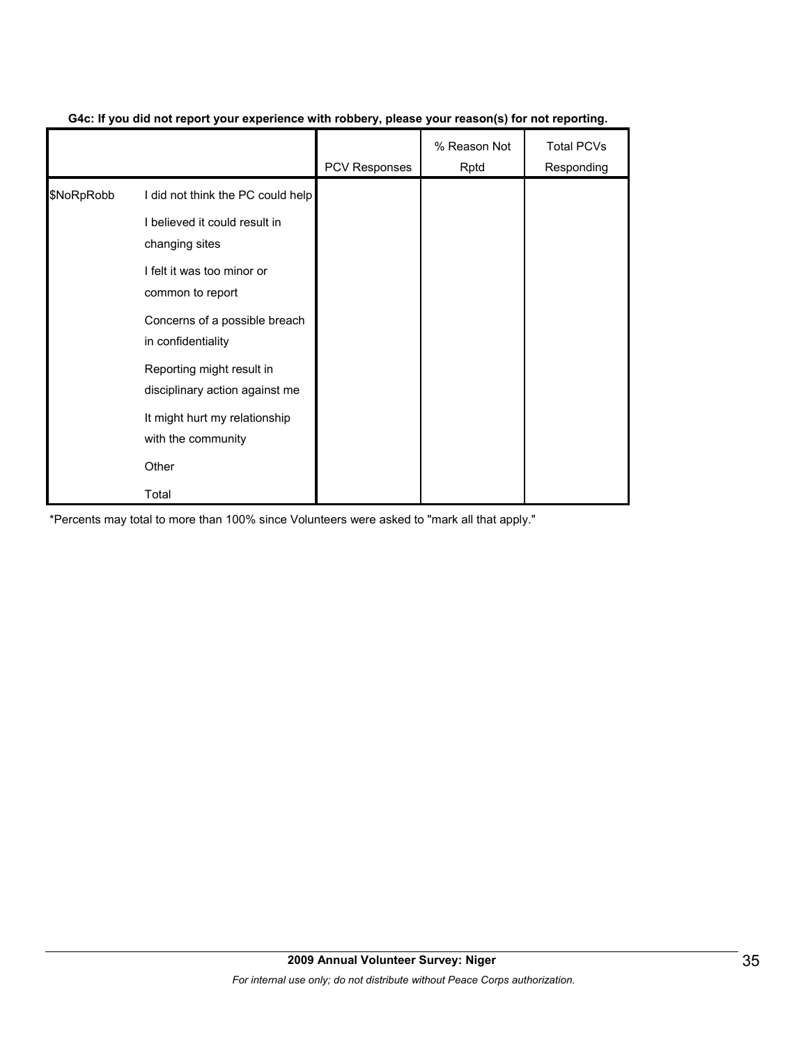**G4c: If you did not report your experience with robbery, please your reason(s) for not reporting.**

| | | PCV Responses | % Reason Not Rptd | Total PCVs Responding |
|---|---|---|---|---|
| $NoRpRobb | I did not think the PC could help | | | |
| | I believed it could result in changing sites | | | |
| | I felt it was too minor or common to report | | | |
| | Concerns of a possible breach in confidentiality | | | |
| | Reporting might result in disciplinary action against me | | | |
| | It might hurt my relationship with the community | | | |
| | Other | | | |
| | Total | | | |

*Percents may total to more than 100% since Volunteers were asked to "mark all that apply."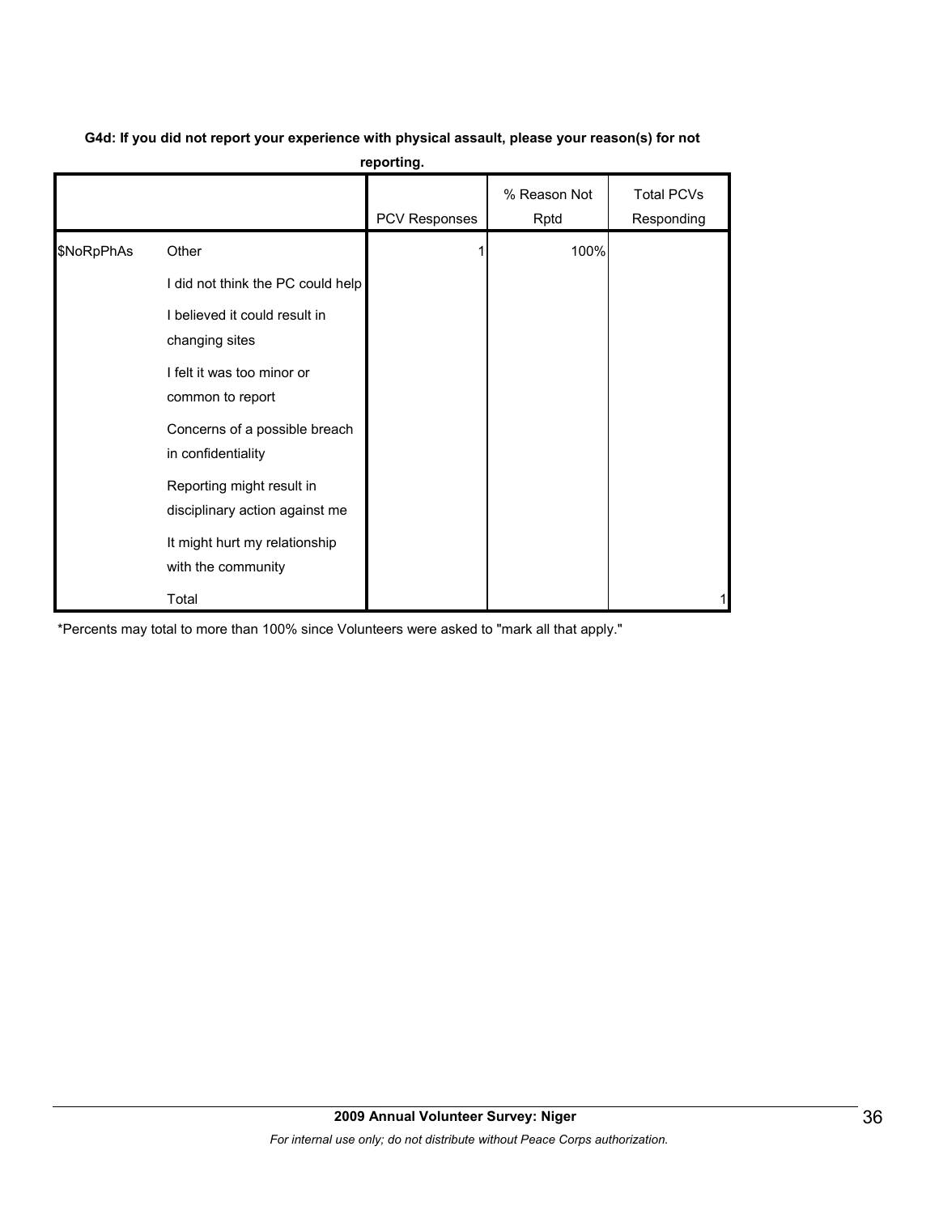**G4d: If you did not report your experience with physical assault, please your reason(s) for not reporting.**

| | | PCV Responses | % Reason Not Rptd | Total PCVs Responding |
|---|---|---|---|---|
| $NoRpPhAs | Other | 1 | 100% | |
| | I did not think the PC could help | | | |
| | I believed it could result in changing sites | | | |
| | I felt it was too minor or common to report | | | |
| | Concerns of a possible breach in confidentiality | | | |
| | Reporting might result in disciplinary action against me | | | |
| | It might hurt my relationship with the community | | | |
| | Total | | | 1 |

*Percents may total to more than 100% since Volunteers were asked to "mark all that apply."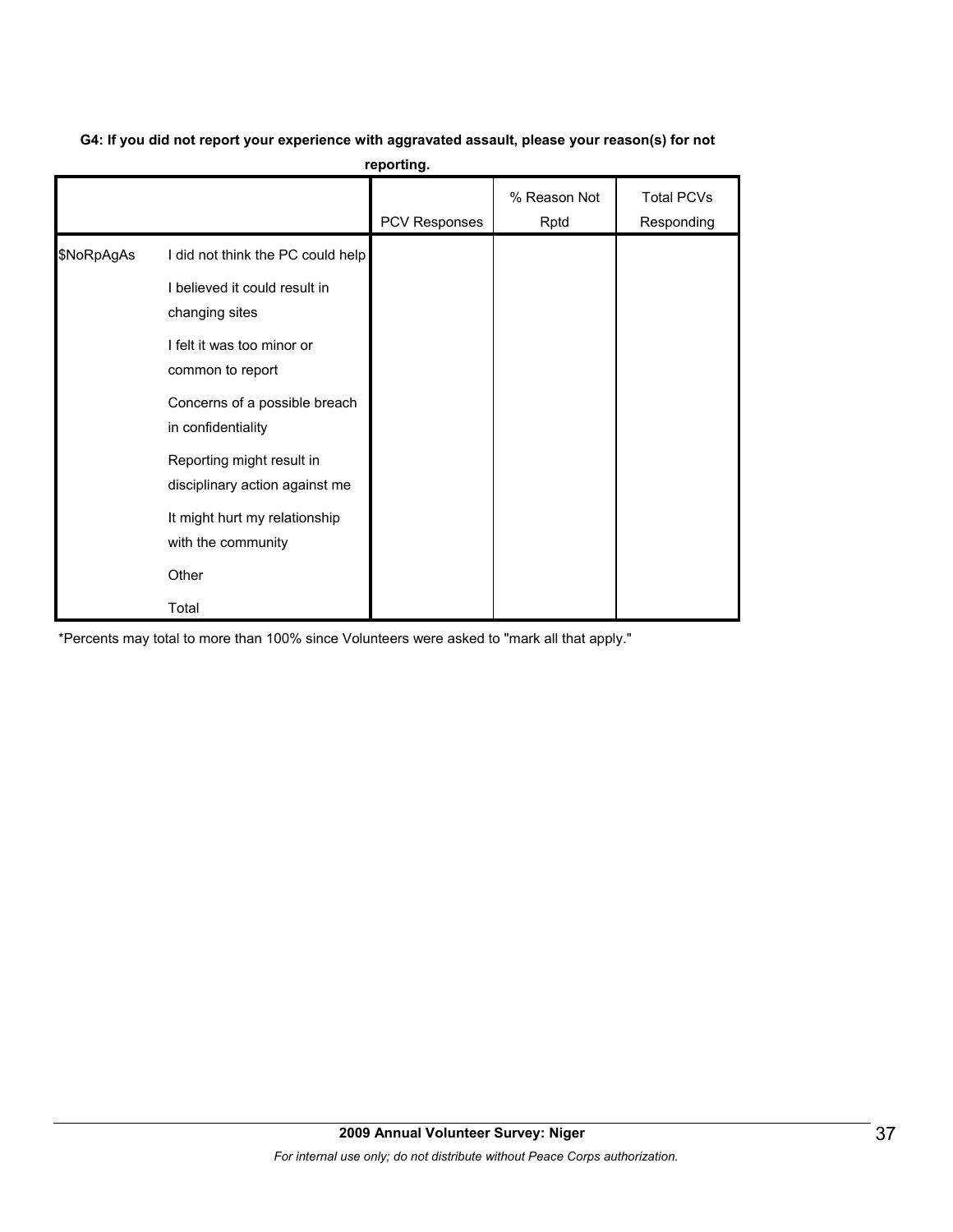**G4: If you did not report your experience with aggravated assault, please your reason(s) for not reporting.**

| | | PCV Responses | % Reason Not Rptd | Total PCVs Responding |
|---|---|---|---|---|
| $NoRpAgAs | I did not think the PC could help | | | |
| | I believed it could result in changing sites | | | |
| | I felt it was too minor or common to report | | | |
| | Concerns of a possible breach in confidentiality | | | |
| | Reporting might result in disciplinary action against me | | | |
| | It might hurt my relationship with the community | | | |
| | Other | | | |
| | Total | | | |

*Percents may total to more than 100% since Volunteers were asked to "mark all that apply."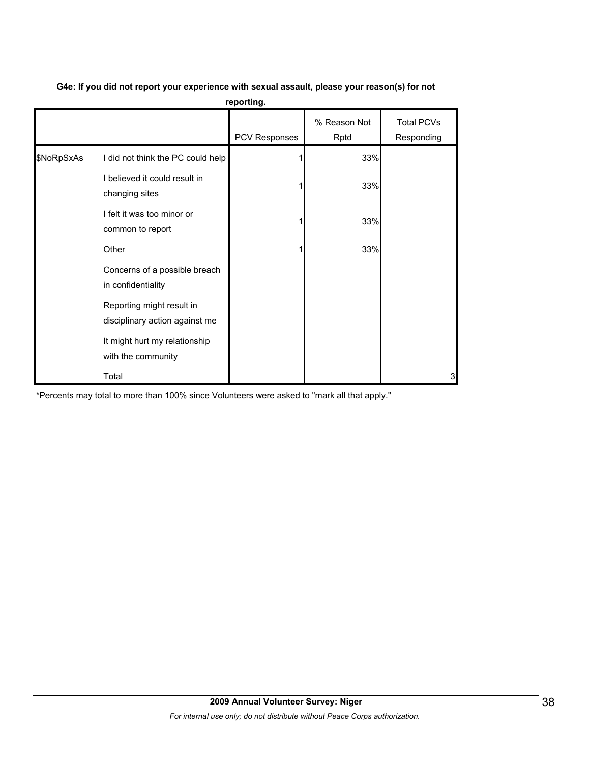**G4e: If you did not report your experience with sexual assault, please your reason(s) for not reporting.**

| | | PCV Responses | % Reason Not Rptd | Total PCVs Responding |
|---|---|---|---|---|
| $NoRpSxAs | I did not think the PC could help | 1 | 33% | |
| | I believed it could result in changing sites | 1 | 33% | |
| | I felt it was too minor or common to report | 1 | 33% | |
| | Other | 1 | 33% | |
| | Concerns of a possible breach in confidentiality | | | |
| | Reporting might result in disciplinary action against me | | | |
| | It might hurt my relationship with the community | | | |
| | Total | | | 3 |

*Percents may total to more than 100% since Volunteers were asked to "mark all that apply."

**2009 Annual Volunteer Survey: Niger**

*For internal use only; do not distribute without Peace Corps authorization.*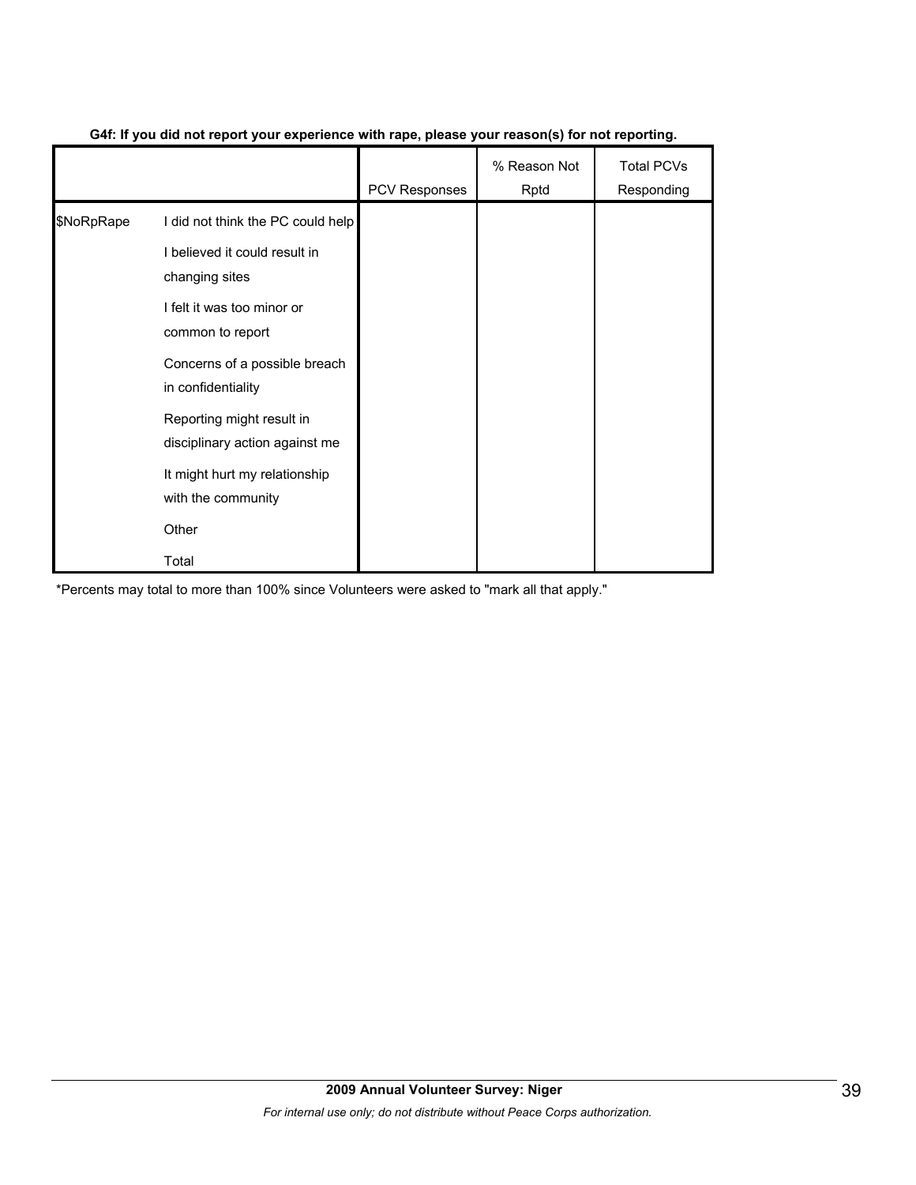**G4f: If you did not report your experience with rape, please your reason(s) for not reporting.**

| | | PCV Responses | % Reason Not Rptd | Total PCVs Responding |
|---|---|---|---|---|
| $NoRpRape | I did not think the PC could help | | | |
| | I believed it could result in changing sites | | | |
| | I felt it was too minor or common to report | | | |
| | Concerns of a possible breach in confidentiality | | | |
| | Reporting might result in disciplinary action against me | | | |
| | It might hurt my relationship with the community | | | |
| | Other | | | |
| | Total | | | |

*Percents may total to more than 100% since Volunteers were asked to "mark all that apply."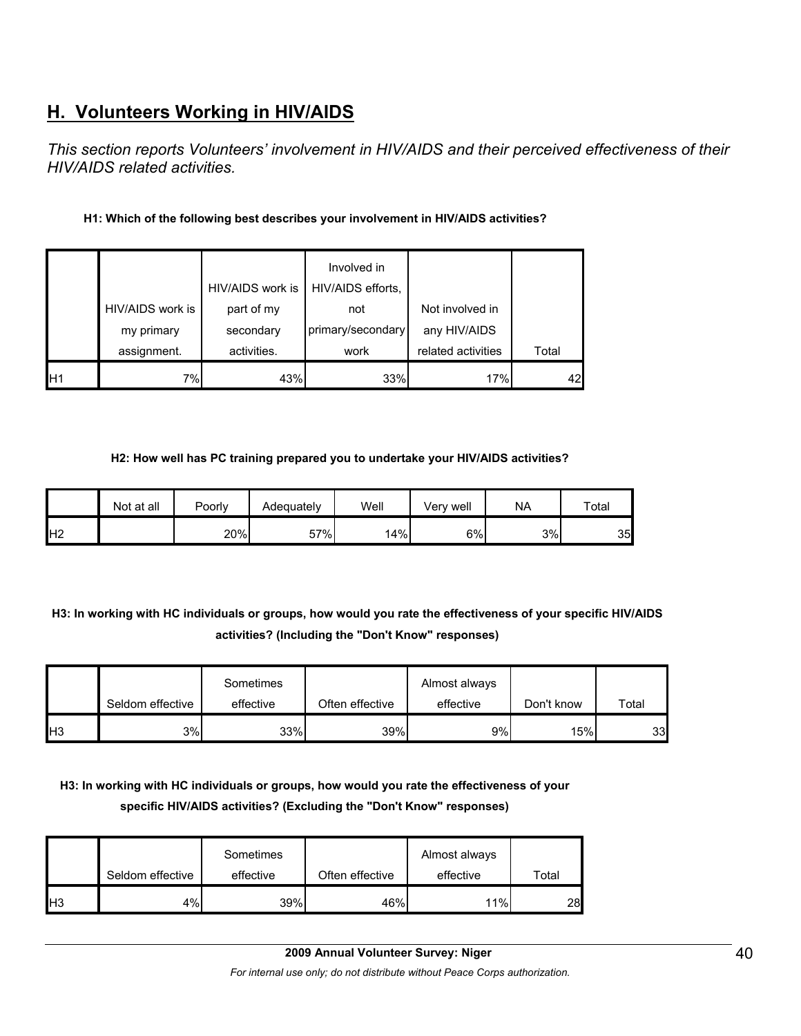## H. Volunteers Working in HIV/AIDS

*This section reports Volunteers' involvement in HIV/AIDS and their perceived effectiveness of their HIV/AIDS related activities.*

**H1: Which of the following best describes your involvement in HIV/AIDS activities?**

| | HIV/AIDS work is my primary assignment. | HIV/AIDS work is part of my secondary activities. | Involved in HIV/AIDS efforts, not primary/secondary work | Not involved in any HIV/AIDS related activities | Total |
|---|---|---|---|---|---|
| H1 | 7% | 43% | 33% | 17% | 42 |

**H2: How well has PC training prepared you to undertake your HIV/AIDS activities?**

| | Not at all | Poorly | Adequately | Well | Very well | NA | Total |
|---|---|---|---|---|---|---|---|
| H2 | | 20% | 57% | 14% | 6% | 3% | 35 |

**H3: In working with HC individuals or groups, how would you rate the effectiveness of your specific HIV/AIDS activities? (Including the "Don't Know" responses)**

| | Seldom effective | Sometimes effective | Often effective | Almost always effective | Don't know | Total |
|---|---|---|---|---|---|---|
| H3 | 3% | 33% | 39% | 9% | 15% | 33 |

**H3: In working with HC individuals or groups, how would you rate the effectiveness of your specific HIV/AIDS activities? (Excluding the "Don't Know" responses)**

| | Seldom effective | Sometimes effective | Often effective | Almost always effective | Total |
|---|---|---|---|---|---|
| H3 | 4% | 39% | 46% | 11% | 28 |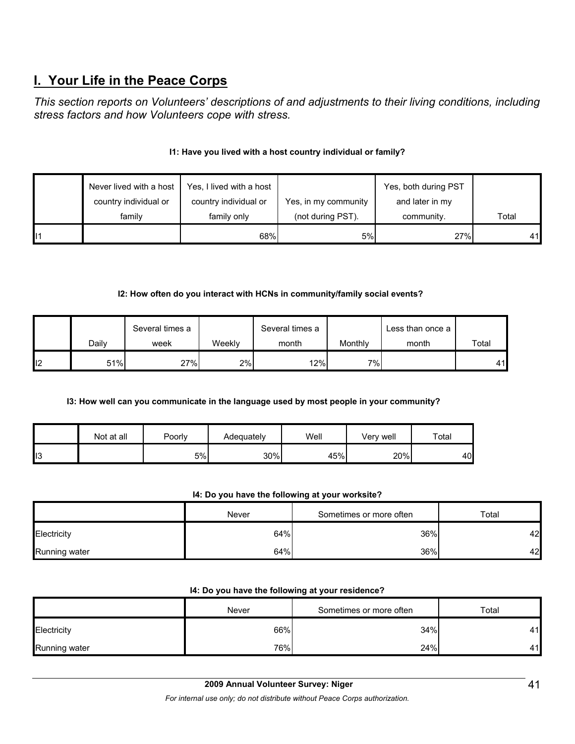# I. Your Life in the Peace Corps

*This section reports on Volunteers' descriptions of and adjustments to their living conditions, including stress factors and how Volunteers cope with stress.*

**I1: Have you lived with a host country individual or family?**

| | Never lived with a host country individual or family | Yes, I lived with a host country individual or family only | Yes, in my community (not during PST). | Yes, both during PST and later in my community. | Total |
|---|---|---|---|---|---|
| I1 | | 68% | 5% | 27% | 41 |

**I2: How often do you interact with HCNs in community/family social events?**

| | Daily | Several times a week | Weekly | Several times a month | Monthly | Less than once a month | Total |
|---|---|---|---|---|---|---|---|
| I2 | 51% | 27% | 2% | 12% | 7% | | 41 |

**I3: How well can you communicate in the language used by most people in your community?**

| | Not at all | Poorly | Adequately | Well | Very well | Total |
|---|---|---|---|---|---|---|
| I3 | | 5% | 30% | 45% | 20% | 40 |

**I4: Do you have the following at your worksite?**

| | Never | Sometimes or more often | Total |
|---|---|---|---|
| Electricity | 64% | 36% | 42 |
| Running water | 64% | 36% | 42 |

**I4: Do you have the following at your residence?**

| | Never | Sometimes or more often | Total |
|---|---|---|---|
| Electricity | 66% | 34% | 41 |
| Running water | 76% | 24% | 41 |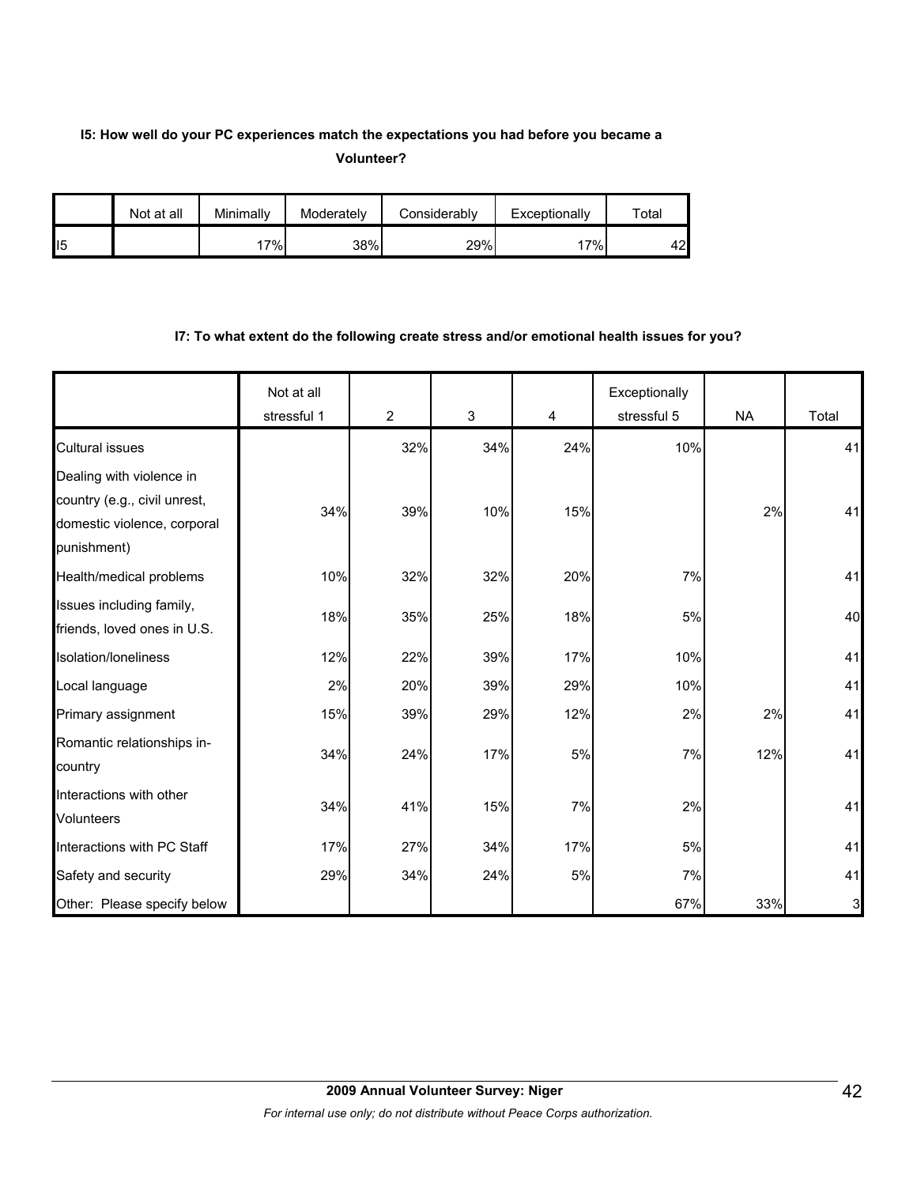**I5: How well do your PC experiences match the expectations you had before you became a Volunteer?**

| | Not at all | Minimally | Moderately | Considerably | Exceptionally | Total |
|---|---|---|---|---|---|---|
| I5 | | 17% | 38% | 29% | 17% | 42 |

**I7: To what extent do the following create stress and/or emotional health issues for you?**

| | Not at all stressful 1 | 2 | 3 | 4 | Exceptionally stressful 5 | NA | Total |
|---|---|---|---|---|---|---|---|
| Cultural issues | | 32% | 34% | 24% | 10% | | 41 |
| Dealing with violence in country (e.g., civil unrest, domestic violence, corporal punishment) | 34% | 39% | 10% | 15% | | 2% | 41 |
| Health/medical problems | 10% | 32% | 32% | 20% | 7% | | 41 |
| Issues including family, friends, loved ones in U.S. | 18% | 35% | 25% | 18% | 5% | | 40 |
| Isolation/loneliness | 12% | 22% | 39% | 17% | 10% | | 41 |
| Local language | 2% | 20% | 39% | 29% | 10% | | 41 |
| Primary assignment | 15% | 39% | 29% | 12% | 2% | 2% | 41 |
| Romantic relationships in-country | 34% | 24% | 17% | 5% | 7% | 12% | 41 |
| Interactions with other Volunteers | 34% | 41% | 15% | 7% | 2% | | 41 |
| Interactions with PC Staff | 17% | 27% | 34% | 17% | 5% | | 41 |
| Safety and security | 29% | 34% | 24% | 5% | 7% | | 41 |
| Other: Please specify below | | | | | 67% | 33% | 3 |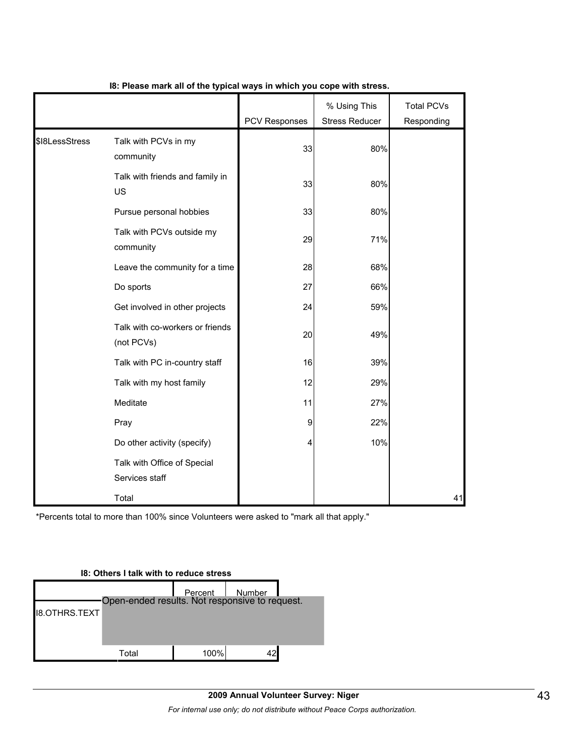**I8: Please mark all of the typical ways in which you cope with stress.**

| | | PCV Responses | % Using This Stress Reducer | Total PCVs Responding |
|---|---|---|---|---|
| $I8LessStress | Talk with PCVs in my community | 33 | 80% | |
| | Talk with friends and family in US | 33 | 80% | |
| | Pursue personal hobbies | 33 | 80% | |
| | Talk with PCVs outside my community | 29 | 71% | |
| | Leave the community for a time | 28 | 68% | |
| | Do sports | 27 | 66% | |
| | Get involved in other projects | 24 | 59% | |
| | Talk with co-workers or friends (not PCVs) | 20 | 49% | |
| | Talk with PC in-country staff | 16 | 39% | |
| | Talk with my host family | 12 | 29% | |
| | Meditate | 11 | 27% | |
| | Pray | 9 | 22% | |
| | Do other activity (specify) | 4 | 10% | |
| | Talk with Office of Special Services staff | | | |
| | Total | | | 41 |

*Percents total to more than 100% since Volunteers were asked to "mark all that apply."

**I8: Others I talk with to reduce stress**

| | | Percent | Number |
|---|---|---|---|
| I8.OTHRS.TEXT | Open-ended results. Not responsive to request. | | |
| | Total | 100% | 42 |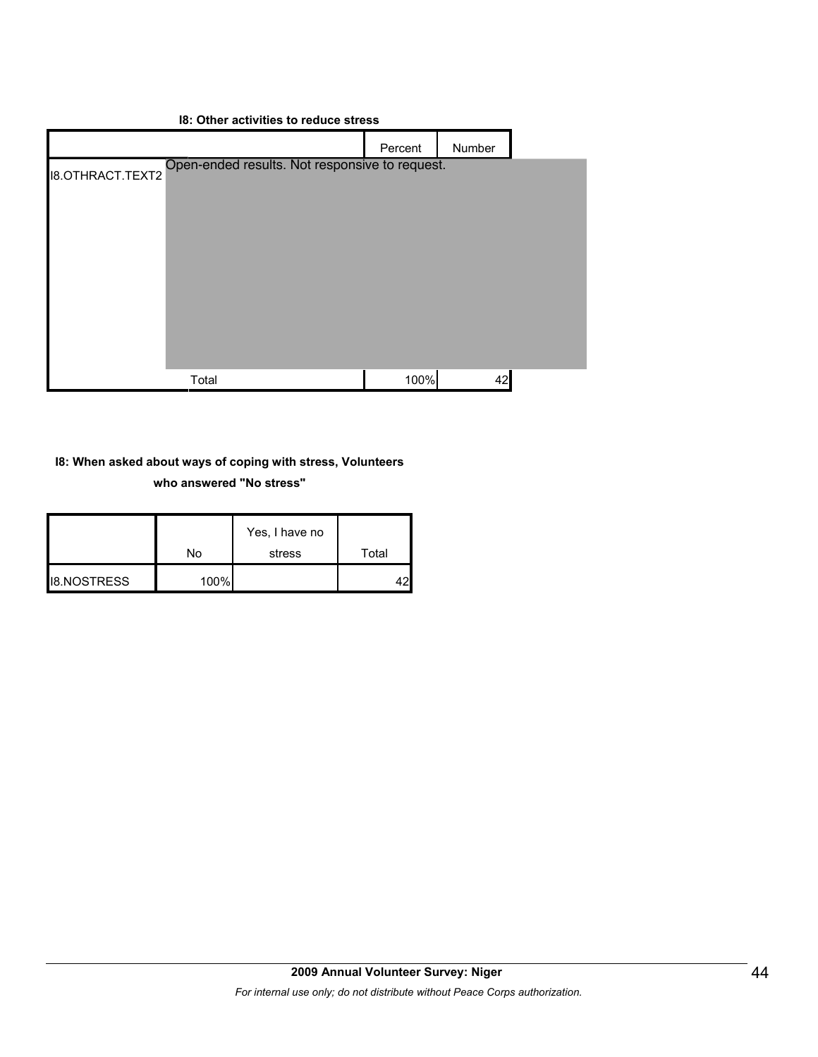**I8: Other activities to reduce stress**

| | | Percent | Number |
|---|---|---|---|
| I8.OTHRACT.TEXT2 | Open-ended results. Not responsive to request. | | |
| | Total | 100% | 42 |

**I8: When asked about ways of coping with stress, Volunteers who answered "No stress"**

| | No | Yes, I have no stress | Total |
|---|---|---|---|
| I8.NOSTRESS | 100% | | 42 |

**2009 Annual Volunteer Survey: Niger**

*For internal use only; do not distribute without Peace Corps authorization.*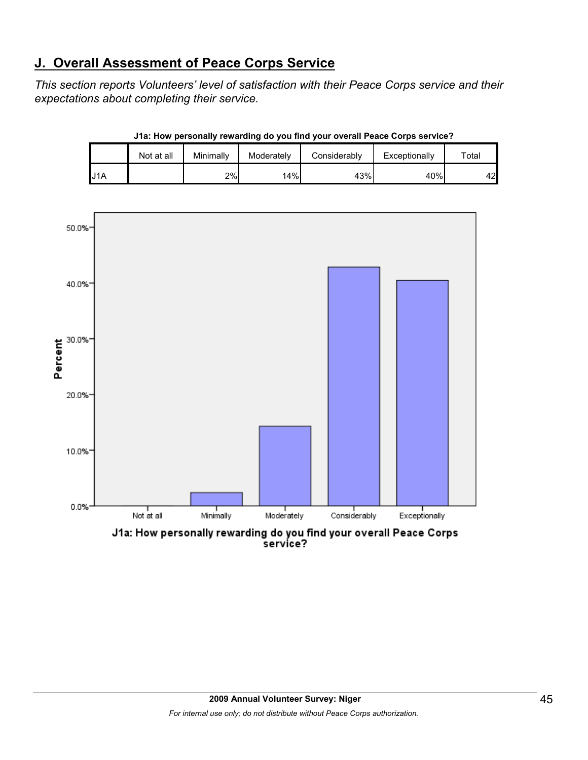## J. Overall Assessment of Peace Corps Service

*This section reports Volunteers' level of satisfaction with their Peace Corps service and their expectations about completing their service.*

**J1a: How personally rewarding do you find your overall Peace Corps service?**

| | Not at all | Minimally | Moderately | Considerably | Exceptionally | Total |
|---|---|---|---|---|---|---|
| J1A | | 2% | 14% | 43% | 40% | 42 |

J1a: How personally rewarding do you find your overall Peace Corps service?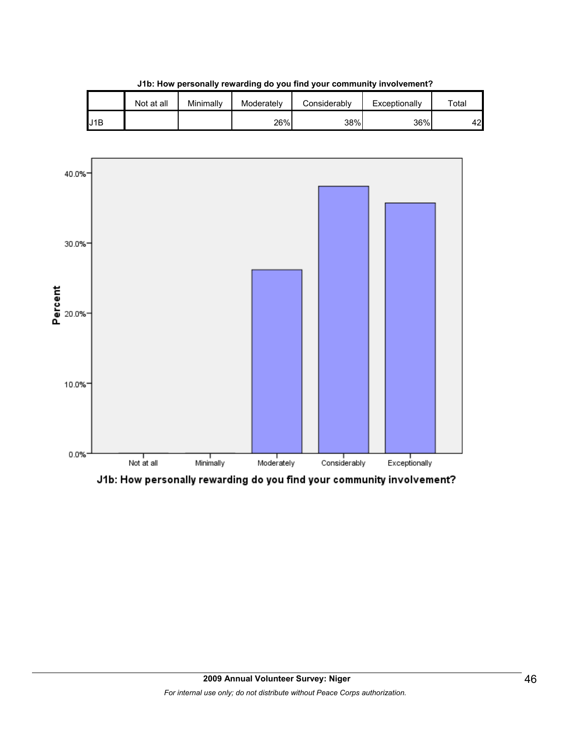**J1b: How personally rewarding do you find your community involvement?**

| | Not at all | Minimally | Moderately | Considerably | Exceptionally | Total |
|---|---|---|---|---|---|---|
| J1B | | | 26% | 38% | 36% | 42 |

Percent

J1b: How personally rewarding do you find your community involvement?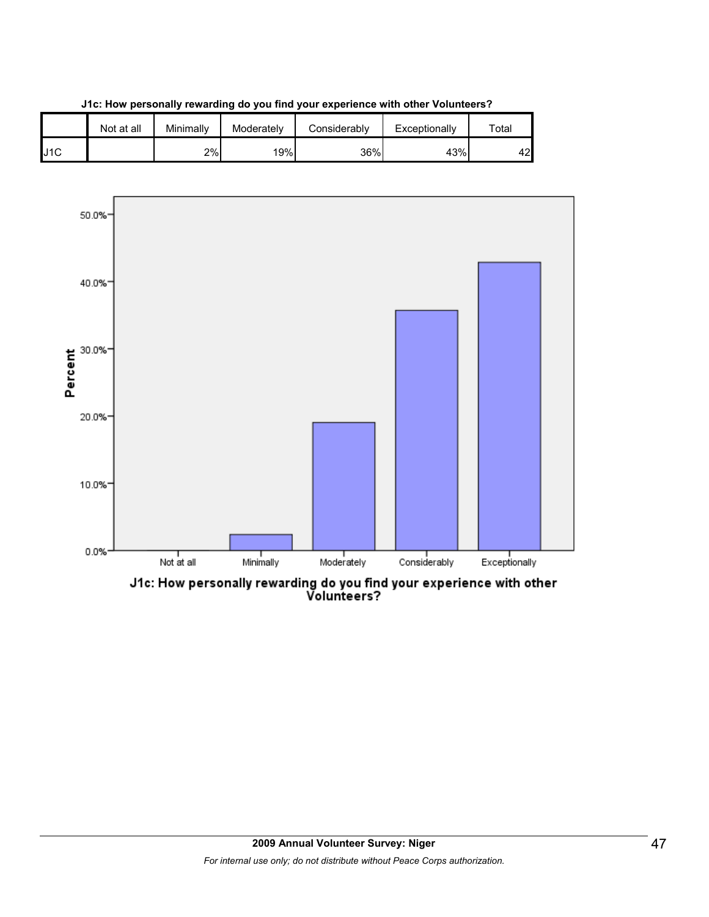**J1c: How personally rewarding do you find your experience with other Volunteers?**

| | Not at all | Minimally | Moderately | Considerably | Exceptionally | Total |
|---|---|---|---|---|---|---|
| J1C | | 2% | 19% | 36% | 43% | 42 |

Percent

50.0%
40.0%
30.0%
20.0%
10.0%
0.0%

Not at all | Minimally | Moderately | Considerably | Exceptionally

J1c: How personally rewarding do you find your experience with other Volunteers?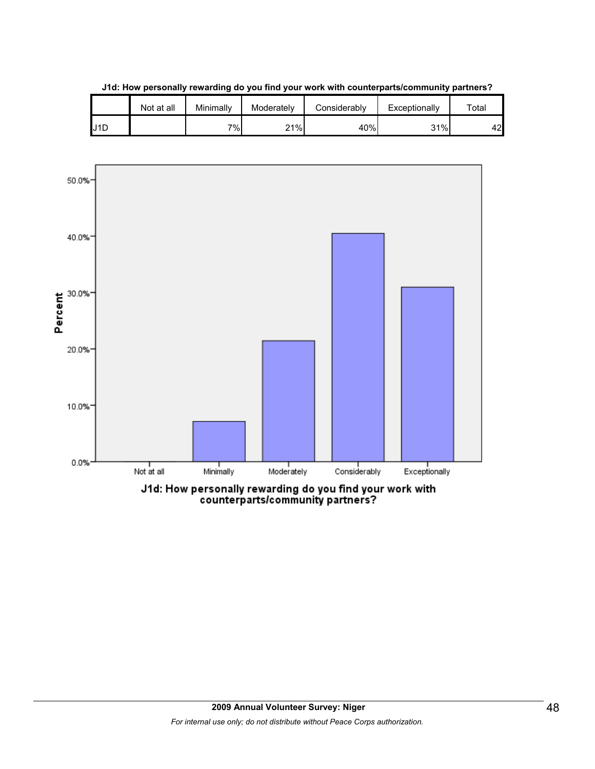**J1d: How personally rewarding do you find your work with counterparts/community partners?**

| | Not at all | Minimally | Moderately | Considerably | Exceptionally | Total |
|---|---|---|---|---|---|---|
| J1D | | 7% | 21% | 40% | 31% | 42 |

J1d: How personally rewarding do you find your work with counterparts/community partners?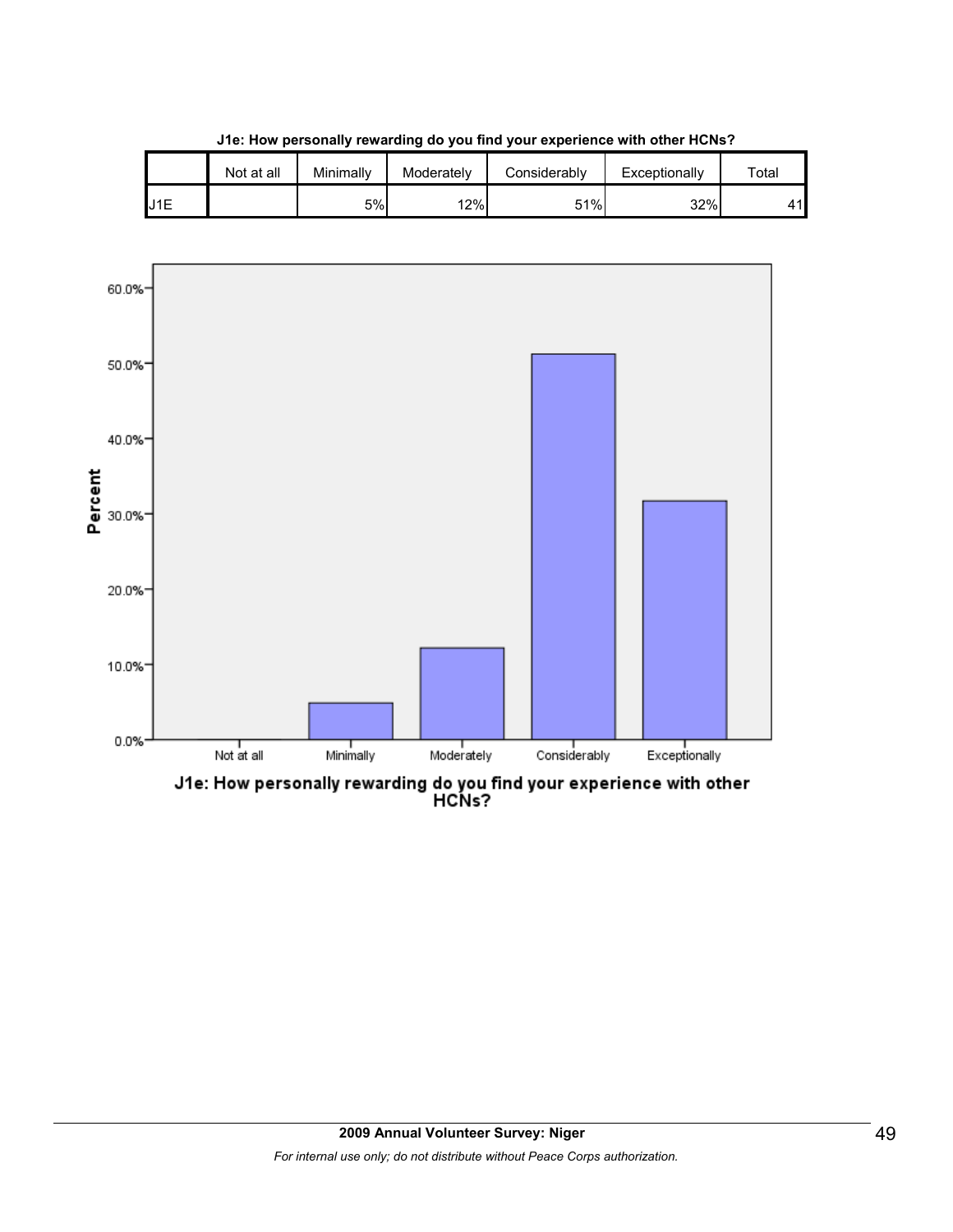**J1e: How personally rewarding do you find your experience with other HCNs?**

| | Not at all | Minimally | Moderately | Considerably | Exceptionally | Total |
|---|---|---|---|---|---|---|
| J1E | | 5% | 12% | 51% | 32% | 41 |

J1e: How personally rewarding do you find your experience with other HCNs?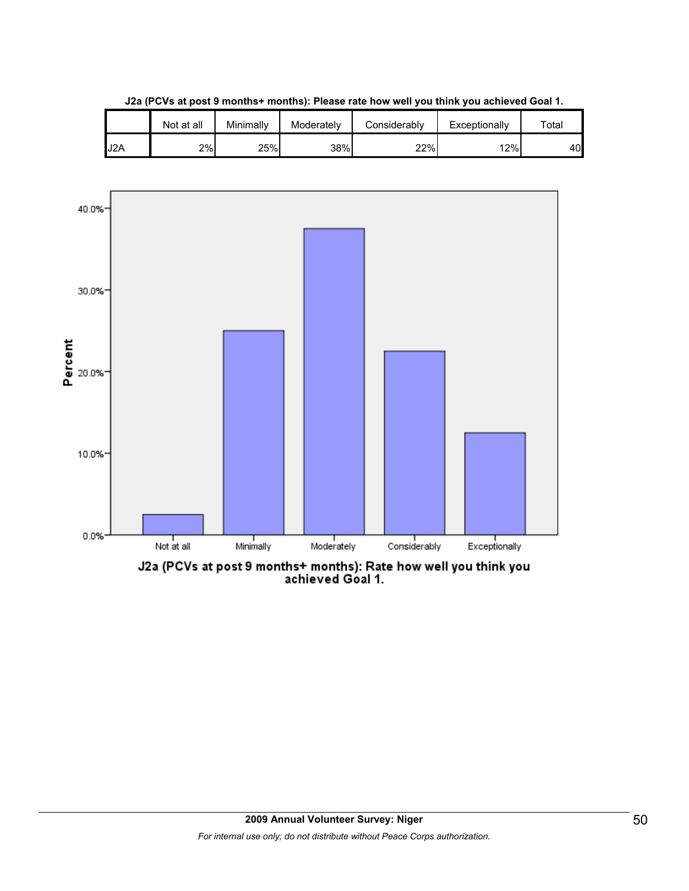**J2a (PCVs at post 9 months+ months): Please rate how well you think you achieved Goal 1.**

| | Not at all | Minimally | Moderately | Considerably | Exceptionally | Total |
|---|---|---|---|---|---|---|
| J2A | 2% | 25% | 38% | 22% | 12% | 40 |

J2a (PCVs at post 9 months+ months): Rate how well you think you achieved Goal 1.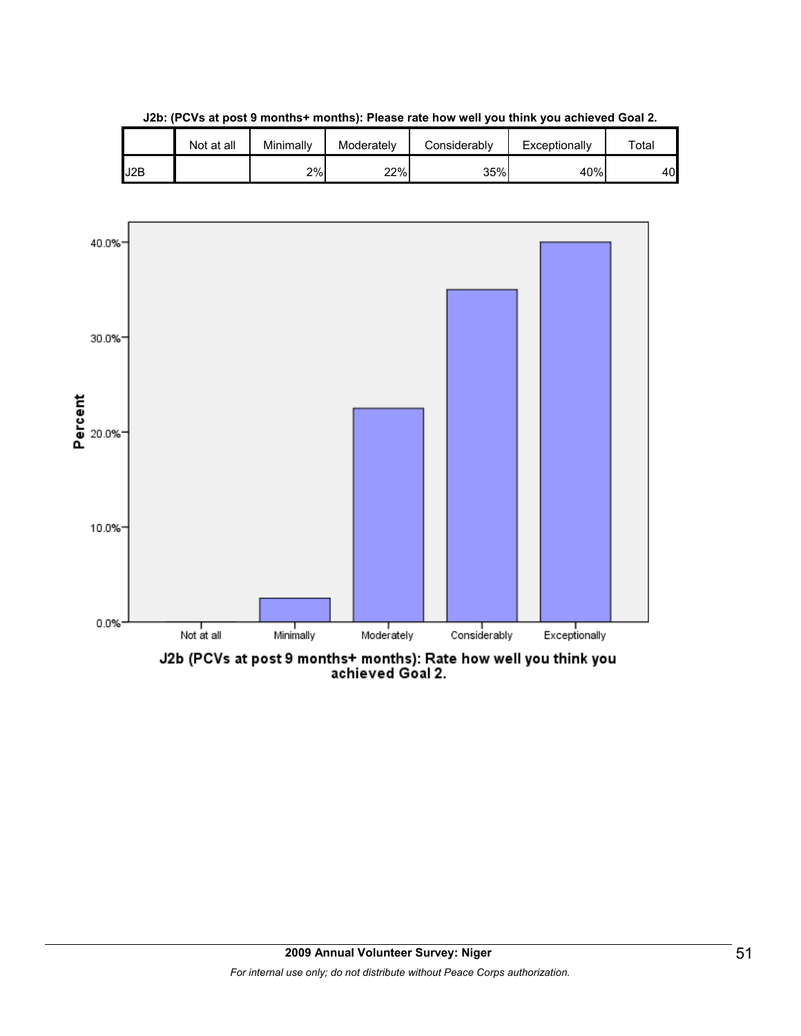**J2b: (PCVs at post 9 months+ months): Please rate how well you think you achieved Goal 2.**

| | Not at all | Minimally | Moderately | Considerably | Exceptionally | Total |
|---|---|---|---|---|---|---|
| J2B | | 2% | 22% | 35% | 40% | 40 |

J2b (PCVs at post 9 months+ months): Rate how well you think you achieved Goal 2.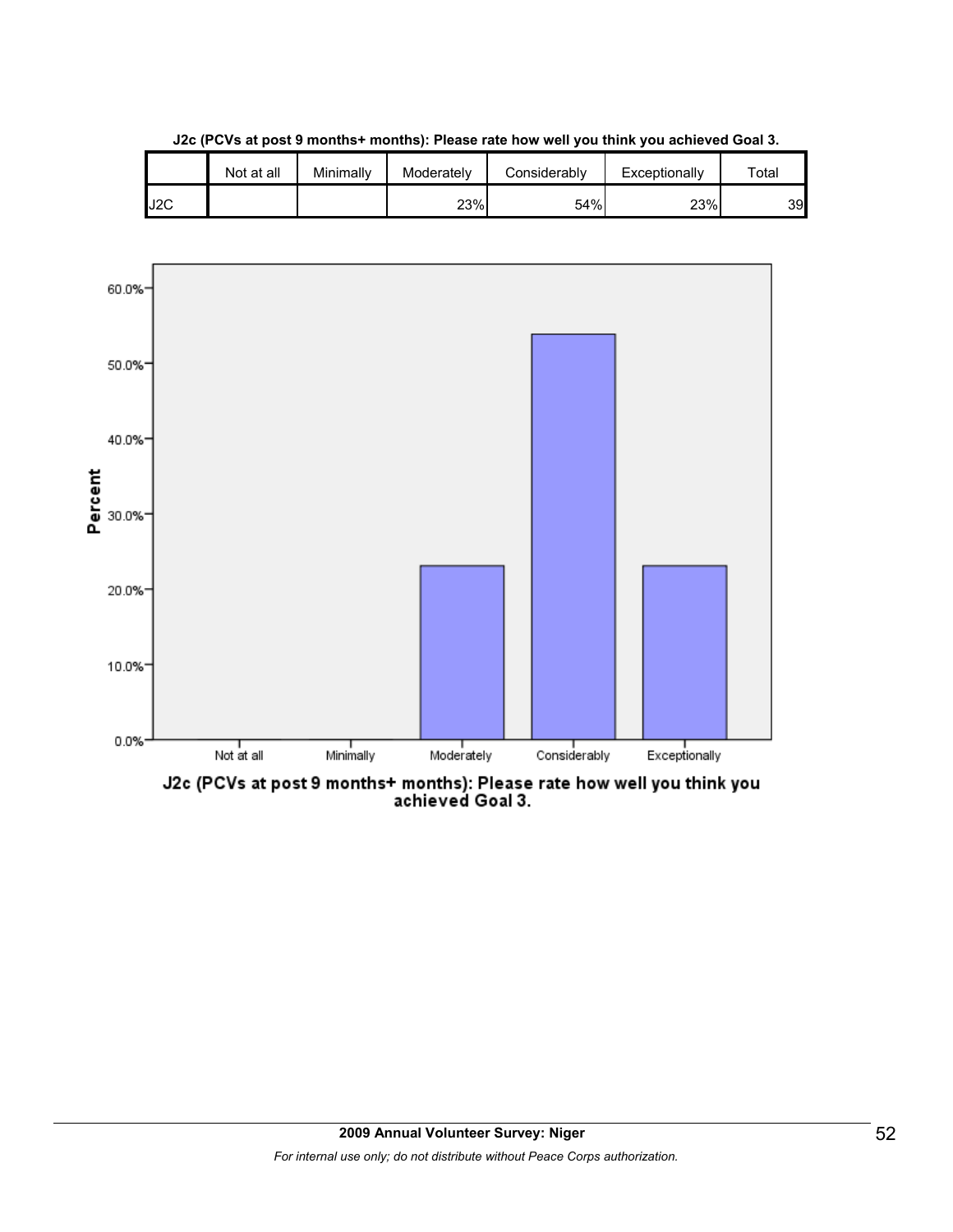**J2c (PCVs at post 9 months+ months): Please rate how well you think you achieved Goal 3.**

| | Not at all | Minimally | Moderately | Considerably | Exceptionally | Total |
|---|---|---|---|---|---|---|
| J2C | | | 23% | 54% | 23% | 39 |

J2c (PCVs at post 9 months+ months): Please rate how well you think you achieved Goal 3.

2009 Annual Volunteer Survey: Niger

*For internal use only; do not distribute without Peace Corps authorization.*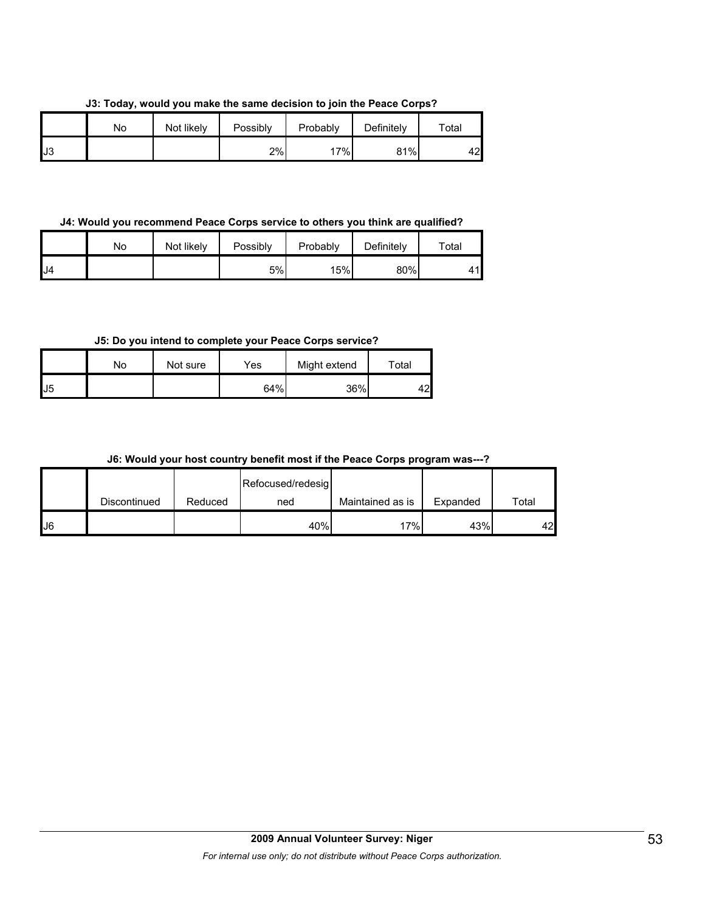**J3: Today, would you make the same decision to join the Peace Corps?**

| | No | Not likely | Possibly | Probably | Definitely | Total |
|---|---|---|---|---|---|---|
| J3 | | | 2% | 17% | 81% | 42 |

**J4: Would you recommend Peace Corps service to others you think are qualified?**

| | No | Not likely | Possibly | Probably | Definitely | Total |
|---|---|---|---|---|---|---|
| J4 | | | 5% | 15% | 80% | 41 |

**J5: Do you intend to complete your Peace Corps service?**

| | No | Not sure | Yes | Might extend | Total |
|---|---|---|---|---|---|
| J5 | | | 64% | 36% | 42 |

**J6: Would your host country benefit most if the Peace Corps program was---?**

| | Discontinued | Reduced | Refocused/redesigned | Maintained as is | Expanded | Total |
|---|---|---|---|---|---|---|
| J6 | | | 40% | 17% | 43% | 42 |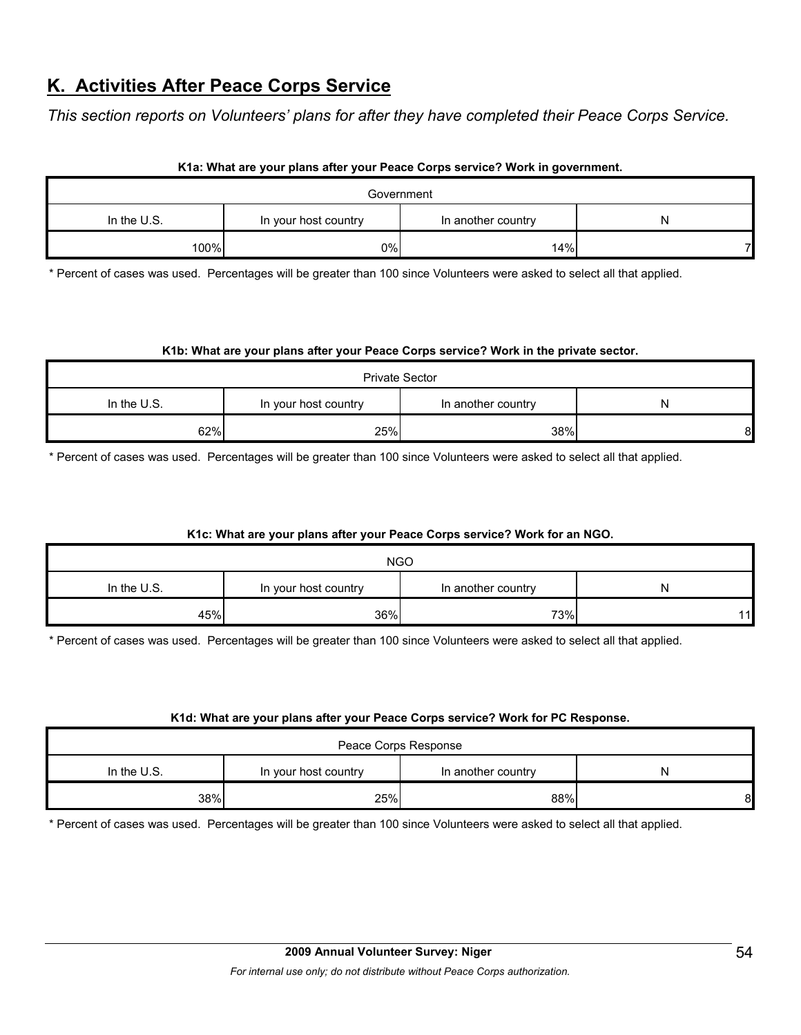## K. Activities After Peace Corps Service

*This section reports on Volunteers' plans for after they have completed their Peace Corps Service.*

**K1a: What are your plans after your Peace Corps service? Work in government.**

| Government | | | |
|---|---|---|---|
| In the U.S. | In your host country | In another country | N |
| 100% | 0% | 14% | 7 |

\* Percent of cases was used. Percentages will be greater than 100 since Volunteers were asked to select all that applied.

**K1b: What are your plans after your Peace Corps service? Work in the private sector.**

| Private Sector | | | |
|---|---|---|---|
| In the U.S. | In your host country | In another country | N |
| 62% | 25% | 38% | 8 |

\* Percent of cases was used. Percentages will be greater than 100 since Volunteers were asked to select all that applied.

**K1c: What are your plans after your Peace Corps service? Work for an NGO.**

| NGO | | | |
|---|---|---|---|
| In the U.S. | In your host country | In another country | N |
| 45% | 36% | 73% | 11 |

\* Percent of cases was used. Percentages will be greater than 100 since Volunteers were asked to select all that applied.

**K1d: What are your plans after your Peace Corps service? Work for PC Response.**

| Peace Corps Response | | | |
|---|---|---|---|
| In the U.S. | In your host country | In another country | N |
| 38% | 25% | 88% | 8 |

\* Percent of cases was used. Percentages will be greater than 100 since Volunteers were asked to select all that applied.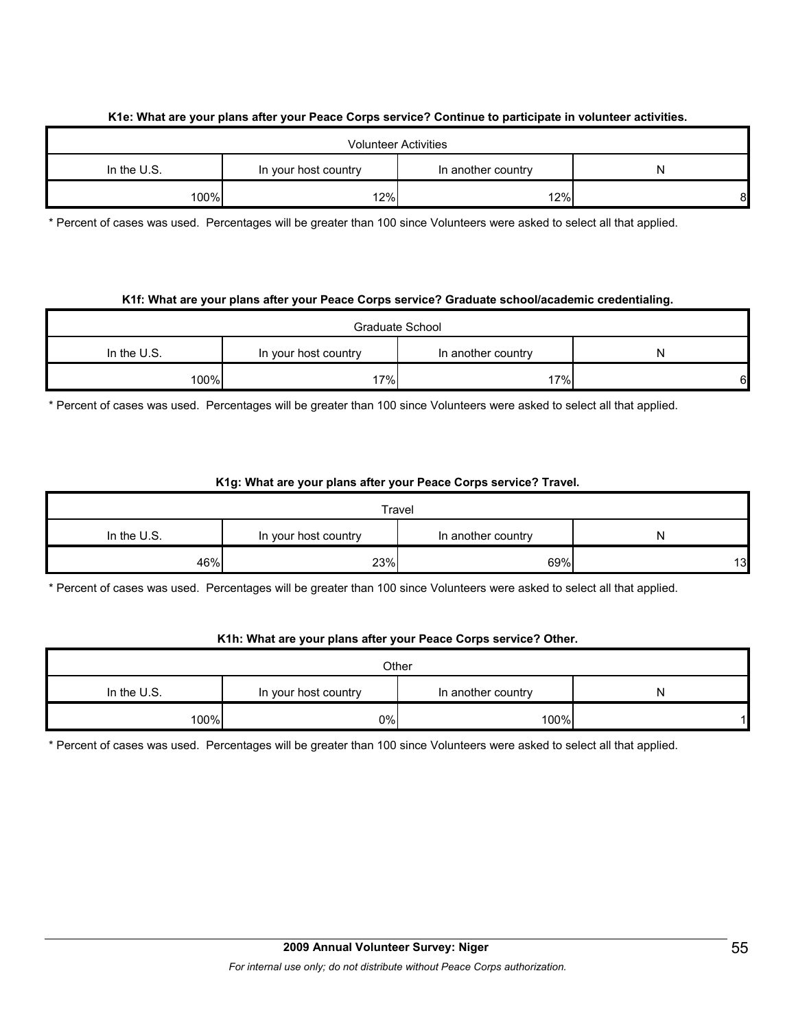**K1e: What are your plans after your Peace Corps service? Continue to participate in volunteer activities.**

| Volunteer Activities | | | |
|---|---|---|---|
| In the U.S. | In your host country | In another country | N |
| 100% | 12% | 12% | 8 |

* Percent of cases was used. Percentages will be greater than 100 since Volunteers were asked to select all that applied.

**K1f: What are your plans after your Peace Corps service? Graduate school/academic credentialing.**

| Graduate School | | | |
|---|---|---|---|
| In the U.S. | In your host country | In another country | N |
| 100% | 17% | 17% | 6 |

* Percent of cases was used. Percentages will be greater than 100 since Volunteers were asked to select all that applied.

**K1g: What are your plans after your Peace Corps service? Travel.**

| Travel | | | |
|---|---|---|---|
| In the U.S. | In your host country | In another country | N |
| 46% | 23% | 69% | 13 |

* Percent of cases was used. Percentages will be greater than 100 since Volunteers were asked to select all that applied.

**K1h: What are your plans after your Peace Corps service? Other.**

| Other | | | |
|---|---|---|---|
| In the U.S. | In your host country | In another country | N |
| 100% | 0% | 100% | 1 |

* Percent of cases was used. Percentages will be greater than 100 since Volunteers were asked to select all that applied.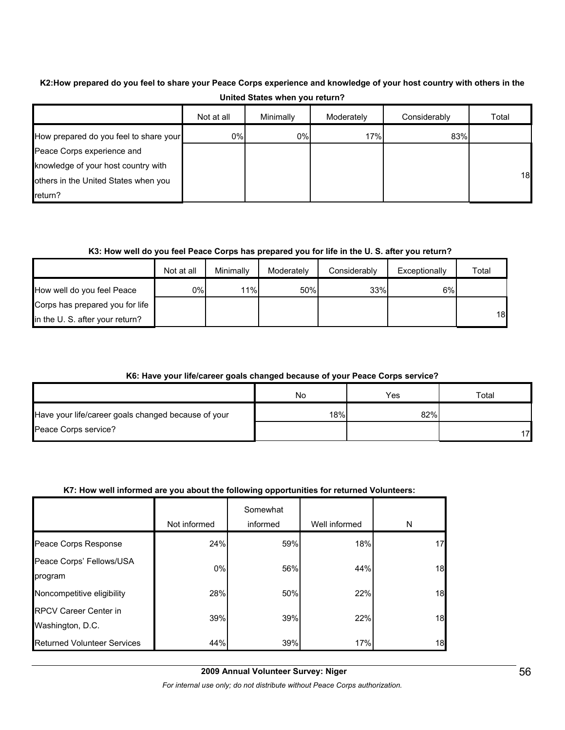**K2:How prepared do you feel to share your Peace Corps experience and knowledge of your host country with others in the United States when you return?**

| | Not at all | Minimally | Moderately | Considerably | Total |
|---|---|---|---|---|---|
| How prepared do you feel to share your Peace Corps experience and knowledge of your host country with others in the United States when you return? | 0% | 0% | 17% | 83% | 18 |

**K3: How well do you feel Peace Corps has prepared you for life in the U. S. after you return?**

| | Not at all | Minimally | Moderately | Considerably | Exceptionally | Total |
|---|---|---|---|---|---|---|
| How well do you feel Peace Corps has prepared you for life in the U. S. after your return? | 0% | 11% | 50% | 33% | 6% | 18 |

**K6: Have your life/career goals changed because of your Peace Corps service?**

| | No | Yes | Total |
|---|---|---|---|
| Have your life/career goals changed because of your Peace Corps service? | 18% | 82% | 17 |

**K7: How well informed are you about the following opportunities for returned Volunteers:**

| | Not informed | Somewhat informed | Well informed | N |
|---|---|---|---|---|
| Peace Corps Response | 24% | 59% | 18% | 17 |
| Peace Corps' Fellows/USA program | 0% | 56% | 44% | 18 |
| Noncompetitive eligibility | 28% | 50% | 22% | 18 |
| RPCV Career Center in Washington, D.C. | 39% | 39% | 22% | 18 |
| Returned Volunteer Services | 44% | 39% | 17% | 18 |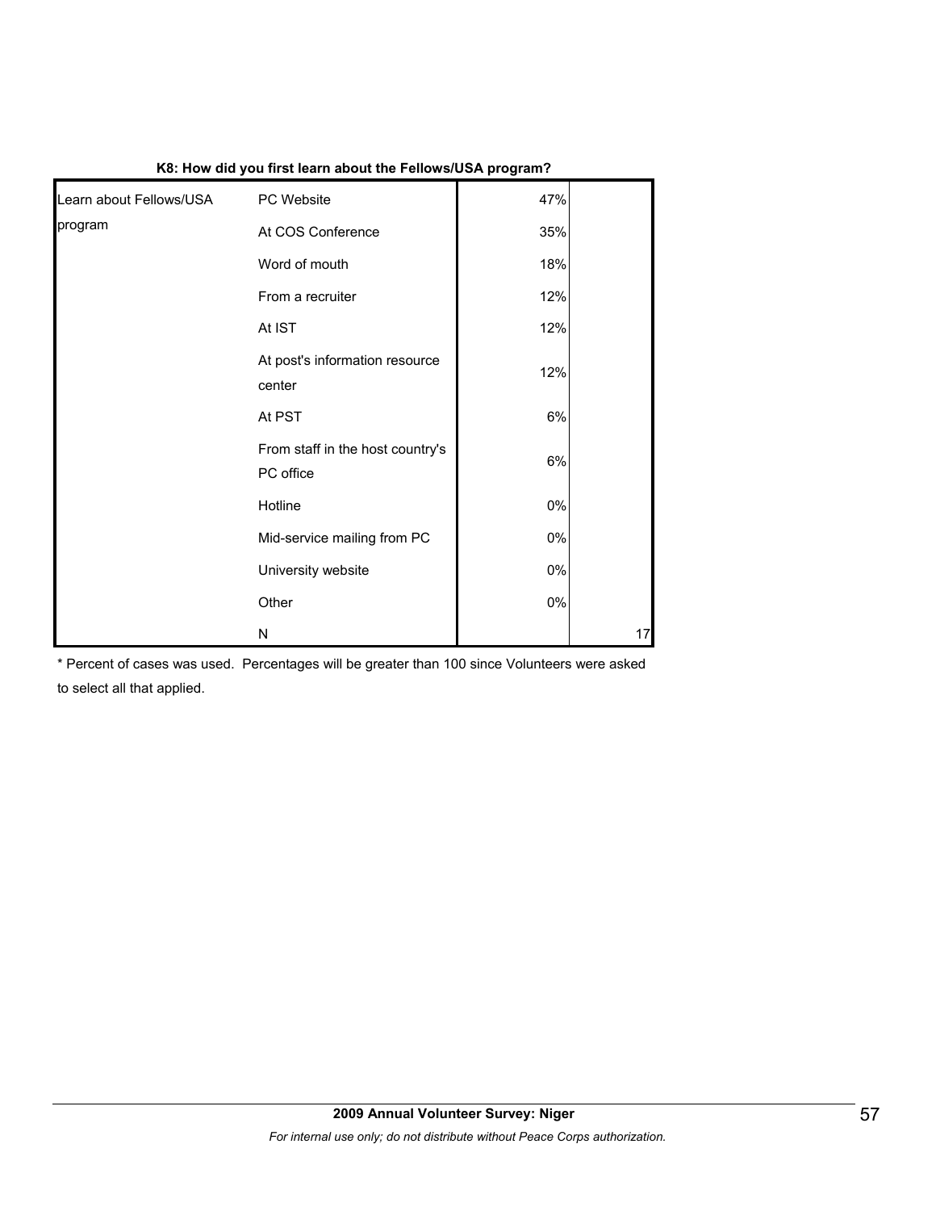**K8: How did you first learn about the Fellows/USA program?**

| | | | |
|---|---|---|---|
| Learn about Fellows/USA program | PC Website | 47% | |
| | At COS Conference | 35% | |
| | Word of mouth | 18% | |
| | From a recruiter | 12% | |
| | At IST | 12% | |
| | At post's information resource center | 12% | |
| | At PST | 6% | |
| | From staff in the host country's PC office | 6% | |
| | Hotline | 0% | |
| | Mid-service mailing from PC | 0% | |
| | University website | 0% | |
| | Other | 0% | |
| | N | | 17 |

* Percent of cases was used. Percentages will be greater than 100 since Volunteers were asked to select all that applied.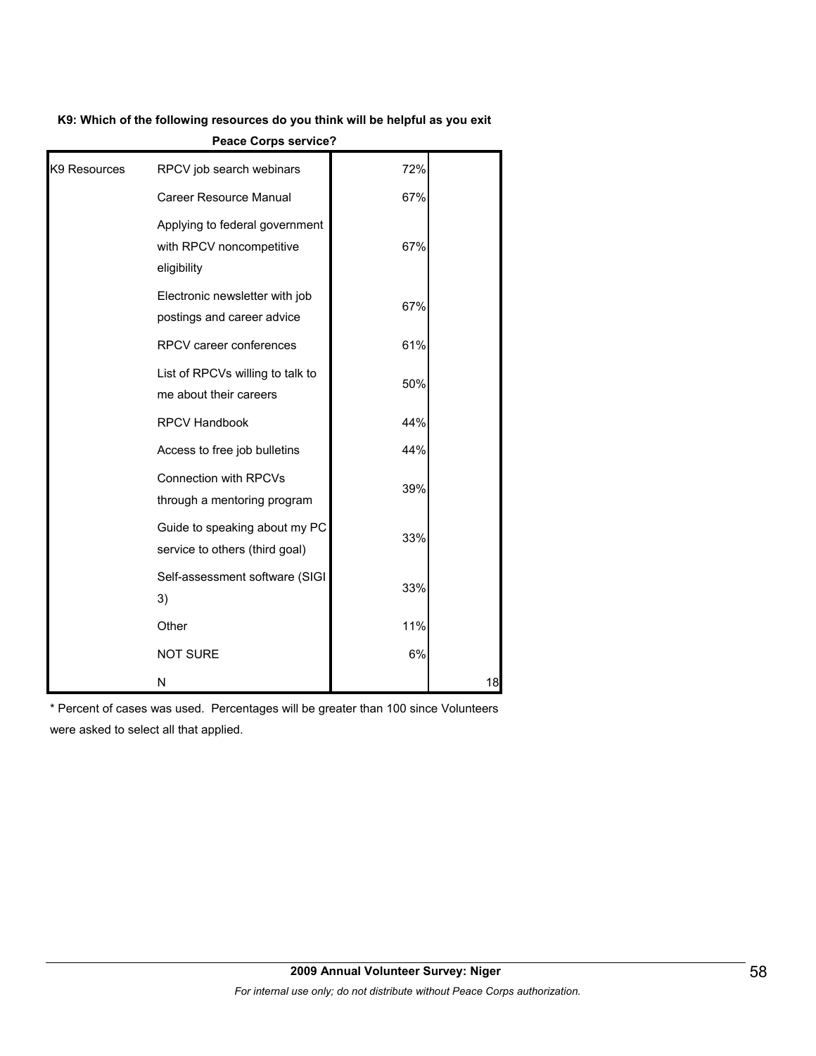**K9: Which of the following resources do you think will be helpful as you exit Peace Corps service?**

| | | | |
|---|---|---|---|
| K9 Resources | RPCV job search webinars | 72% | |
| | Career Resource Manual | 67% | |
| | Applying to federal government with RPCV noncompetitive eligibility | 67% | |
| | Electronic newsletter with job postings and career advice | 67% | |
| | RPCV career conferences | 61% | |
| | List of RPCVs willing to talk to me about their careers | 50% | |
| | RPCV Handbook | 44% | |
| | Access to free job bulletins | 44% | |
| | Connection with RPCVs through a mentoring program | 39% | |
| | Guide to speaking about my PC service to others (third goal) | 33% | |
| | Self-assessment software (SIGI 3) | 33% | |
| | Other | 11% | |
| | NOT SURE | 6% | |
| | N | | 18 |

* Percent of cases was used. Percentages will be greater than 100 since Volunteers were asked to select all that applied.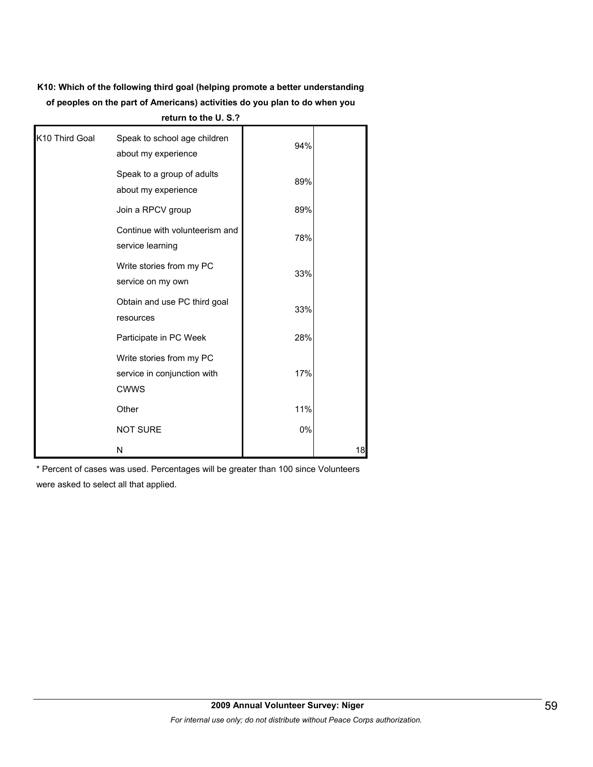**K10: Which of the following third goal (helping promote a better understanding of peoples on the part of Americans) activities do you plan to do when you return to the U. S.?**

| | | | |
|---|---|---|---|
| K10 Third Goal | Speak to school age children about my experience | 94% | |
| | Speak to a group of adults about my experience | 89% | |
| | Join a RPCV group | 89% | |
| | Continue with volunteerism and service learning | 78% | |
| | Write stories from my PC service on my own | 33% | |
| | Obtain and use PC third goal resources | 33% | |
| | Participate in PC Week | 28% | |
| | Write stories from my PC service in conjunction with CWWS | 17% | |
| | Other | 11% | |
| | NOT SURE | 0% | |
| | N | | 18 |

* Percent of cases was used. Percentages will be greater than 100 since Volunteers were asked to select all that applied.